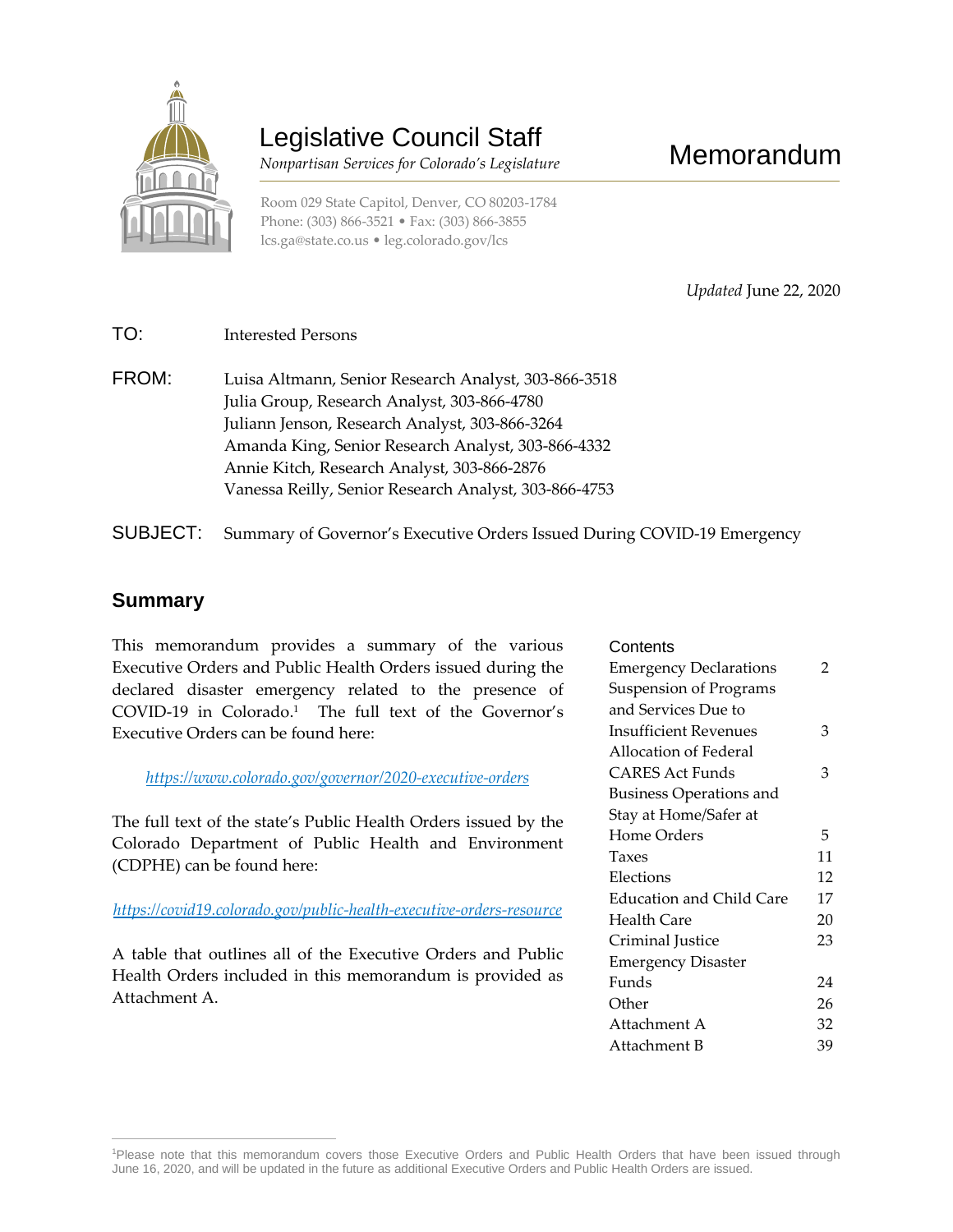# Legislative Council Staff

*Nonpartisan Services for Colorado's Legislature*

Room 029 State Capitol, Denver, CO 80203-1784
Phone: (303) 866-3521 • Fax: (303) 866-3855
lcs.ga@state.co.us • leg.colorado.gov/lcs

# Memorandum

*Updated* June 22, 2020

**TO:** Interested Persons

**FROM:** Luisa Altmann, Senior Research Analyst, 303-866-3518
Julia Group, Research Analyst, 303-866-4780
Juliann Jenson, Research Analyst, 303-866-3264
Amanda King, Senior Research Analyst, 303-866-4332
Annie Kitch, Research Analyst, 303-866-2876
Vanessa Reilly, Senior Research Analyst, 303-866-4753

**SUBJECT:** Summary of Governor's Executive Orders Issued During COVID-19 Emergency

## Summary

This memorandum provides a summary of the various Executive Orders and Public Health Orders issued during the declared disaster emergency related to the presence of COVID-19 in Colorado.[1] The full text of the Governor's Executive Orders can be found here:

*https://www.colorado.gov/governor/2020-executive-orders*

The full text of the state's Public Health Orders issued by the Colorado Department of Public Health and Environment (CDPHE) can be found here:

*https://covid19.colorado.gov/public-health-executive-orders-resource*

A table that outlines all of the Executive Orders and Public Health Orders included in this memorandum is provided as Attachment A.

| Contents | |
|---|---|
| Emergency Declarations | 2 |
| Suspension of Programs and Services Due to Insufficient Revenues | 3 |
| Allocation of Federal CARES Act Funds | 3 |
| Business Operations and Stay at Home/Safer at Home Orders | 5 |
| Taxes | 11 |
| Elections | 12 |
| Education and Child Care | 17 |
| Health Care | 20 |
| Criminal Justice | 23 |
| Emergency Disaster Funds | 24 |
| Other | 26 |
| Attachment A | 32 |
| Attachment B | 39 |

[1]Please note that this memorandum covers those Executive Orders and Public Health Orders that have been issued through June 16, 2020, and will be updated in the future as additional Executive Orders and Public Health Orders are issued.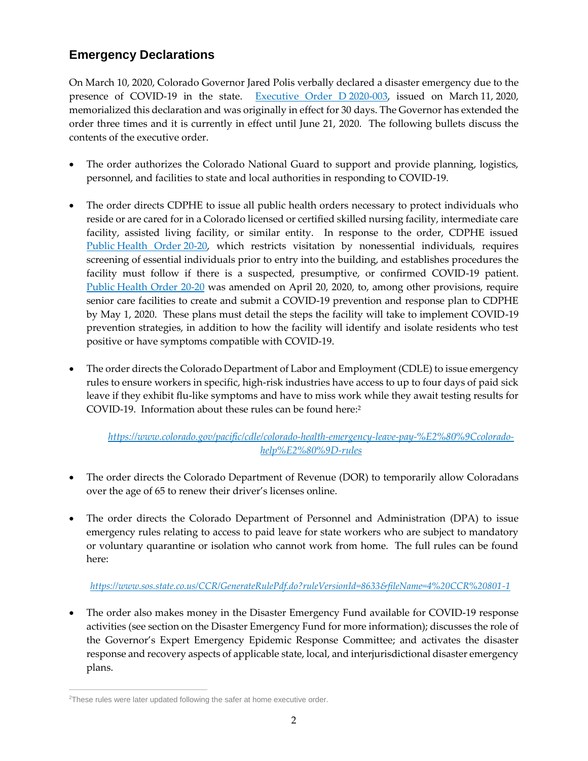## Emergency Declarations

On March 10, 2020, Colorado Governor Jared Polis verbally declared a disaster emergency due to the presence of COVID-19 in the state. Executive Order D 2020-003, issued on March 11, 2020, memorialized this declaration and was originally in effect for 30 days. The Governor has extended the order three times and it is currently in effect until June 21, 2020. The following bullets discuss the contents of the executive order.

- The order authorizes the Colorado National Guard to support and provide planning, logistics, personnel, and facilities to state and local authorities in responding to COVID-19.

- The order directs CDPHE to issue all public health orders necessary to protect individuals who reside or are cared for in a Colorado licensed or certified skilled nursing facility, intermediate care facility, assisted living facility, or similar entity. In response to the order, CDPHE issued Public Health Order 20-20, which restricts visitation by nonessential individuals, requires screening of essential individuals prior to entry into the building, and establishes procedures the facility must follow if there is a suspected, presumptive, or confirmed COVID-19 patient. Public Health Order 20-20 was amended on April 20, 2020, to, among other provisions, require senior care facilities to create and submit a COVID-19 prevention and response plan to CDPHE by May 1, 2020. These plans must detail the steps the facility will take to implement COVID-19 prevention strategies, in addition to how the facility will identify and isolate residents who test positive or have symptoms compatible with COVID-19.

- The order directs the Colorado Department of Labor and Employment (CDLE) to issue emergency rules to ensure workers in specific, high-risk industries have access to up to four days of paid sick leave if they exhibit flu-like symptoms and have to miss work while they await testing results for COVID-19. Information about these rules can be found here:[2]

  *https://www.colorado.gov/pacific/cdle/colorado-health-emergency-leave-pay-%E2%80%9Ccolorado-help%E2%80%9D-rules*

- The order directs the Colorado Department of Revenue (DOR) to temporarily allow Coloradans over the age of 65 to renew their driver's licenses online.

- The order directs the Colorado Department of Personnel and Administration (DPA) to issue emergency rules relating to access to paid leave for state workers who are subject to mandatory or voluntary quarantine or isolation who cannot work from home. The full rules can be found here:

  *https://www.sos.state.co.us/CCR/GenerateRulePdf.do?ruleVersionId=8633&fileName=4%20CCR%20801-1*

- The order also makes money in the Disaster Emergency Fund available for COVID-19 response activities (see section on the Disaster Emergency Fund for more information); discusses the role of the Governor's Expert Emergency Epidemic Response Committee; and activates the disaster response and recovery aspects of applicable state, local, and interjurisdictional disaster emergency plans.

[2] These rules were later updated following the safer at home executive order.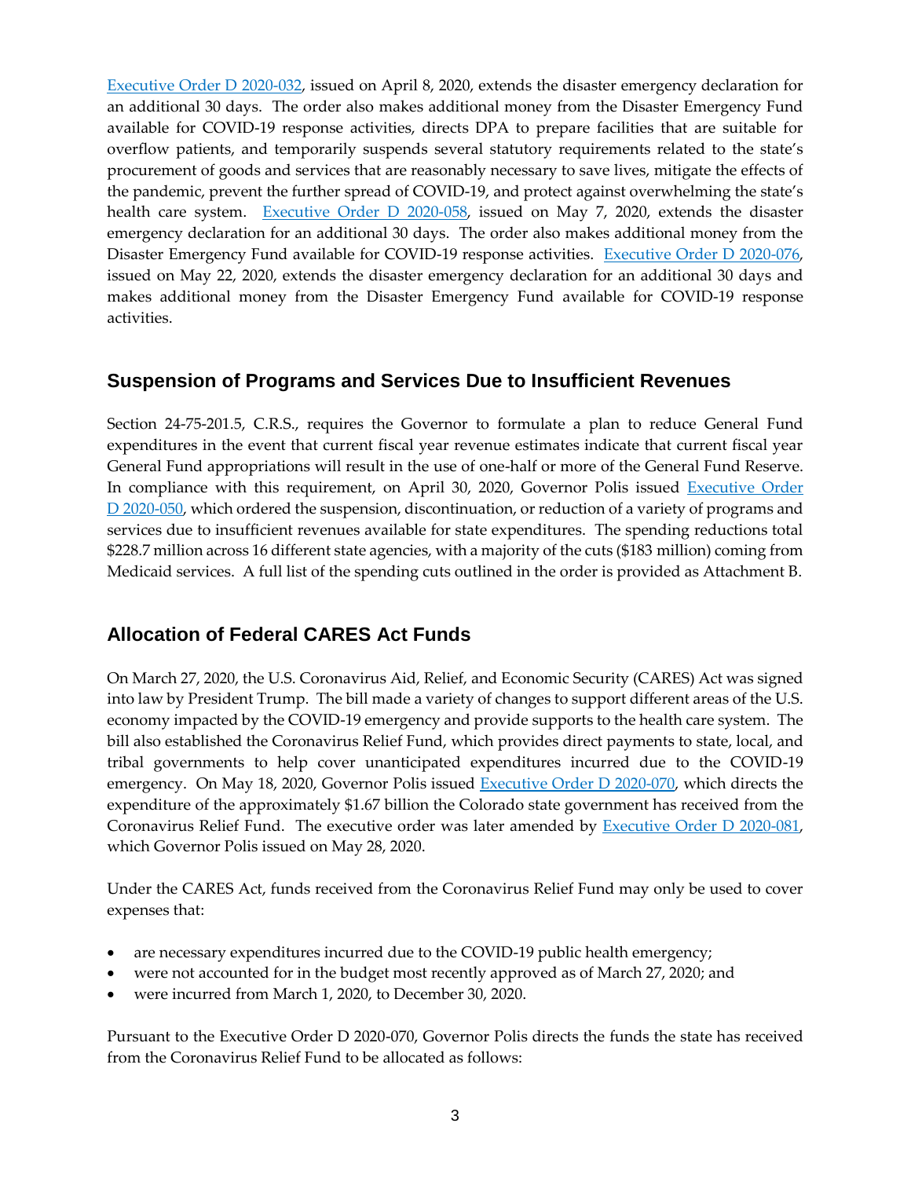Executive Order D 2020-032, issued on April 8, 2020, extends the disaster emergency declaration for an additional 30 days. The order also makes additional money from the Disaster Emergency Fund available for COVID-19 response activities, directs DPA to prepare facilities that are suitable for overflow patients, and temporarily suspends several statutory requirements related to the state's procurement of goods and services that are reasonably necessary to save lives, mitigate the effects of the pandemic, prevent the further spread of COVID-19, and protect against overwhelming the state's health care system. Executive Order D 2020-058, issued on May 7, 2020, extends the disaster emergency declaration for an additional 30 days. The order also makes additional money from the Disaster Emergency Fund available for COVID-19 response activities. Executive Order D 2020-076, issued on May 22, 2020, extends the disaster emergency declaration for an additional 30 days and makes additional money from the Disaster Emergency Fund available for COVID-19 response activities.

## Suspension of Programs and Services Due to Insufficient Revenues

Section 24-75-201.5, C.R.S., requires the Governor to formulate a plan to reduce General Fund expenditures in the event that current fiscal year revenue estimates indicate that current fiscal year General Fund appropriations will result in the use of one-half or more of the General Fund Reserve. In compliance with this requirement, on April 30, 2020, Governor Polis issued Executive Order D 2020-050, which ordered the suspension, discontinuation, or reduction of a variety of programs and services due to insufficient revenues available for state expenditures. The spending reductions total $228.7 million across 16 different state agencies, with a majority of the cuts ($183 million) coming from Medicaid services. A full list of the spending cuts outlined in the order is provided as Attachment B.

## Allocation of Federal CARES Act Funds

On March 27, 2020, the U.S. Coronavirus Aid, Relief, and Economic Security (CARES) Act was signed into law by President Trump. The bill made a variety of changes to support different areas of the U.S. economy impacted by the COVID-19 emergency and provide supports to the health care system. The bill also established the Coronavirus Relief Fund, which provides direct payments to state, local, and tribal governments to help cover unanticipated expenditures incurred due to the COVID-19 emergency. On May 18, 2020, Governor Polis issued Executive Order D 2020-070, which directs the expenditure of the approximately $1.67 billion the Colorado state government has received from the Coronavirus Relief Fund. The executive order was later amended by Executive Order D 2020-081, which Governor Polis issued on May 28, 2020.

Under the CARES Act, funds received from the Coronavirus Relief Fund may only be used to cover expenses that:

- are necessary expenditures incurred due to the COVID-19 public health emergency;
- were not accounted for in the budget most recently approved as of March 27, 2020; and
- were incurred from March 1, 2020, to December 30, 2020.

Pursuant to the Executive Order D 2020-070, Governor Polis directs the funds the state has received from the Coronavirus Relief Fund to be allocated as follows: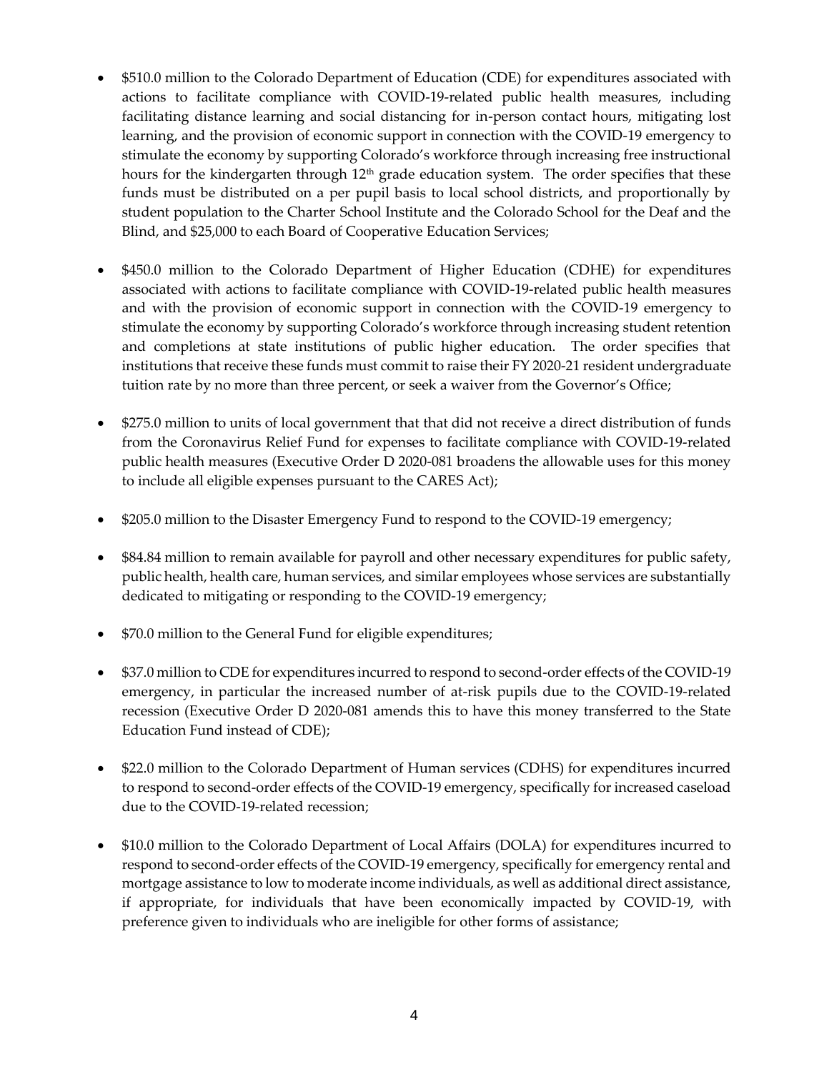- $510.0 million to the Colorado Department of Education (CDE) for expenditures associated with actions to facilitate compliance with COVID-19-related public health measures, including facilitating distance learning and social distancing for in-person contact hours, mitigating lost learning, and the provision of economic support in connection with the COVID-19 emergency to stimulate the economy by supporting Colorado's workforce through increasing free instructional hours for the kindergarten through 12th grade education system. The order specifies that these funds must be distributed on a per pupil basis to local school districts, and proportionally by student population to the Charter School Institute and the Colorado School for the Deaf and the Blind, and $25,000 to each Board of Cooperative Education Services;

- $450.0 million to the Colorado Department of Higher Education (CDHE) for expenditures associated with actions to facilitate compliance with COVID-19-related public health measures and with the provision of economic support in connection with the COVID-19 emergency to stimulate the economy by supporting Colorado's workforce through increasing student retention and completions at state institutions of public higher education. The order specifies that institutions that receive these funds must commit to raise their FY 2020-21 resident undergraduate tuition rate by no more than three percent, or seek a waiver from the Governor's Office;

- $275.0 million to units of local government that that did not receive a direct distribution of funds from the Coronavirus Relief Fund for expenses to facilitate compliance with COVID-19-related public health measures (Executive Order D 2020-081 broadens the allowable uses for this money to include all eligible expenses pursuant to the CARES Act);

- $205.0 million to the Disaster Emergency Fund to respond to the COVID-19 emergency;

- $84.84 million to remain available for payroll and other necessary expenditures for public safety, public health, health care, human services, and similar employees whose services are substantially dedicated to mitigating or responding to the COVID-19 emergency;

- $70.0 million to the General Fund for eligible expenditures;

- $37.0 million to CDE for expenditures incurred to respond to second-order effects of the COVID-19 emergency, in particular the increased number of at-risk pupils due to the COVID-19-related recession (Executive Order D 2020-081 amends this to have this money transferred to the State Education Fund instead of CDE);

- $22.0 million to the Colorado Department of Human services (CDHS) for expenditures incurred to respond to second-order effects of the COVID-19 emergency, specifically for increased caseload due to the COVID-19-related recession;

- $10.0 million to the Colorado Department of Local Affairs (DOLA) for expenditures incurred to respond to second-order effects of the COVID-19 emergency, specifically for emergency rental and mortgage assistance to low to moderate income individuals, as well as additional direct assistance, if appropriate, for individuals that have been economically impacted by COVID-19, with preference given to individuals who are ineligible for other forms of assistance;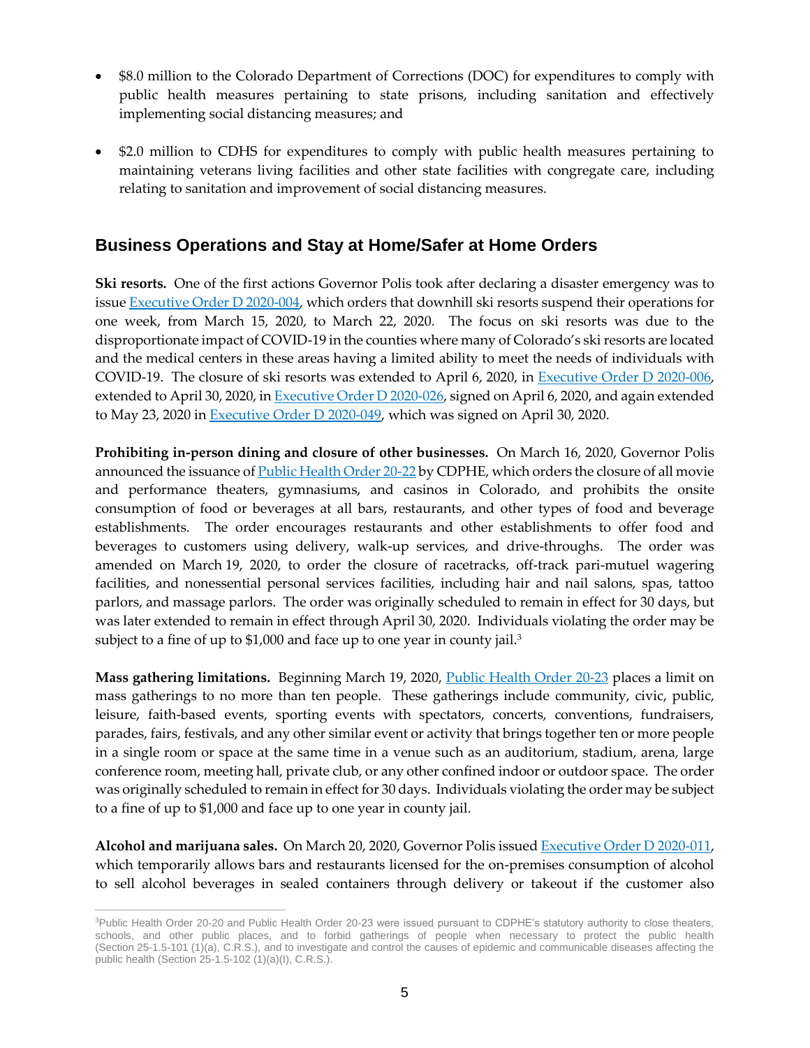- $8.0 million to the Colorado Department of Corrections (DOC) for expenditures to comply with public health measures pertaining to state prisons, including sanitation and effectively implementing social distancing measures; and

- $2.0 million to CDHS for expenditures to comply with public health measures pertaining to maintaining veterans living facilities and other state facilities with congregate care, including relating to sanitation and improvement of social distancing measures.

## Business Operations and Stay at Home/Safer at Home Orders

**Ski resorts.** One of the first actions Governor Polis took after declaring a disaster emergency was to issue Executive Order D 2020-004, which orders that downhill ski resorts suspend their operations for one week, from March 15, 2020, to March 22, 2020. The focus on ski resorts was due to the disproportionate impact of COVID-19 in the counties where many of Colorado's ski resorts are located and the medical centers in these areas having a limited ability to meet the needs of individuals with COVID-19. The closure of ski resorts was extended to April 6, 2020, in Executive Order D 2020-006, extended to April 30, 2020, in Executive Order D 2020-026, signed on April 6, 2020, and again extended to May 23, 2020 in Executive Order D 2020-049, which was signed on April 30, 2020.

**Prohibiting in-person dining and closure of other businesses.** On March 16, 2020, Governor Polis announced the issuance of Public Health Order 20-22 by CDPHE, which orders the closure of all movie and performance theaters, gymnasiums, and casinos in Colorado, and prohibits the onsite consumption of food or beverages at all bars, restaurants, and other types of food and beverage establishments. The order encourages restaurants and other establishments to offer food and beverages to customers using delivery, walk-up services, and drive-throughs. The order was amended on March 19, 2020, to order the closure of racetracks, off-track pari-mutuel wagering facilities, and nonessential personal services facilities, including hair and nail salons, spas, tattoo parlors, and massage parlors. The order was originally scheduled to remain in effect for 30 days, but was later extended to remain in effect through April 30, 2020. Individuals violating the order may be subject to a fine of up to $1,000 and face up to one year in county jail.[3]

**Mass gathering limitations.** Beginning March 19, 2020, Public Health Order 20-23 places a limit on mass gatherings to no more than ten people. These gatherings include community, civic, public, leisure, faith-based events, sporting events with spectators, concerts, conventions, fundraisers, parades, fairs, festivals, and any other similar event or activity that brings together ten or more people in a single room or space at the same time in a venue such as an auditorium, stadium, arena, large conference room, meeting hall, private club, or any other confined indoor or outdoor space. The order was originally scheduled to remain in effect for 30 days. Individuals violating the order may be subject to a fine of up to $1,000 and face up to one year in county jail.

**Alcohol and marijuana sales.** On March 20, 2020, Governor Polis issued Executive Order D 2020-011, which temporarily allows bars and restaurants licensed for the on-premises consumption of alcohol to sell alcohol beverages in sealed containers through delivery or takeout if the customer also

---

[3]Public Health Order 20-20 and Public Health Order 20-23 were issued pursuant to CDPHE's statutory authority to close theaters, schools, and other public places, and to forbid gatherings of people when necessary to protect the public health (Section 25-1.5-101 (1)(a), C.R.S.), and to investigate and control the causes of epidemic and communicable diseases affecting the public health (Section 25-1.5-102 (1)(a)(I), C.R.S.).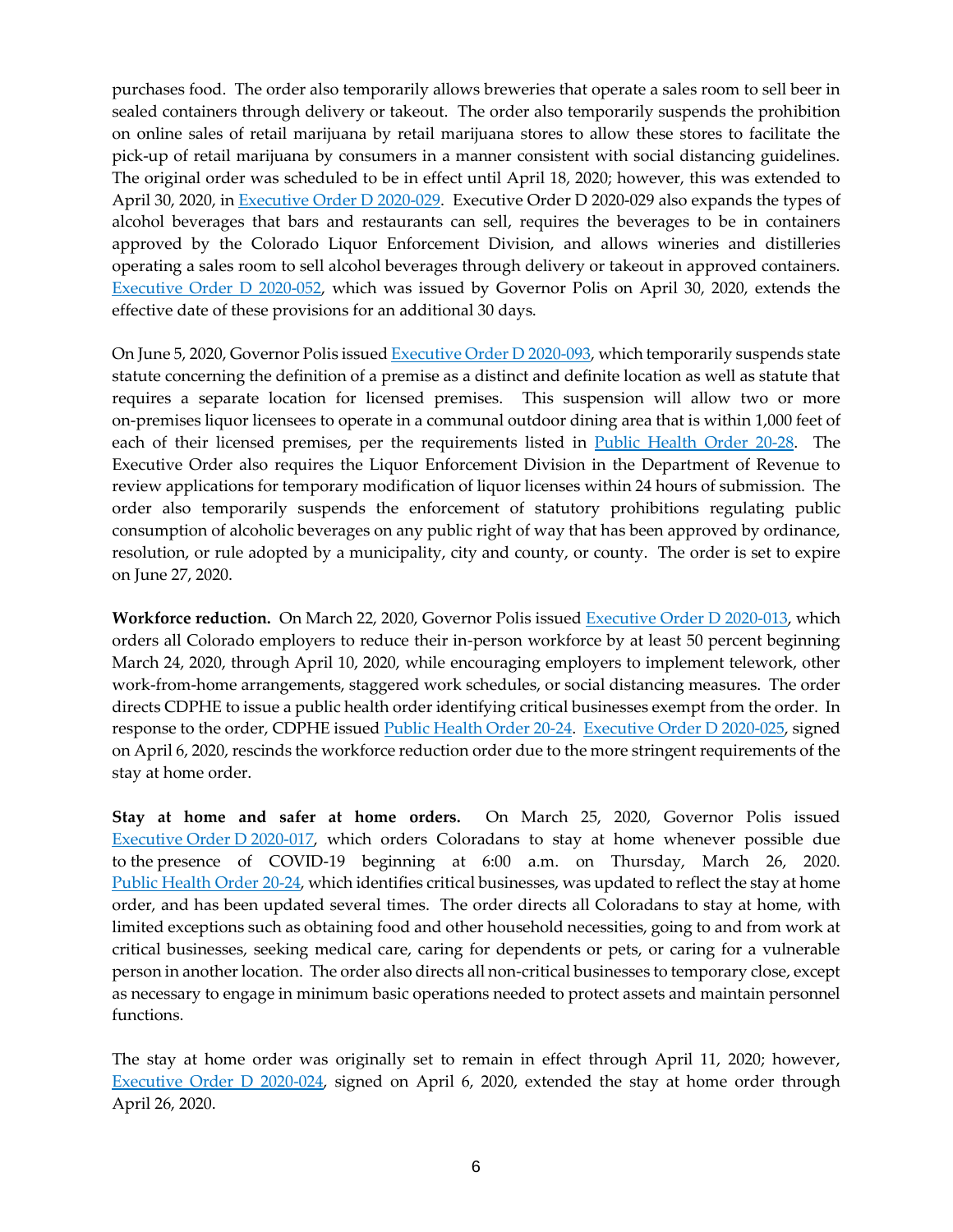purchases food. The order also temporarily allows breweries that operate a sales room to sell beer in sealed containers through delivery or takeout. The order also temporarily suspends the prohibition on online sales of retail marijuana by retail marijuana stores to allow these stores to facilitate the pick-up of retail marijuana by consumers in a manner consistent with social distancing guidelines. The original order was scheduled to be in effect until April 18, 2020; however, this was extended to April 30, 2020, in [Executive Order D 2020-029](). Executive Order D 2020-029 also expands the types of alcohol beverages that bars and restaurants can sell, requires the beverages to be in containers approved by the Colorado Liquor Enforcement Division, and allows wineries and distilleries operating a sales room to sell alcohol beverages through delivery or takeout in approved containers. [Executive Order D 2020-052](), which was issued by Governor Polis on April 30, 2020, extends the effective date of these provisions for an additional 30 days.

On June 5, 2020, Governor Polis issued [Executive Order D 2020-093](), which temporarily suspends state statute concerning the definition of a premise as a distinct and definite location as well as statute that requires a separate location for licensed premises. This suspension will allow two or more on-premises liquor licensees to operate in a communal outdoor dining area that is within 1,000 feet of each of their licensed premises, per the requirements listed in [Public Health Order 20-28](). The Executive Order also requires the Liquor Enforcement Division in the Department of Revenue to review applications for temporary modification of liquor licenses within 24 hours of submission. The order also temporarily suspends the enforcement of statutory prohibitions regulating public consumption of alcoholic beverages on any public right of way that has been approved by ordinance, resolution, or rule adopted by a municipality, city and county, or county. The order is set to expire on June 27, 2020.

**Workforce reduction.** On March 22, 2020, Governor Polis issued [Executive Order D 2020-013](), which orders all Colorado employers to reduce their in-person workforce by at least 50 percent beginning March 24, 2020, through April 10, 2020, while encouraging employers to implement telework, other work-from-home arrangements, staggered work schedules, or social distancing measures. The order directs CDPHE to issue a public health order identifying critical businesses exempt from the order. In response to the order, CDPHE issued [Public Health Order 20-24](). [Executive Order D 2020-025](), signed on April 6, 2020, rescinds the workforce reduction order due to the more stringent requirements of the stay at home order.

**Stay at home and safer at home orders.** On March 25, 2020, Governor Polis issued [Executive Order D 2020-017](), which orders Coloradans to stay at home whenever possible due to the presence of COVID-19 beginning at 6:00 a.m. on Thursday, March 26, 2020. [Public Health Order 20-24](), which identifies critical businesses, was updated to reflect the stay at home order, and has been updated several times. The order directs all Coloradans to stay at home, with limited exceptions such as obtaining food and other household necessities, going to and from work at critical businesses, seeking medical care, caring for dependents or pets, or caring for a vulnerable person in another location. The order also directs all non-critical businesses to temporary close, except as necessary to engage in minimum basic operations needed to protect assets and maintain personnel functions.

The stay at home order was originally set to remain in effect through April 11, 2020; however, [Executive Order D 2020-024](), signed on April 6, 2020, extended the stay at home order through April 26, 2020.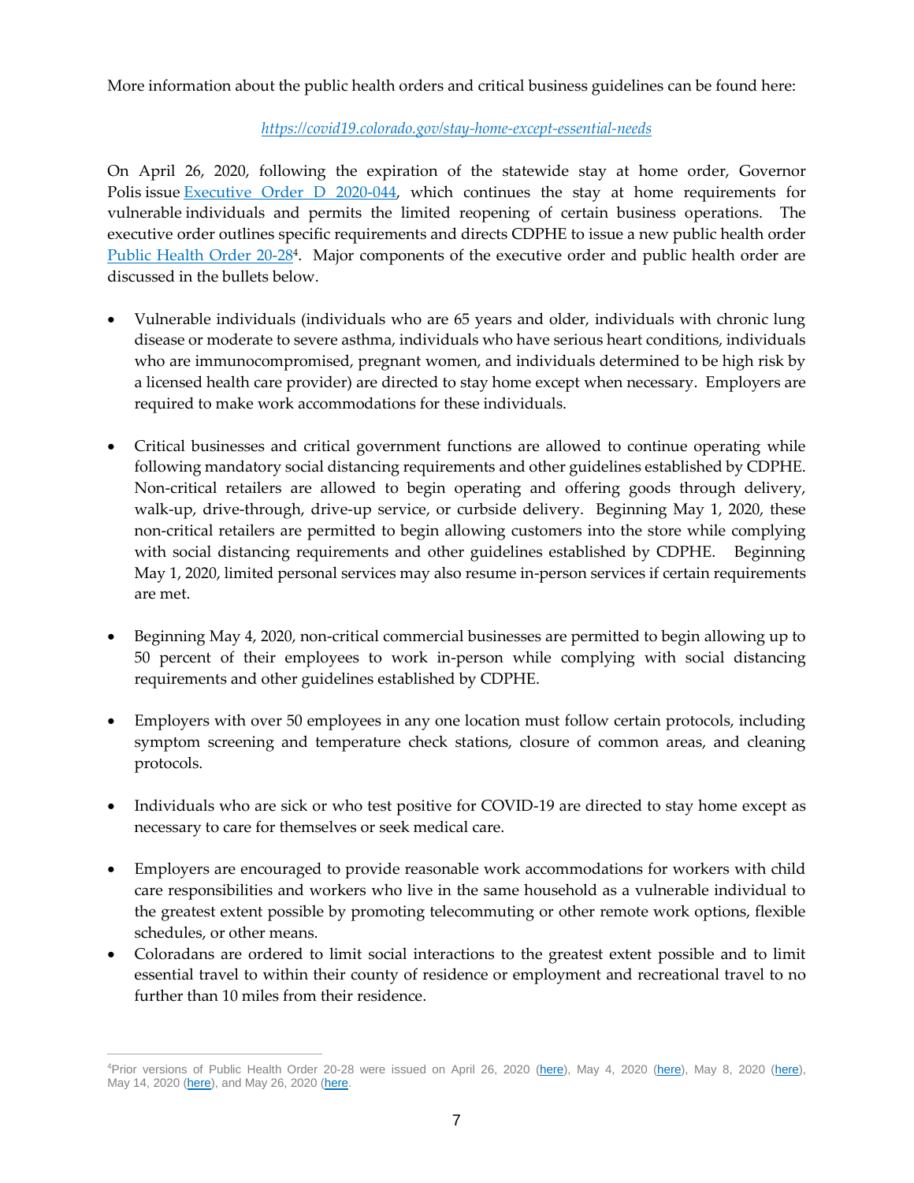More information about the public health orders and critical business guidelines can be found here:

*https://covid19.colorado.gov/stay-home-except-essential-needs*

On April 26, 2020, following the expiration of the statewide stay at home order, Governor Polis issue Executive Order D 2020-044, which continues the stay at home requirements for vulnerable individuals and permits the limited reopening of certain business operations. The executive order outlines specific requirements and directs CDPHE to issue a new public health order Public Health Order 20-28[4]. Major components of the executive order and public health order are discussed in the bullets below.

- Vulnerable individuals (individuals who are 65 years and older, individuals with chronic lung disease or moderate to severe asthma, individuals who have serious heart conditions, individuals who are immunocompromised, pregnant women, and individuals determined to be high risk by a licensed health care provider) are directed to stay home except when necessary. Employers are required to make work accommodations for these individuals.

- Critical businesses and critical government functions are allowed to continue operating while following mandatory social distancing requirements and other guidelines established by CDPHE. Non-critical retailers are allowed to begin operating and offering goods through delivery, walk-up, drive-through, drive-up service, or curbside delivery. Beginning May 1, 2020, these non-critical retailers are permitted to begin allowing customers into the store while complying with social distancing requirements and other guidelines established by CDPHE. Beginning May 1, 2020, limited personal services may also resume in-person services if certain requirements are met.

- Beginning May 4, 2020, non-critical commercial businesses are permitted to begin allowing up to 50 percent of their employees to work in-person while complying with social distancing requirements and other guidelines established by CDPHE.

- Employers with over 50 employees in any one location must follow certain protocols, including symptom screening and temperature check stations, closure of common areas, and cleaning protocols.

- Individuals who are sick or who test positive for COVID-19 are directed to stay home except as necessary to care for themselves or seek medical care.

- Employers are encouraged to provide reasonable work accommodations for workers with child care responsibilities and workers who live in the same household as a vulnerable individual to the greatest extent possible by promoting telecommuting or other remote work options, flexible schedules, or other means.
- Coloradans are ordered to limit social interactions to the greatest extent possible and to limit essential travel to within their county of residence or employment and recreational travel to no further than 10 miles from their residence.

---

[4]Prior versions of Public Health Order 20-28 were issued on April 26, 2020 (here), May 4, 2020 (here), May 8, 2020 (here), May 14, 2020 (here), and May 26, 2020 (here.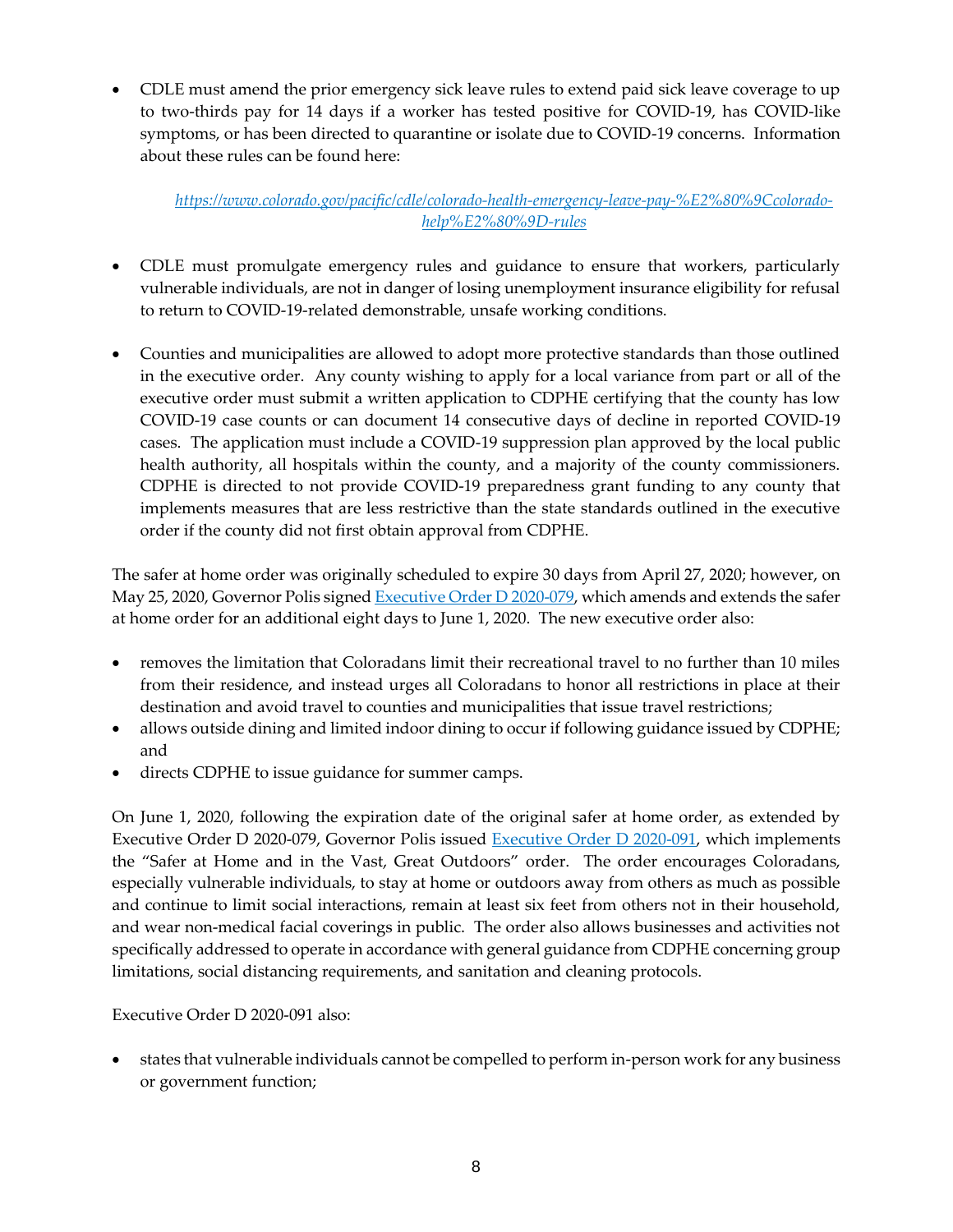- CDLE must amend the prior emergency sick leave rules to extend paid sick leave coverage to up to two-thirds pay for 14 days if a worker has tested positive for COVID-19, has COVID-like symptoms, or has been directed to quarantine or isolate due to COVID-19 concerns. Information about these rules can be found here:

  *https://www.colorado.gov/pacific/cdle/colorado-health-emergency-leave-pay-%E2%80%9Ccolorado-help%E2%80%9D-rules*

- CDLE must promulgate emergency rules and guidance to ensure that workers, particularly vulnerable individuals, are not in danger of losing unemployment insurance eligibility for refusal to return to COVID-19-related demonstrable, unsafe working conditions.

- Counties and municipalities are allowed to adopt more protective standards than those outlined in the executive order. Any county wishing to apply for a local variance from part or all of the executive order must submit a written application to CDPHE certifying that the county has low COVID-19 case counts or can document 14 consecutive days of decline in reported COVID-19 cases. The application must include a COVID-19 suppression plan approved by the local public health authority, all hospitals within the county, and a majority of the county commissioners. CDPHE is directed to not provide COVID-19 preparedness grant funding to any county that implements measures that are less restrictive than the state standards outlined in the executive order if the county did not first obtain approval from CDPHE.

The safer at home order was originally scheduled to expire 30 days from April 27, 2020; however, on May 25, 2020, Governor Polis signed Executive Order D 2020-079, which amends and extends the safer at home order for an additional eight days to June 1, 2020. The new executive order also:

- removes the limitation that Coloradans limit their recreational travel to no further than 10 miles from their residence, and instead urges all Coloradans to honor all restrictions in place at their destination and avoid travel to counties and municipalities that issue travel restrictions;
- allows outside dining and limited indoor dining to occur if following guidance issued by CDPHE; and
- directs CDPHE to issue guidance for summer camps.

On June 1, 2020, following the expiration date of the original safer at home order, as extended by Executive Order D 2020-079, Governor Polis issued Executive Order D 2020-091, which implements the "Safer at Home and in the Vast, Great Outdoors" order. The order encourages Coloradans, especially vulnerable individuals, to stay at home or outdoors away from others as much as possible and continue to limit social interactions, remain at least six feet from others not in their household, and wear non-medical facial coverings in public. The order also allows businesses and activities not specifically addressed to operate in accordance with general guidance from CDPHE concerning group limitations, social distancing requirements, and sanitation and cleaning protocols.

Executive Order D 2020-091 also:

- states that vulnerable individuals cannot be compelled to perform in-person work for any business or government function;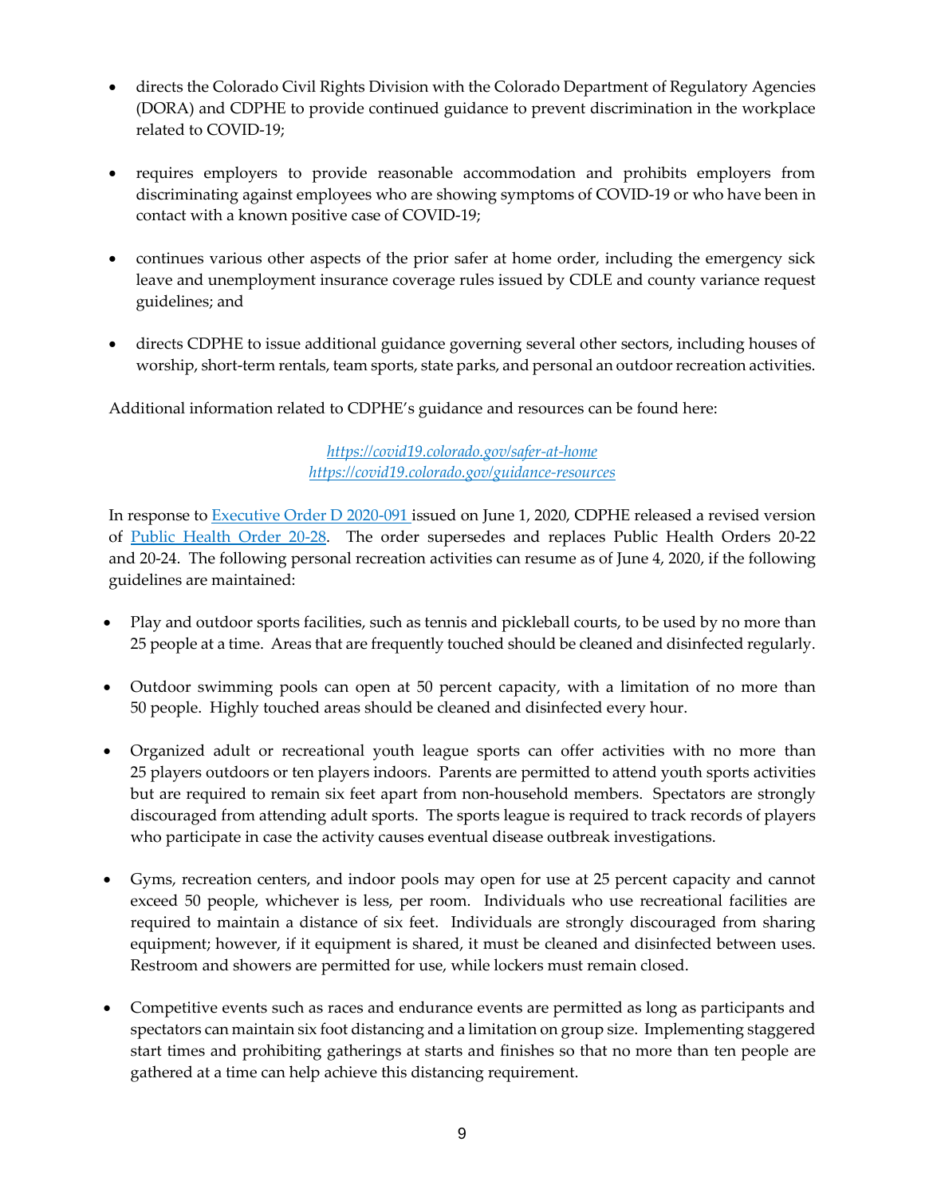- directs the Colorado Civil Rights Division with the Colorado Department of Regulatory Agencies (DORA) and CDPHE to provide continued guidance to prevent discrimination in the workplace related to COVID-19;

- requires employers to provide reasonable accommodation and prohibits employers from discriminating against employees who are showing symptoms of COVID-19 or who have been in contact with a known positive case of COVID-19;

- continues various other aspects of the prior safer at home order, including the emergency sick leave and unemployment insurance coverage rules issued by CDLE and county variance request guidelines; and

- directs CDPHE to issue additional guidance governing several other sectors, including houses of worship, short-term rentals, team sports, state parks, and personal an outdoor recreation activities.

Additional information related to CDPHE's guidance and resources can be found here:

*https://covid19.colorado.gov/safer-at-home*
*https://covid19.colorado.gov/guidance-resources*

In response to Executive Order D 2020-091 issued on June 1, 2020, CDPHE released a revised version of Public Health Order 20-28. The order supersedes and replaces Public Health Orders 20-22 and 20-24. The following personal recreation activities can resume as of June 4, 2020, if the following guidelines are maintained:

- Play and outdoor sports facilities, such as tennis and pickleball courts, to be used by no more than 25 people at a time. Areas that are frequently touched should be cleaned and disinfected regularly.

- Outdoor swimming pools can open at 50 percent capacity, with a limitation of no more than 50 people. Highly touched areas should be cleaned and disinfected every hour.

- Organized adult or recreational youth league sports can offer activities with no more than 25 players outdoors or ten players indoors. Parents are permitted to attend youth sports activities but are required to remain six feet apart from non-household members. Spectators are strongly discouraged from attending adult sports. The sports league is required to track records of players who participate in case the activity causes eventual disease outbreak investigations.

- Gyms, recreation centers, and indoor pools may open for use at 25 percent capacity and cannot exceed 50 people, whichever is less, per room. Individuals who use recreational facilities are required to maintain a distance of six feet. Individuals are strongly discouraged from sharing equipment; however, if it equipment is shared, it must be cleaned and disinfected between uses. Restroom and showers are permitted for use, while lockers must remain closed.

- Competitive events such as races and endurance events are permitted as long as participants and spectators can maintain six foot distancing and a limitation on group size. Implementing staggered start times and prohibiting gatherings at starts and finishes so that no more than ten people are gathered at a time can help achieve this distancing requirement.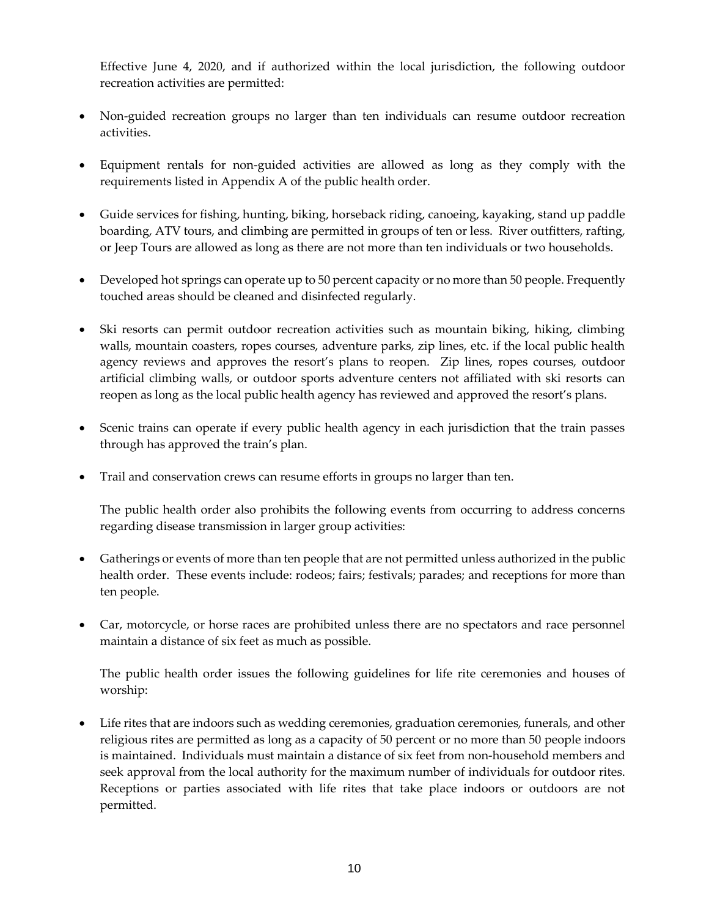Effective June 4, 2020, and if authorized within the local jurisdiction, the following outdoor recreation activities are permitted:

- Non-guided recreation groups no larger than ten individuals can resume outdoor recreation activities.
- Equipment rentals for non-guided activities are allowed as long as they comply with the requirements listed in Appendix A of the public health order.
- Guide services for fishing, hunting, biking, horseback riding, canoeing, kayaking, stand up paddle boarding, ATV tours, and climbing are permitted in groups of ten or less. River outfitters, rafting, or Jeep Tours are allowed as long as there are not more than ten individuals or two households.
- Developed hot springs can operate up to 50 percent capacity or no more than 50 people. Frequently touched areas should be cleaned and disinfected regularly.
- Ski resorts can permit outdoor recreation activities such as mountain biking, hiking, climbing walls, mountain coasters, ropes courses, adventure parks, zip lines, etc. if the local public health agency reviews and approves the resort's plans to reopen. Zip lines, ropes courses, outdoor artificial climbing walls, or outdoor sports adventure centers not affiliated with ski resorts can reopen as long as the local public health agency has reviewed and approved the resort's plans.
- Scenic trains can operate if every public health agency in each jurisdiction that the train passes through has approved the train's plan.
- Trail and conservation crews can resume efforts in groups no larger than ten.

The public health order also prohibits the following events from occurring to address concerns regarding disease transmission in larger group activities:

- Gatherings or events of more than ten people that are not permitted unless authorized in the public health order. These events include: rodeos; fairs; festivals; parades; and receptions for more than ten people.
- Car, motorcycle, or horse races are prohibited unless there are no spectators and race personnel maintain a distance of six feet as much as possible.

The public health order issues the following guidelines for life rite ceremonies and houses of worship:

- Life rites that are indoors such as wedding ceremonies, graduation ceremonies, funerals, and other religious rites are permitted as long as a capacity of 50 percent or no more than 50 people indoors is maintained. Individuals must maintain a distance of six feet from non-household members and seek approval from the local authority for the maximum number of individuals for outdoor rites. Receptions or parties associated with life rites that take place indoors or outdoors are not permitted.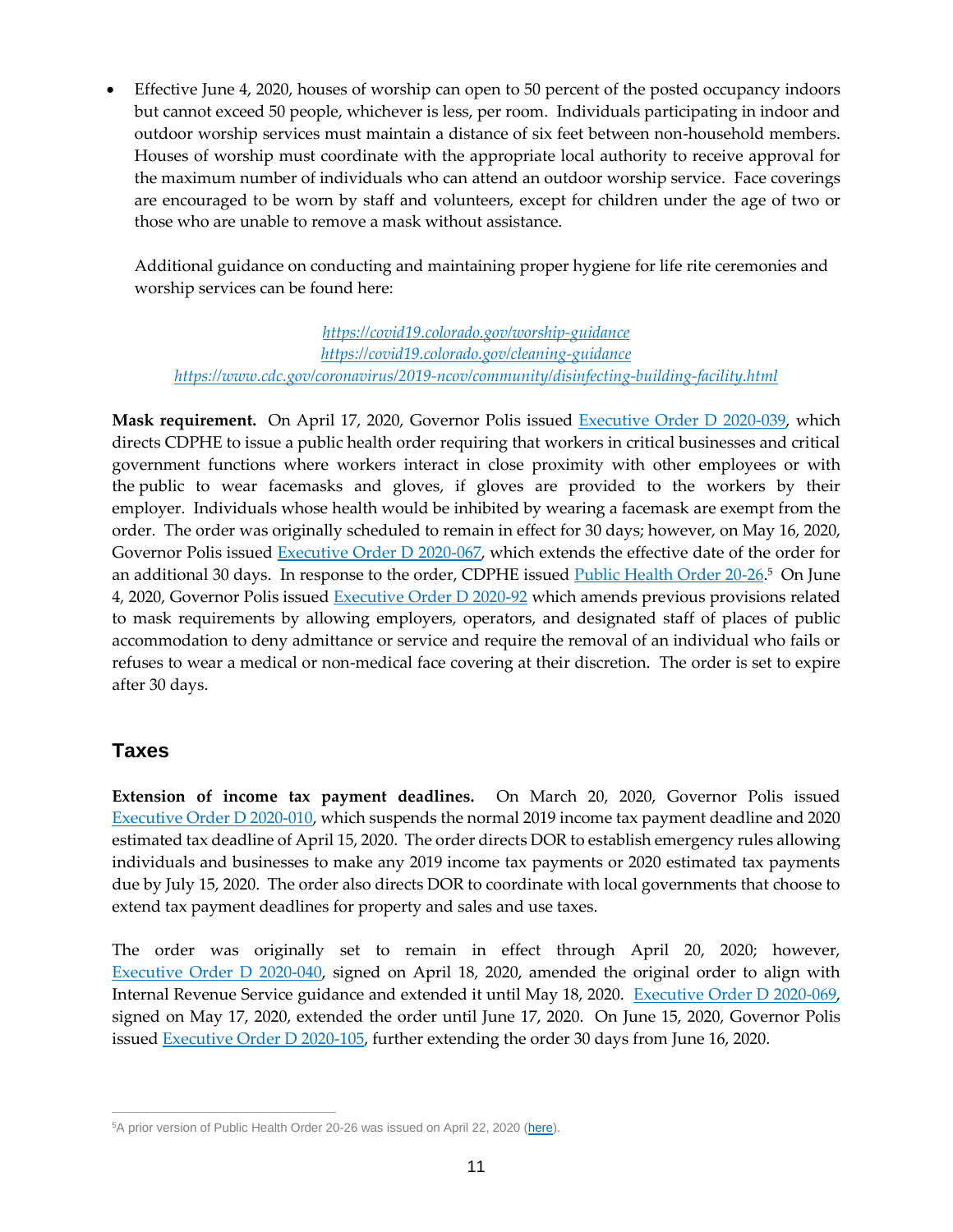- Effective June 4, 2020, houses of worship can open to 50 percent of the posted occupancy indoors but cannot exceed 50 people, whichever is less, per room. Individuals participating in indoor and outdoor worship services must maintain a distance of six feet between non-household members. Houses of worship must coordinate with the appropriate local authority to receive approval for the maximum number of individuals who can attend an outdoor worship service. Face coverings are encouraged to be worn by staff and volunteers, except for children under the age of two or those who are unable to remove a mask without assistance.

  Additional guidance on conducting and maintaining proper hygiene for life rite ceremonies and worship services can be found here:

  *https://covid19.colorado.gov/worship-guidance*
  *https://covid19.colorado.gov/cleaning-guidance*
  *https://www.cdc.gov/coronavirus/2019-ncov/community/disinfecting-building-facility.html*

**Mask requirement.** On April 17, 2020, Governor Polis issued Executive Order D 2020-039, which directs CDPHE to issue a public health order requiring that workers in critical businesses and critical government functions where workers interact in close proximity with other employees or with the public to wear facemasks and gloves, if gloves are provided to the workers by their employer. Individuals whose health would be inhibited by wearing a facemask are exempt from the order. The order was originally scheduled to remain in effect for 30 days; however, on May 16, 2020, Governor Polis issued Executive Order D 2020-067, which extends the effective date of the order for an additional 30 days. In response to the order, CDPHE issued Public Health Order 20-26.[5] On June 4, 2020, Governor Polis issued Executive Order D 2020-92 which amends previous provisions related to mask requirements by allowing employers, operators, and designated staff of places of public accommodation to deny admittance or service and require the removal of an individual who fails or refuses to wear a medical or non-medical face covering at their discretion. The order is set to expire after 30 days.

## Taxes

**Extension of income tax payment deadlines.** On March 20, 2020, Governor Polis issued Executive Order D 2020-010, which suspends the normal 2019 income tax payment deadline and 2020 estimated tax deadline of April 15, 2020. The order directs DOR to establish emergency rules allowing individuals and businesses to make any 2019 income tax payments or 2020 estimated tax payments due by July 15, 2020. The order also directs DOR to coordinate with local governments that choose to extend tax payment deadlines for property and sales and use taxes.

The order was originally set to remain in effect through April 20, 2020; however, Executive Order D 2020-040, signed on April 18, 2020, amended the original order to align with Internal Revenue Service guidance and extended it until May 18, 2020. Executive Order D 2020-069, signed on May 17, 2020, extended the order until June 17, 2020. On June 15, 2020, Governor Polis issued Executive Order D 2020-105, further extending the order 30 days from June 16, 2020.

[5] A prior version of Public Health Order 20-26 was issued on April 22, 2020 (here).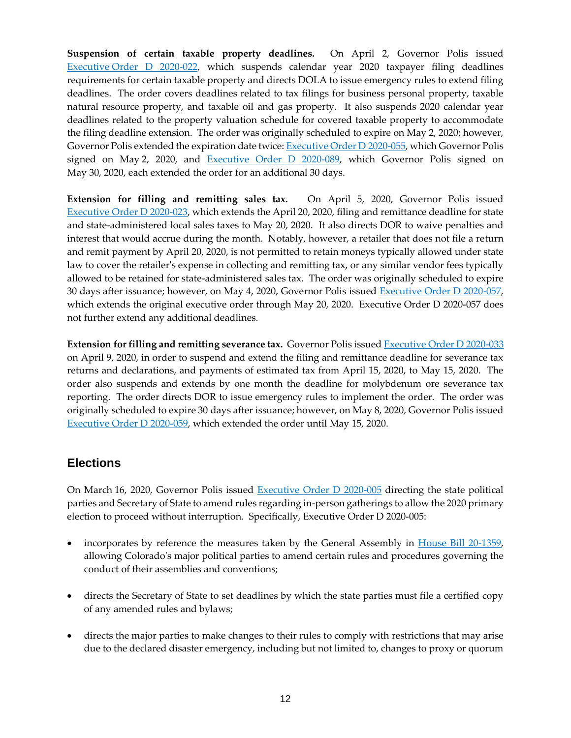**Suspension of certain taxable property deadlines.** On April 2, Governor Polis issued [Executive Order D 2020-022](), which suspends calendar year 2020 taxpayer filing deadlines requirements for certain taxable property and directs DOLA to issue emergency rules to extend filing deadlines. The order covers deadlines related to tax filings for business personal property, taxable natural resource property, and taxable oil and gas property. It also suspends 2020 calendar year deadlines related to the property valuation schedule for covered taxable property to accommodate the filing deadline extension. The order was originally scheduled to expire on May 2, 2020; however, Governor Polis extended the expiration date twice: [Executive Order D 2020-055](), which Governor Polis signed on May 2, 2020, and [Executive Order D 2020-089](), which Governor Polis signed on May 30, 2020, each extended the order for an additional 30 days.

**Extension for filling and remitting sales tax.** On April 5, 2020, Governor Polis issued [Executive Order D 2020-023](), which extends the April 20, 2020, filing and remittance deadline for state and state-administered local sales taxes to May 20, 2020. It also directs DOR to waive penalties and interest that would accrue during the month. Notably, however, a retailer that does not file a return and remit payment by April 20, 2020, is not permitted to retain moneys typically allowed under state law to cover the retailer's expense in collecting and remitting tax, or any similar vendor fees typically allowed to be retained for state-administered sales tax. The order was originally scheduled to expire 30 days after issuance; however, on May 4, 2020, Governor Polis issued [Executive Order D 2020-057](), which extends the original executive order through May 20, 2020. Executive Order D 2020-057 does not further extend any additional deadlines.

**Extension for filling and remitting severance tax.** Governor Polis issued [Executive Order D 2020-033]() on April 9, 2020, in order to suspend and extend the filing and remittance deadline for severance tax returns and declarations, and payments of estimated tax from April 15, 2020, to May 15, 2020. The order also suspends and extends by one month the deadline for molybdenum ore severance tax reporting. The order directs DOR to issue emergency rules to implement the order. The order was originally scheduled to expire 30 days after issuance; however, on May 8, 2020, Governor Polis issued [Executive Order D 2020-059](), which extended the order until May 15, 2020.

## Elections

On March 16, 2020, Governor Polis issued [Executive Order D 2020-005]() directing the state political parties and Secretary of State to amend rules regarding in-person gatherings to allow the 2020 primary election to proceed without interruption. Specifically, Executive Order D 2020-005:

- incorporates by reference the measures taken by the General Assembly in [House Bill 20-1359](), allowing Colorado's major political parties to amend certain rules and procedures governing the conduct of their assemblies and conventions;
- directs the Secretary of State to set deadlines by which the state parties must file a certified copy of any amended rules and bylaws;
- directs the major parties to make changes to their rules to comply with restrictions that may arise due to the declared disaster emergency, including but not limited to, changes to proxy or quorum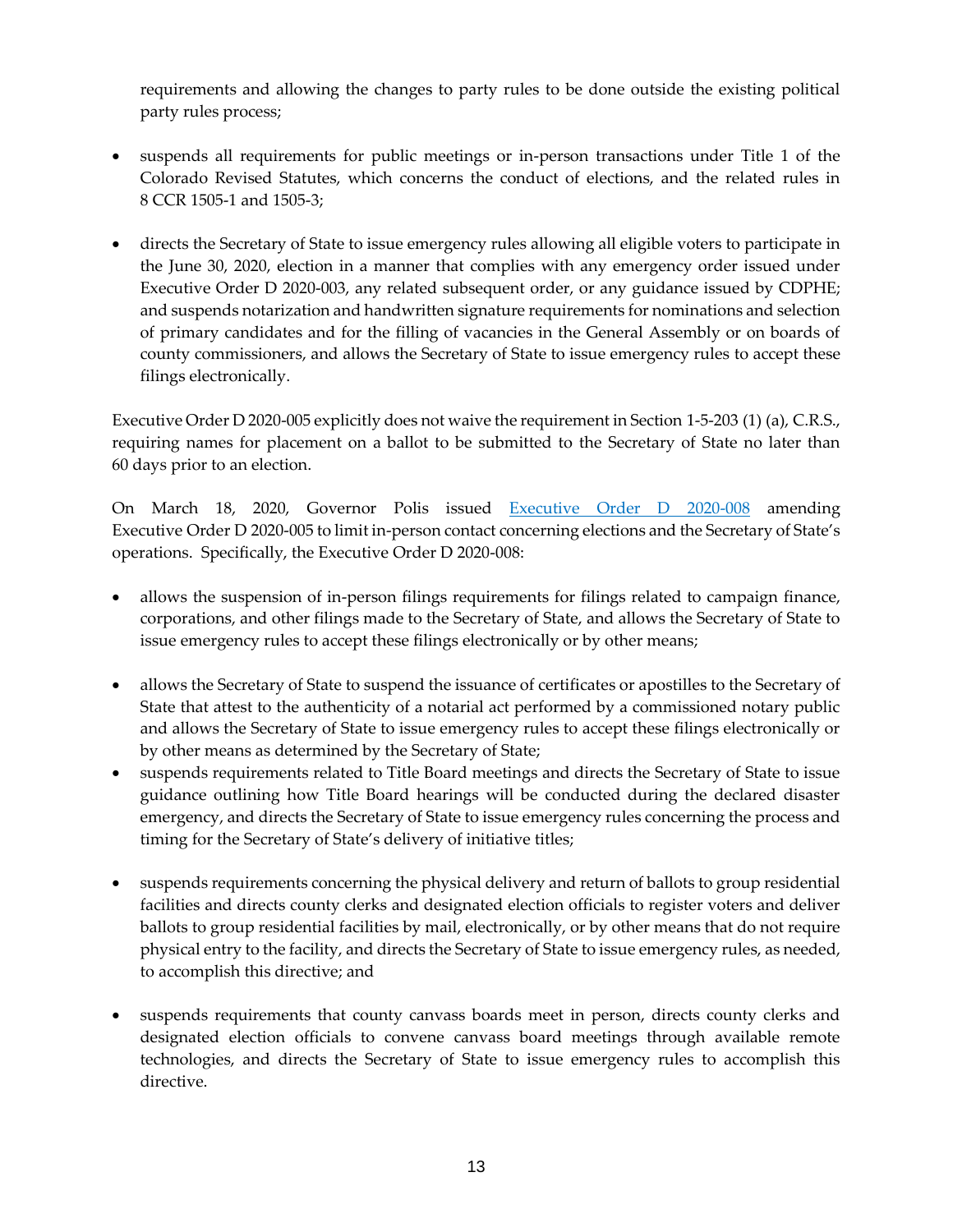requirements and allowing the changes to party rules to be done outside the existing political party rules process;

- suspends all requirements for public meetings or in-person transactions under Title 1 of the Colorado Revised Statutes, which concerns the conduct of elections, and the related rules in 8 CCR 1505-1 and 1505-3;

- directs the Secretary of State to issue emergency rules allowing all eligible voters to participate in the June 30, 2020, election in a manner that complies with any emergency order issued under Executive Order D 2020-003, any related subsequent order, or any guidance issued by CDPHE; and suspends notarization and handwritten signature requirements for nominations and selection of primary candidates and for the filling of vacancies in the General Assembly or on boards of county commissioners, and allows the Secretary of State to issue emergency rules to accept these filings electronically.

Executive Order D 2020-005 explicitly does not waive the requirement in Section 1-5-203 (1) (a), C.R.S., requiring names for placement on a ballot to be submitted to the Secretary of State no later than 60 days prior to an election.

On March 18, 2020, Governor Polis issued Executive Order D 2020-008 amending Executive Order D 2020-005 to limit in-person contact concerning elections and the Secretary of State's operations. Specifically, the Executive Order D 2020-008:

- allows the suspension of in-person filings requirements for filings related to campaign finance, corporations, and other filings made to the Secretary of State, and allows the Secretary of State to issue emergency rules to accept these filings electronically or by other means;

- allows the Secretary of State to suspend the issuance of certificates or apostilles to the Secretary of State that attest to the authenticity of a notarial act performed by a commissioned notary public and allows the Secretary of State to issue emergency rules to accept these filings electronically or by other means as determined by the Secretary of State;
- suspends requirements related to Title Board meetings and directs the Secretary of State to issue guidance outlining how Title Board hearings will be conducted during the declared disaster emergency, and directs the Secretary of State to issue emergency rules concerning the process and timing for the Secretary of State's delivery of initiative titles;

- suspends requirements concerning the physical delivery and return of ballots to group residential facilities and directs county clerks and designated election officials to register voters and deliver ballots to group residential facilities by mail, electronically, or by other means that do not require physical entry to the facility, and directs the Secretary of State to issue emergency rules, as needed, to accomplish this directive; and

- suspends requirements that county canvass boards meet in person, directs county clerks and designated election officials to convene canvass board meetings through available remote technologies, and directs the Secretary of State to issue emergency rules to accomplish this directive.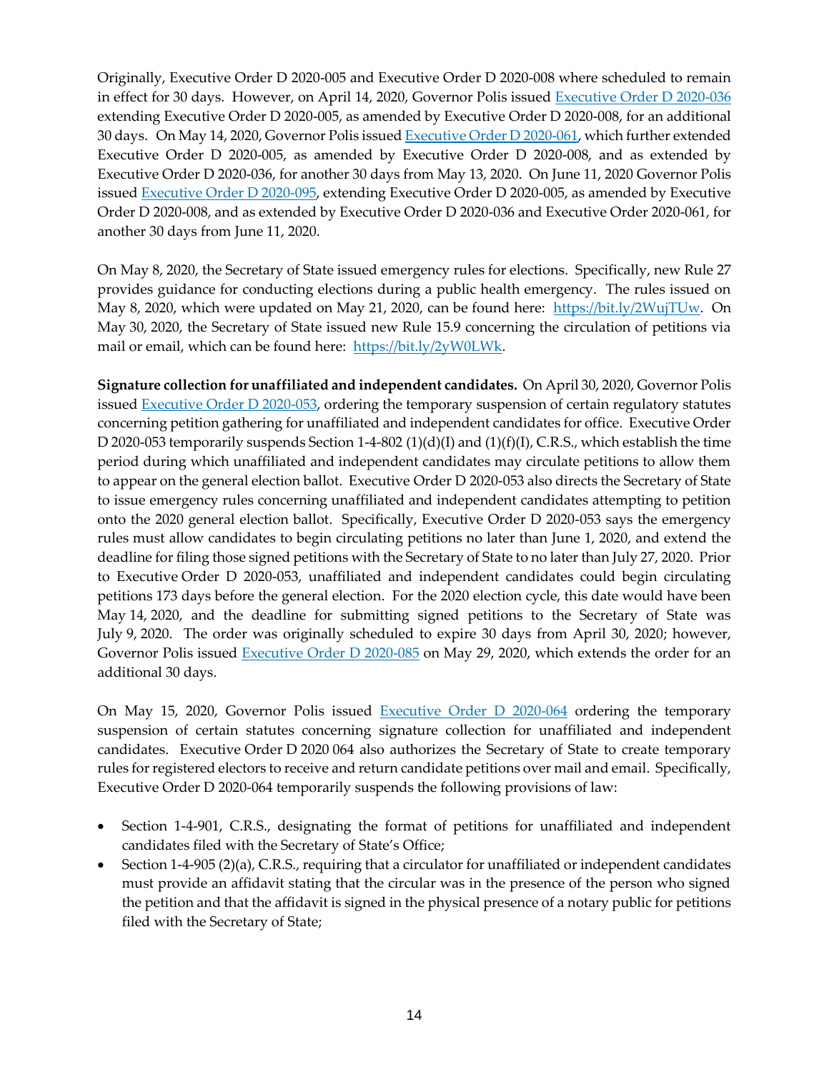Originally, Executive Order D 2020-005 and Executive Order D 2020-008 where scheduled to remain in effect for 30 days. However, on April 14, 2020, Governor Polis issued Executive Order D 2020-036 extending Executive Order D 2020-005, as amended by Executive Order D 2020-008, for an additional 30 days. On May 14, 2020, Governor Polis issued Executive Order D 2020-061, which further extended Executive Order D 2020-005, as amended by Executive Order D 2020-008, and as extended by Executive Order D 2020-036, for another 30 days from May 13, 2020. On June 11, 2020 Governor Polis issued Executive Order D 2020-095, extending Executive Order D 2020-005, as amended by Executive Order D 2020-008, and as extended by Executive Order D 2020-036 and Executive Order 2020-061, for another 30 days from June 11, 2020.

On May 8, 2020, the Secretary of State issued emergency rules for elections. Specifically, new Rule 27 provides guidance for conducting elections during a public health emergency. The rules issued on May 8, 2020, which were updated on May 21, 2020, can be found here: https://bit.ly/2WujTUw. On May 30, 2020, the Secretary of State issued new Rule 15.9 concerning the circulation of petitions via mail or email, which can be found here: https://bit.ly/2yW0LWk.

**Signature collection for unaffiliated and independent candidates.** On April 30, 2020, Governor Polis issued Executive Order D 2020-053, ordering the temporary suspension of certain regulatory statutes concerning petition gathering for unaffiliated and independent candidates for office. Executive Order D 2020-053 temporarily suspends Section 1-4-802 (1)(d)(I) and (1)(f)(I), C.R.S., which establish the time period during which unaffiliated and independent candidates may circulate petitions to allow them to appear on the general election ballot. Executive Order D 2020-053 also directs the Secretary of State to issue emergency rules concerning unaffiliated and independent candidates attempting to petition onto the 2020 general election ballot. Specifically, Executive Order D 2020-053 says the emergency rules must allow candidates to begin circulating petitions no later than June 1, 2020, and extend the deadline for filing those signed petitions with the Secretary of State to no later than July 27, 2020. Prior to Executive Order D 2020-053, unaffiliated and independent candidates could begin circulating petitions 173 days before the general election. For the 2020 election cycle, this date would have been May 14, 2020, and the deadline for submitting signed petitions to the Secretary of State was July 9, 2020. The order was originally scheduled to expire 30 days from April 30, 2020; however, Governor Polis issued Executive Order D 2020-085 on May 29, 2020, which extends the order for an additional 30 days.

On May 15, 2020, Governor Polis issued Executive Order D 2020-064 ordering the temporary suspension of certain statutes concerning signature collection for unaffiliated and independent candidates. Executive Order D 2020 064 also authorizes the Secretary of State to create temporary rules for registered electors to receive and return candidate petitions over mail and email. Specifically, Executive Order D 2020-064 temporarily suspends the following provisions of law:

- Section 1-4-901, C.R.S., designating the format of petitions for unaffiliated and independent candidates filed with the Secretary of State's Office;
- Section 1-4-905 (2)(a), C.R.S., requiring that a circulator for unaffiliated or independent candidates must provide an affidavit stating that the circular was in the presence of the person who signed the petition and that the affidavit is signed in the physical presence of a notary public for petitions filed with the Secretary of State;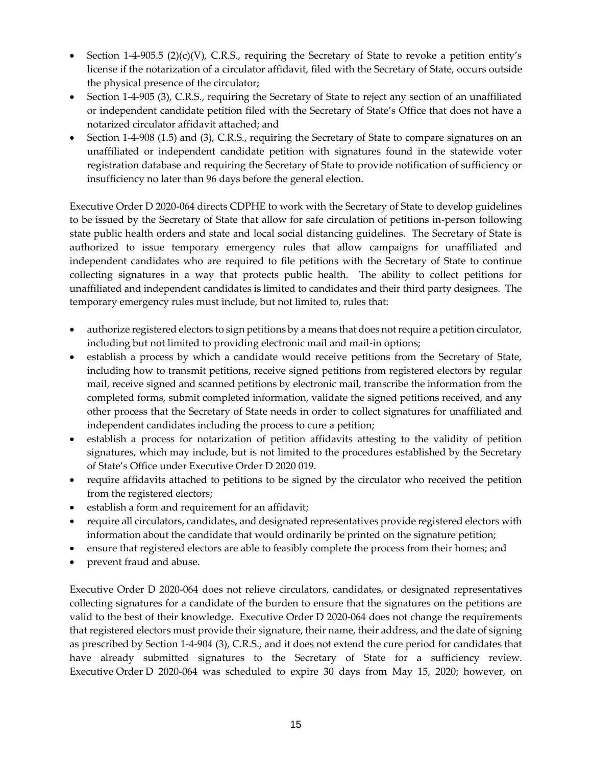- Section 1-4-905.5 (2)(c)(V), C.R.S., requiring the Secretary of State to revoke a petition entity's license if the notarization of a circulator affidavit, filed with the Secretary of State, occurs outside the physical presence of the circulator;
- Section 1-4-905 (3), C.R.S., requiring the Secretary of State to reject any section of an unaffiliated or independent candidate petition filed with the Secretary of State's Office that does not have a notarized circulator affidavit attached; and
- Section 1-4-908 (1.5) and (3), C.R.S., requiring the Secretary of State to compare signatures on an unaffiliated or independent candidate petition with signatures found in the statewide voter registration database and requiring the Secretary of State to provide notification of sufficiency or insufficiency no later than 96 days before the general election.

Executive Order D 2020-064 directs CDPHE to work with the Secretary of State to develop guidelines to be issued by the Secretary of State that allow for safe circulation of petitions in-person following state public health orders and state and local social distancing guidelines. The Secretary of State is authorized to issue temporary emergency rules that allow campaigns for unaffiliated and independent candidates who are required to file petitions with the Secretary of State to continue collecting signatures in a way that protects public health. The ability to collect petitions for unaffiliated and independent candidates is limited to candidates and their third party designees. The temporary emergency rules must include, but not limited to, rules that:

- authorize registered electors to sign petitions by a means that does not require a petition circulator, including but not limited to providing electronic mail and mail-in options;
- establish a process by which a candidate would receive petitions from the Secretary of State, including how to transmit petitions, receive signed petitions from registered electors by regular mail, receive signed and scanned petitions by electronic mail, transcribe the information from the completed forms, submit completed information, validate the signed petitions received, and any other process that the Secretary of State needs in order to collect signatures for unaffiliated and independent candidates including the process to cure a petition;
- establish a process for notarization of petition affidavits attesting to the validity of petition signatures, which may include, but is not limited to the procedures established by the Secretary of State's Office under Executive Order D 2020 019.
- require affidavits attached to petitions to be signed by the circulator who received the petition from the registered electors;
- establish a form and requirement for an affidavit;
- require all circulators, candidates, and designated representatives provide registered electors with information about the candidate that would ordinarily be printed on the signature petition;
- ensure that registered electors are able to feasibly complete the process from their homes; and
- prevent fraud and abuse.

Executive Order D 2020-064 does not relieve circulators, candidates, or designated representatives collecting signatures for a candidate of the burden to ensure that the signatures on the petitions are valid to the best of their knowledge. Executive Order D 2020-064 does not change the requirements that registered electors must provide their signature, their name, their address, and the date of signing as prescribed by Section 1-4-904 (3), C.R.S., and it does not extend the cure period for candidates that have already submitted signatures to the Secretary of State for a sufficiency review. Executive Order D 2020-064 was scheduled to expire 30 days from May 15, 2020; however, on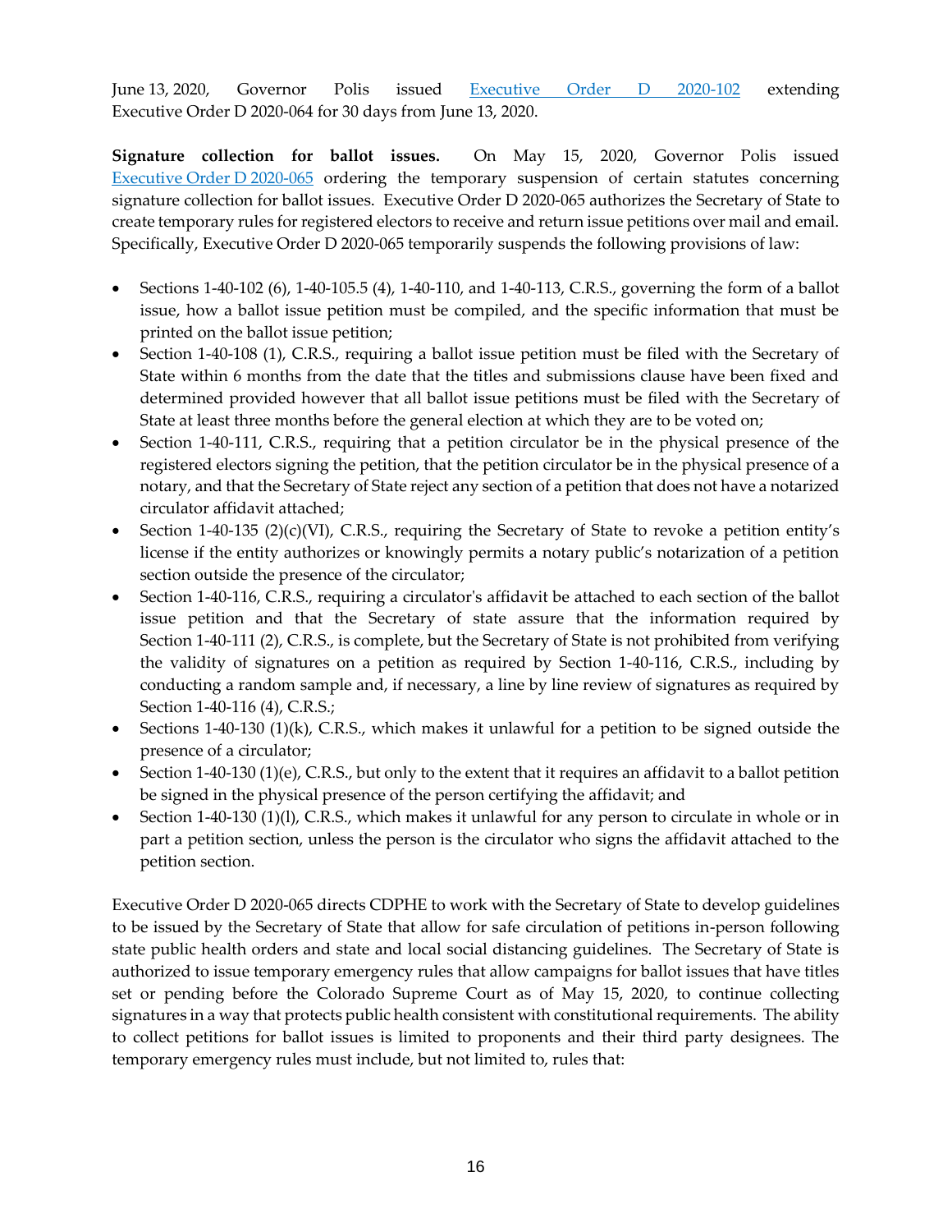June 13, 2020, Governor Polis issued [Executive Order D 2020-102](Executive Order D 2020-102) extending Executive Order D 2020-064 for 30 days from June 13, 2020.

**Signature collection for ballot issues.** On May 15, 2020, Governor Polis issued [Executive Order D 2020-065](Executive Order D 2020-065) ordering the temporary suspension of certain statutes concerning signature collection for ballot issues. Executive Order D 2020-065 authorizes the Secretary of State to create temporary rules for registered electors to receive and return issue petitions over mail and email. Specifically, Executive Order D 2020-065 temporarily suspends the following provisions of law:

- Sections 1-40-102 (6), 1-40-105.5 (4), 1-40-110, and 1-40-113, C.R.S., governing the form of a ballot issue, how a ballot issue petition must be compiled, and the specific information that must be printed on the ballot issue petition;
- Section 1-40-108 (1), C.R.S., requiring a ballot issue petition must be filed with the Secretary of State within 6 months from the date that the titles and submissions clause have been fixed and determined provided however that all ballot issue petitions must be filed with the Secretary of State at least three months before the general election at which they are to be voted on;
- Section 1-40-111, C.R.S., requiring that a petition circulator be in the physical presence of the registered electors signing the petition, that the petition circulator be in the physical presence of a notary, and that the Secretary of State reject any section of a petition that does not have a notarized circulator affidavit attached;
- Section 1-40-135 (2)(c)(VI), C.R.S., requiring the Secretary of State to revoke a petition entity's license if the entity authorizes or knowingly permits a notary public's notarization of a petition section outside the presence of the circulator;
- Section 1-40-116, C.R.S., requiring a circulator's affidavit be attached to each section of the ballot issue petition and that the Secretary of state assure that the information required by Section 1-40-111 (2), C.R.S., is complete, but the Secretary of State is not prohibited from verifying the validity of signatures on a petition as required by Section 1-40-116, C.R.S., including by conducting a random sample and, if necessary, a line by line review of signatures as required by Section 1-40-116 (4), C.R.S.;
- Sections 1-40-130 (1)(k), C.R.S., which makes it unlawful for a petition to be signed outside the presence of a circulator;
- Section 1-40-130 (1)(e), C.R.S., but only to the extent that it requires an affidavit to a ballot petition be signed in the physical presence of the person certifying the affidavit; and
- Section 1-40-130 (1)(l), C.R.S., which makes it unlawful for any person to circulate in whole or in part a petition section, unless the person is the circulator who signs the affidavit attached to the petition section.

Executive Order D 2020-065 directs CDPHE to work with the Secretary of State to develop guidelines to be issued by the Secretary of State that allow for safe circulation of petitions in-person following state public health orders and state and local social distancing guidelines. The Secretary of State is authorized to issue temporary emergency rules that allow campaigns for ballot issues that have titles set or pending before the Colorado Supreme Court as of May 15, 2020, to continue collecting signatures in a way that protects public health consistent with constitutional requirements. The ability to collect petitions for ballot issues is limited to proponents and their third party designees. The temporary emergency rules must include, but not limited to, rules that: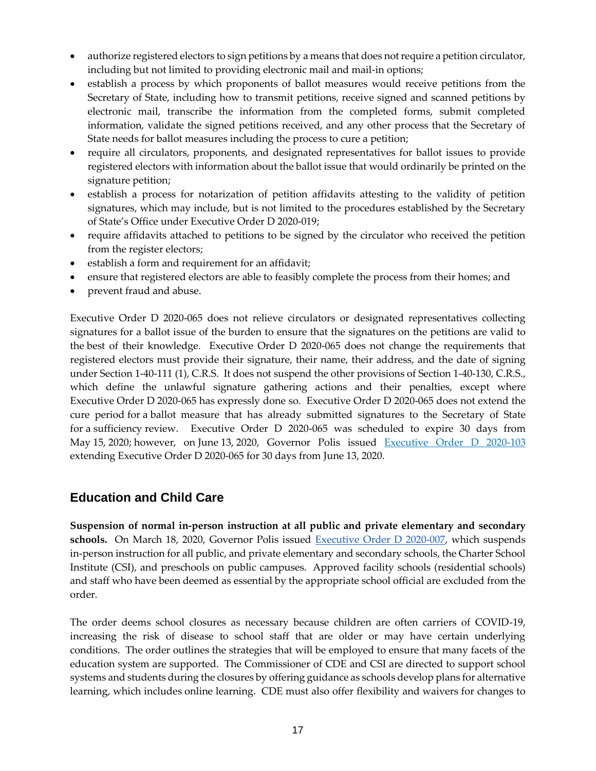- authorize registered electors to sign petitions by a means that does not require a petition circulator, including but not limited to providing electronic mail and mail-in options;
- establish a process by which proponents of ballot measures would receive petitions from the Secretary of State, including how to transmit petitions, receive signed and scanned petitions by electronic mail, transcribe the information from the completed forms, submit completed information, validate the signed petitions received, and any other process that the Secretary of State needs for ballot measures including the process to cure a petition;
- require all circulators, proponents, and designated representatives for ballot issues to provide registered electors with information about the ballot issue that would ordinarily be printed on the signature petition;
- establish a process for notarization of petition affidavits attesting to the validity of petition signatures, which may include, but is not limited to the procedures established by the Secretary of State's Office under Executive Order D 2020-019;
- require affidavits attached to petitions to be signed by the circulator who received the petition from the register electors;
- establish a form and requirement for an affidavit;
- ensure that registered electors are able to feasibly complete the process from their homes; and
- prevent fraud and abuse.

Executive Order D 2020-065 does not relieve circulators or designated representatives collecting signatures for a ballot issue of the burden to ensure that the signatures on the petitions are valid to the best of their knowledge. Executive Order D 2020-065 does not change the requirements that registered electors must provide their signature, their name, their address, and the date of signing under Section 1-40-111 (1), C.R.S. It does not suspend the other provisions of Section 1-40-130, C.R.S., which define the unlawful signature gathering actions and their penalties, except where Executive Order D 2020-065 has expressly done so. Executive Order D 2020-065 does not extend the cure period for a ballot measure that has already submitted signatures to the Secretary of State for a sufficiency review. Executive Order D 2020-065 was scheduled to expire 30 days from May 15, 2020; however, on June 13, 2020, Governor Polis issued Executive Order D 2020-103 extending Executive Order D 2020-065 for 30 days from June 13, 2020.

## Education and Child Care

**Suspension of normal in-person instruction at all public and private elementary and secondary schools.** On March 18, 2020, Governor Polis issued Executive Order D 2020-007, which suspends in-person instruction for all public, and private elementary and secondary schools, the Charter School Institute (CSI), and preschools on public campuses. Approved facility schools (residential schools) and staff who have been deemed as essential by the appropriate school official are excluded from the order.

The order deems school closures as necessary because children are often carriers of COVID-19, increasing the risk of disease to school staff that are older or may have certain underlying conditions. The order outlines the strategies that will be employed to ensure that many facets of the education system are supported. The Commissioner of CDE and CSI are directed to support school systems and students during the closures by offering guidance as schools develop plans for alternative learning, which includes online learning. CDE must also offer flexibility and waivers for changes to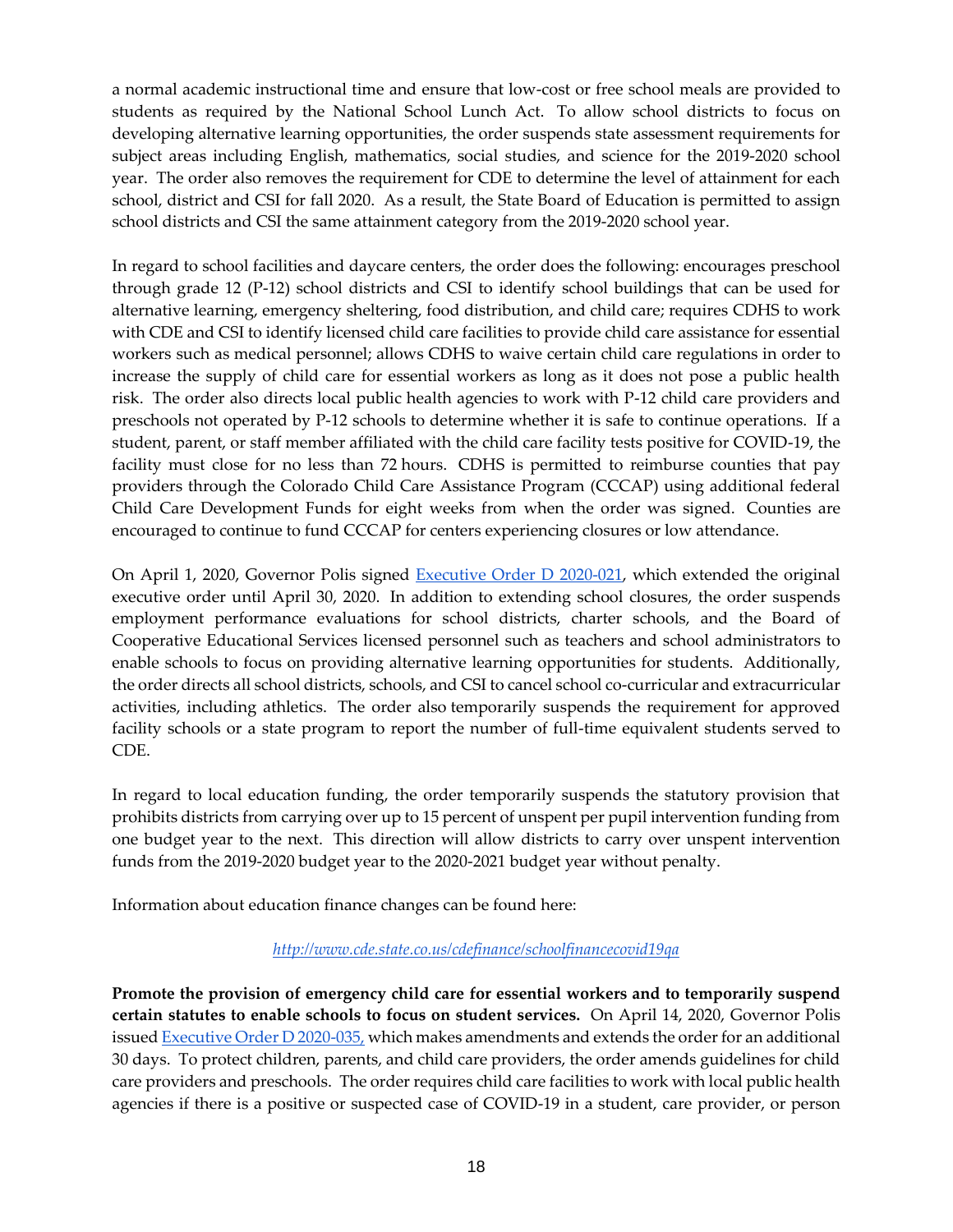a normal academic instructional time and ensure that low-cost or free school meals are provided to students as required by the National School Lunch Act. To allow school districts to focus on developing alternative learning opportunities, the order suspends state assessment requirements for subject areas including English, mathematics, social studies, and science for the 2019-2020 school year. The order also removes the requirement for CDE to determine the level of attainment for each school, district and CSI for fall 2020. As a result, the State Board of Education is permitted to assign school districts and CSI the same attainment category from the 2019-2020 school year.

In regard to school facilities and daycare centers, the order does the following: encourages preschool through grade 12 (P-12) school districts and CSI to identify school buildings that can be used for alternative learning, emergency sheltering, food distribution, and child care; requires CDHS to work with CDE and CSI to identify licensed child care facilities to provide child care assistance for essential workers such as medical personnel; allows CDHS to waive certain child care regulations in order to increase the supply of child care for essential workers as long as it does not pose a public health risk. The order also directs local public health agencies to work with P-12 child care providers and preschools not operated by P-12 schools to determine whether it is safe to continue operations. If a student, parent, or staff member affiliated with the child care facility tests positive for COVID-19, the facility must close for no less than 72 hours. CDHS is permitted to reimburse counties that pay providers through the Colorado Child Care Assistance Program (CCCAP) using additional federal Child Care Development Funds for eight weeks from when the order was signed. Counties are encouraged to continue to fund CCCAP for centers experiencing closures or low attendance.

On April 1, 2020, Governor Polis signed [Executive Order D 2020-021](), which extended the original executive order until April 30, 2020. In addition to extending school closures, the order suspends employment performance evaluations for school districts, charter schools, and the Board of Cooperative Educational Services licensed personnel such as teachers and school administrators to enable schools to focus on providing alternative learning opportunities for students. Additionally, the order directs all school districts, schools, and CSI to cancel school co-curricular and extracurricular activities, including athletics. The order also temporarily suspends the requirement for approved facility schools or a state program to report the number of full-time equivalent students served to CDE.

In regard to local education funding, the order temporarily suspends the statutory provision that prohibits districts from carrying over up to 15 percent of unspent per pupil intervention funding from one budget year to the next. This direction will allow districts to carry over unspent intervention funds from the 2019-2020 budget year to the 2020-2021 budget year without penalty.

Information about education finance changes can be found here:

*[http://www.cde.state.co.us/cdefinance/schoolfinancecovid19qa](http://www.cde.state.co.us/cdefinance/schoolfinancecovid19qa)*

**Promote the provision of emergency child care for essential workers and to temporarily suspend certain statutes to enable schools to focus on student services.** On April 14, 2020, Governor Polis issued [Executive Order D 2020-035,]() which makes amendments and extends the order for an additional 30 days. To protect children, parents, and child care providers, the order amends guidelines for child care providers and preschools. The order requires child care facilities to work with local public health agencies if there is a positive or suspected case of COVID-19 in a student, care provider, or person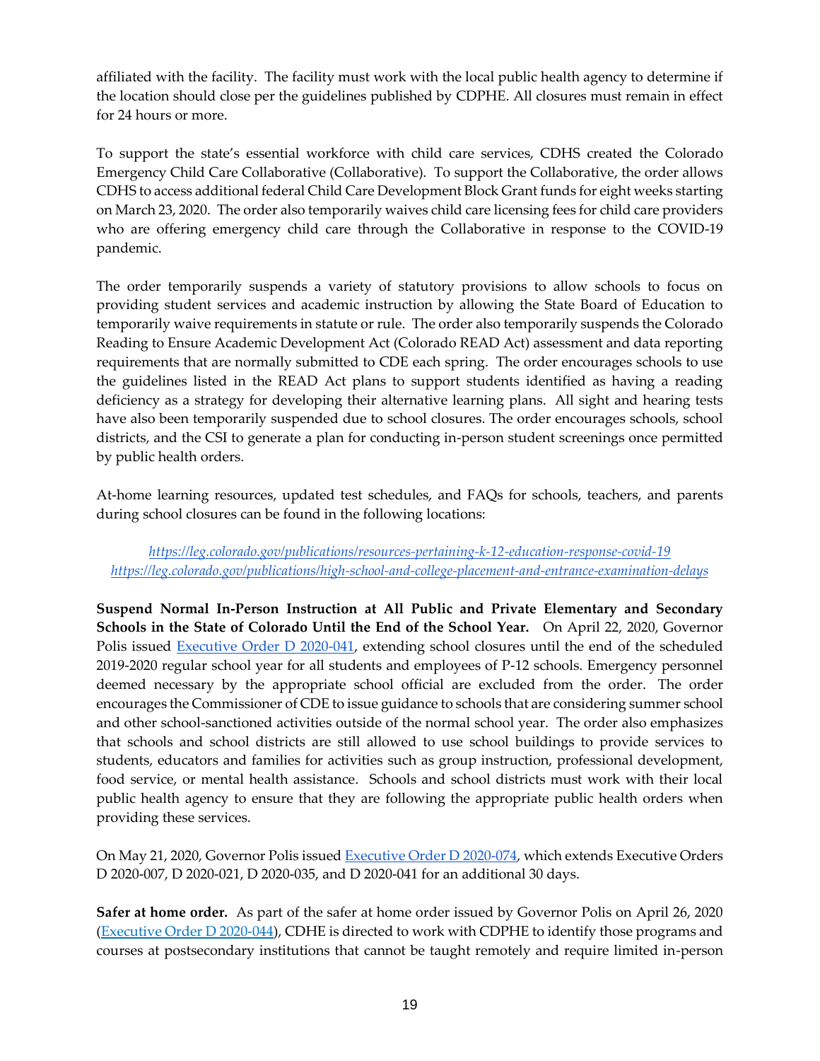affiliated with the facility. The facility must work with the local public health agency to determine if the location should close per the guidelines published by CDPHE. All closures must remain in effect for 24 hours or more.

To support the state's essential workforce with child care services, CDHS created the Colorado Emergency Child Care Collaborative (Collaborative). To support the Collaborative, the order allows CDHS to access additional federal Child Care Development Block Grant funds for eight weeks starting on March 23, 2020. The order also temporarily waives child care licensing fees for child care providers who are offering emergency child care through the Collaborative in response to the COVID-19 pandemic.

The order temporarily suspends a variety of statutory provisions to allow schools to focus on providing student services and academic instruction by allowing the State Board of Education to temporarily waive requirements in statute or rule. The order also temporarily suspends the Colorado Reading to Ensure Academic Development Act (Colorado READ Act) assessment and data reporting requirements that are normally submitted to CDE each spring. The order encourages schools to use the guidelines listed in the READ Act plans to support students identified as having a reading deficiency as a strategy for developing their alternative learning plans. All sight and hearing tests have also been temporarily suspended due to school closures. The order encourages schools, school districts, and the CSI to generate a plan for conducting in-person student screenings once permitted by public health orders.

At-home learning resources, updated test schedules, and FAQs for schools, teachers, and parents during school closures can be found in the following locations:

*https://leg.colorado.gov/publications/resources-pertaining-k-12-education-response-covid-19*
*https://leg.colorado.gov/publications/high-school-and-college-placement-and-entrance-examination-delays*

**Suspend Normal In-Person Instruction at All Public and Private Elementary and Secondary Schools in the State of Colorado Until the End of the School Year.** On April 22, 2020, Governor Polis issued Executive Order D 2020-041, extending school closures until the end of the scheduled 2019-2020 regular school year for all students and employees of P-12 schools. Emergency personnel deemed necessary by the appropriate school official are excluded from the order. The order encourages the Commissioner of CDE to issue guidance to schools that are considering summer school and other school-sanctioned activities outside of the normal school year. The order also emphasizes that schools and school districts are still allowed to use school buildings to provide services to students, educators and families for activities such as group instruction, professional development, food service, or mental health assistance. Schools and school districts must work with their local public health agency to ensure that they are following the appropriate public health orders when providing these services.

On May 21, 2020, Governor Polis issued Executive Order D 2020-074, which extends Executive Orders D 2020-007, D 2020-021, D 2020-035, and D 2020-041 for an additional 30 days.

**Safer at home order.** As part of the safer at home order issued by Governor Polis on April 26, 2020 (Executive Order D 2020-044), CDHE is directed to work with CDPHE to identify those programs and courses at postsecondary institutions that cannot be taught remotely and require limited in-person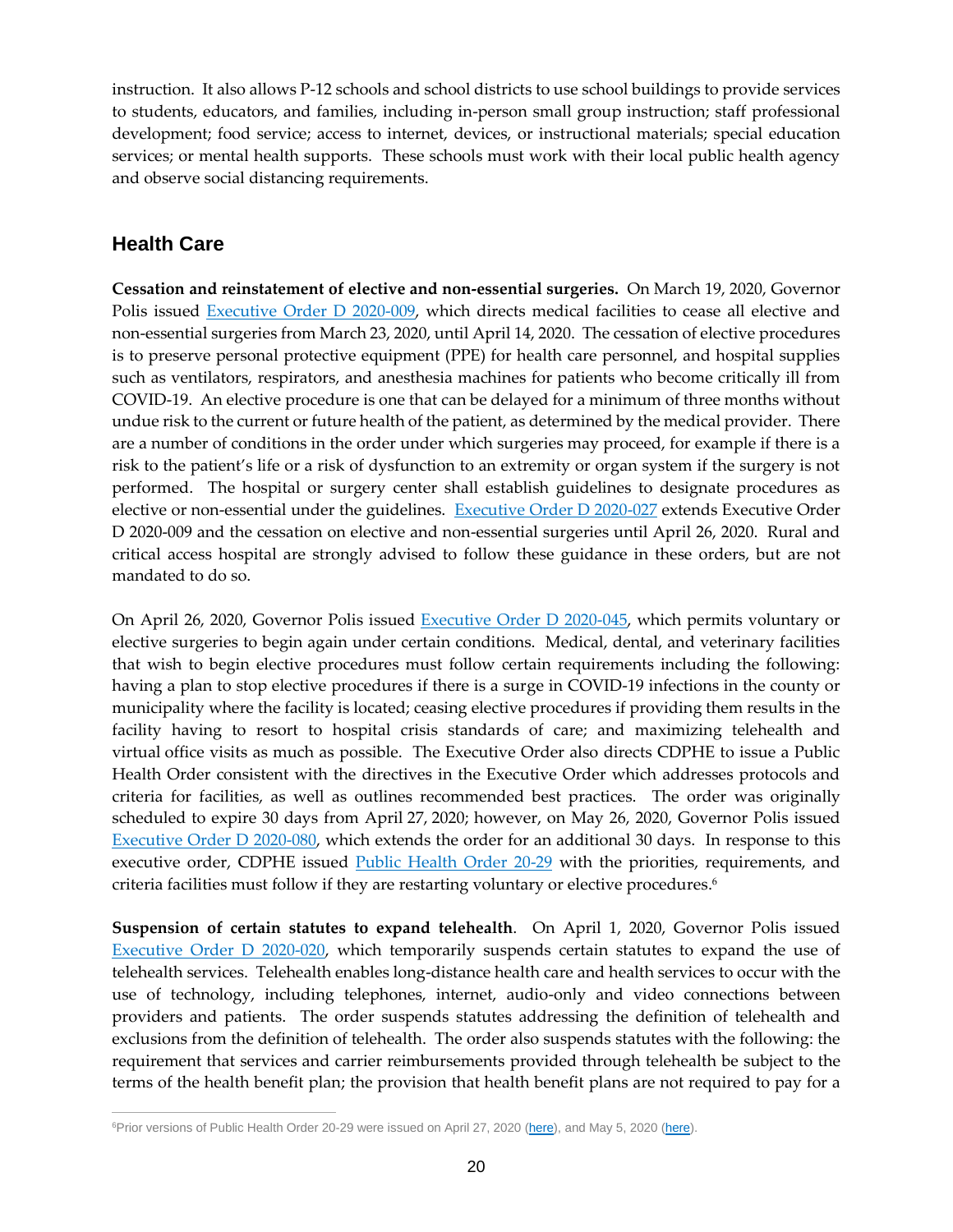instruction. It also allows P-12 schools and school districts to use school buildings to provide services to students, educators, and families, including in-person small group instruction; staff professional development; food service; access to internet, devices, or instructional materials; special education services; or mental health supports. These schools must work with their local public health agency and observe social distancing requirements.

## Health Care

**Cessation and reinstatement of elective and non-essential surgeries.** On March 19, 2020, Governor Polis issued Executive Order D 2020-009, which directs medical facilities to cease all elective and non-essential surgeries from March 23, 2020, until April 14, 2020. The cessation of elective procedures is to preserve personal protective equipment (PPE) for health care personnel, and hospital supplies such as ventilators, respirators, and anesthesia machines for patients who become critically ill from COVID-19. An elective procedure is one that can be delayed for a minimum of three months without undue risk to the current or future health of the patient, as determined by the medical provider. There are a number of conditions in the order under which surgeries may proceed, for example if there is a risk to the patient's life or a risk of dysfunction to an extremity or organ system if the surgery is not performed. The hospital or surgery center shall establish guidelines to designate procedures as elective or non-essential under the guidelines. Executive Order D 2020-027 extends Executive Order D 2020-009 and the cessation on elective and non-essential surgeries until April 26, 2020. Rural and critical access hospital are strongly advised to follow these guidance in these orders, but are not mandated to do so.

On April 26, 2020, Governor Polis issued Executive Order D 2020-045, which permits voluntary or elective surgeries to begin again under certain conditions. Medical, dental, and veterinary facilities that wish to begin elective procedures must follow certain requirements including the following: having a plan to stop elective procedures if there is a surge in COVID-19 infections in the county or municipality where the facility is located; ceasing elective procedures if providing them results in the facility having to resort to hospital crisis standards of care; and maximizing telehealth and virtual office visits as much as possible. The Executive Order also directs CDPHE to issue a Public Health Order consistent with the directives in the Executive Order which addresses protocols and criteria for facilities, as well as outlines recommended best practices. The order was originally scheduled to expire 30 days from April 27, 2020; however, on May 26, 2020, Governor Polis issued Executive Order D 2020-080, which extends the order for an additional 30 days. In response to this executive order, CDPHE issued Public Health Order 20-29 with the priorities, requirements, and criteria facilities must follow if they are restarting voluntary or elective procedures.[6]

**Suspension of certain statutes to expand telehealth**. On April 1, 2020, Governor Polis issued Executive Order D 2020-020, which temporarily suspends certain statutes to expand the use of telehealth services. Telehealth enables long-distance health care and health services to occur with the use of technology, including telephones, internet, audio-only and video connections between providers and patients. The order suspends statutes addressing the definition of telehealth and exclusions from the definition of telehealth. The order also suspends statutes with the following: the requirement that services and carrier reimbursements provided through telehealth be subject to the terms of the health benefit plan; the provision that health benefit plans are not required to pay for a

---

[6]Prior versions of Public Health Order 20-29 were issued on April 27, 2020 (here), and May 5, 2020 (here).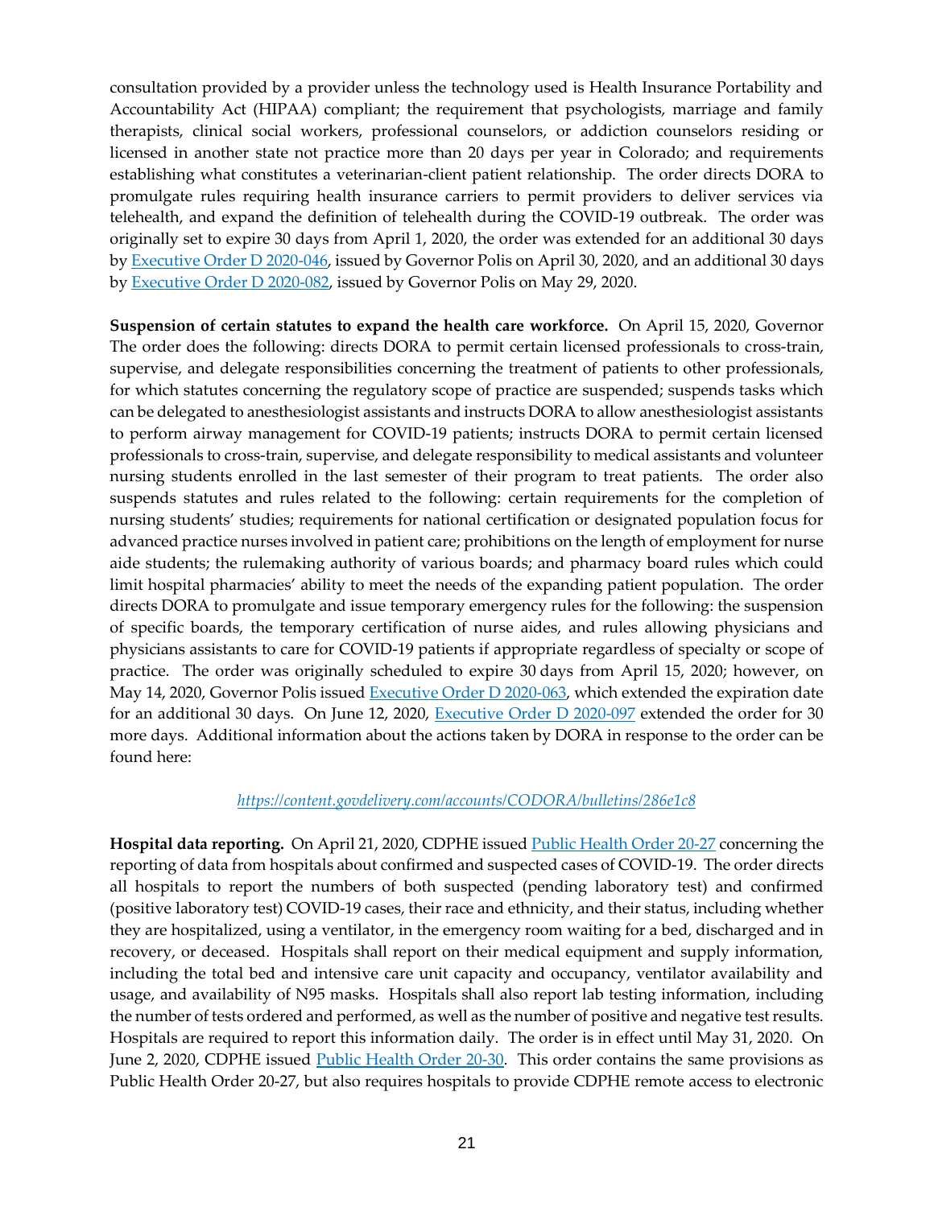consultation provided by a provider unless the technology used is Health Insurance Portability and Accountability Act (HIPAA) compliant; the requirement that psychologists, marriage and family therapists, clinical social workers, professional counselors, or addiction counselors residing or licensed in another state not practice more than 20 days per year in Colorado; and requirements establishing what constitutes a veterinarian-client patient relationship. The order directs DORA to promulgate rules requiring health insurance carriers to permit providers to deliver services via telehealth, and expand the definition of telehealth during the COVID-19 outbreak. The order was originally set to expire 30 days from April 1, 2020, the order was extended for an additional 30 days by [Executive Order D 2020-046](), issued by Governor Polis on April 30, 2020, and an additional 30 days by [Executive Order D 2020-082](), issued by Governor Polis on May 29, 2020.

**Suspension of certain statutes to expand the health care workforce.** On April 15, 2020, Governor The order does the following: directs DORA to permit certain licensed professionals to cross-train, supervise, and delegate responsibilities concerning the treatment of patients to other professionals, for which statutes concerning the regulatory scope of practice are suspended; suspends tasks which can be delegated to anesthesiologist assistants and instructs DORA to allow anesthesiologist assistants to perform airway management for COVID-19 patients; instructs DORA to permit certain licensed professionals to cross-train, supervise, and delegate responsibility to medical assistants and volunteer nursing students enrolled in the last semester of their program to treat patients. The order also suspends statutes and rules related to the following: certain requirements for the completion of nursing students' studies; requirements for national certification or designated population focus for advanced practice nurses involved in patient care; prohibitions on the length of employment for nurse aide students; the rulemaking authority of various boards; and pharmacy board rules which could limit hospital pharmacies' ability to meet the needs of the expanding patient population. The order directs DORA to promulgate and issue temporary emergency rules for the following: the suspension of specific boards, the temporary certification of nurse aides, and rules allowing physicians and physicians assistants to care for COVID-19 patients if appropriate regardless of specialty or scope of practice. The order was originally scheduled to expire 30 days from April 15, 2020; however, on May 14, 2020, Governor Polis issued [Executive Order D 2020-063](), which extended the expiration date for an additional 30 days. On June 12, 2020, [Executive Order D 2020-097]() extended the order for 30 more days. Additional information about the actions taken by DORA in response to the order can be found here:

*<https://content.govdelivery.com/accounts/CODORA/bulletins/286e1c8>*

**Hospital data reporting.** On April 21, 2020, CDPHE issued [Public Health Order 20-27]() concerning the reporting of data from hospitals about confirmed and suspected cases of COVID-19. The order directs all hospitals to report the numbers of both suspected (pending laboratory test) and confirmed (positive laboratory test) COVID-19 cases, their race and ethnicity, and their status, including whether they are hospitalized, using a ventilator, in the emergency room waiting for a bed, discharged and in recovery, or deceased. Hospitals shall report on their medical equipment and supply information, including the total bed and intensive care unit capacity and occupancy, ventilator availability and usage, and availability of N95 masks. Hospitals shall also report lab testing information, including the number of tests ordered and performed, as well as the number of positive and negative test results. Hospitals are required to report this information daily. The order is in effect until May 31, 2020. On June 2, 2020, CDPHE issued [Public Health Order 20-30](). This order contains the same provisions as Public Health Order 20-27, but also requires hospitals to provide CDPHE remote access to electronic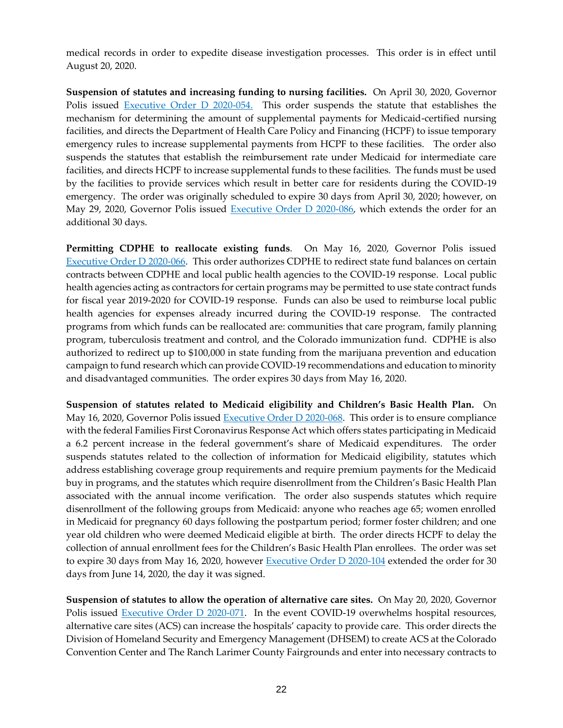medical records in order to expedite disease investigation processes. This order is in effect until August 20, 2020.

**Suspension of statutes and increasing funding to nursing facilities.** On April 30, 2020, Governor Polis issued Executive Order D 2020-054. This order suspends the statute that establishes the mechanism for determining the amount of supplemental payments for Medicaid-certified nursing facilities, and directs the Department of Health Care Policy and Financing (HCPF) to issue temporary emergency rules to increase supplemental payments from HCPF to these facilities. The order also suspends the statutes that establish the reimbursement rate under Medicaid for intermediate care facilities, and directs HCPF to increase supplemental funds to these facilities. The funds must be used by the facilities to provide services which result in better care for residents during the COVID-19 emergency. The order was originally scheduled to expire 30 days from April 30, 2020; however, on May 29, 2020, Governor Polis issued Executive Order D 2020-086, which extends the order for an additional 30 days.

**Permitting CDPHE to reallocate existing funds**. On May 16, 2020, Governor Polis issued Executive Order D 2020-066. This order authorizes CDPHE to redirect state fund balances on certain contracts between CDPHE and local public health agencies to the COVID-19 response. Local public health agencies acting as contractors for certain programs may be permitted to use state contract funds for fiscal year 2019-2020 for COVID-19 response. Funds can also be used to reimburse local public health agencies for expenses already incurred during the COVID-19 response. The contracted programs from which funds can be reallocated are: communities that care program, family planning program, tuberculosis treatment and control, and the Colorado immunization fund. CDPHE is also authorized to redirect up to $100,000 in state funding from the marijuana prevention and education campaign to fund research which can provide COVID-19 recommendations and education to minority and disadvantaged communities. The order expires 30 days from May 16, 2020.

**Suspension of statutes related to Medicaid eligibility and Children's Basic Health Plan.** On May 16, 2020, Governor Polis issued Executive Order D 2020-068. This order is to ensure compliance with the federal Families First Coronavirus Response Act which offers states participating in Medicaid a 6.2 percent increase in the federal government's share of Medicaid expenditures. The order suspends statutes related to the collection of information for Medicaid eligibility, statutes which address establishing coverage group requirements and require premium payments for the Medicaid buy in programs, and the statutes which require disenrollment from the Children's Basic Health Plan associated with the annual income verification. The order also suspends statutes which require disenrollment of the following groups from Medicaid: anyone who reaches age 65; women enrolled in Medicaid for pregnancy 60 days following the postpartum period; former foster children; and one year old children who were deemed Medicaid eligible at birth. The order directs HCPF to delay the collection of annual enrollment fees for the Children's Basic Health Plan enrollees. The order was set to expire 30 days from May 16, 2020, however Executive Order D 2020-104 extended the order for 30 days from June 14, 2020, the day it was signed.

**Suspension of statutes to allow the operation of alternative care sites.** On May 20, 2020, Governor Polis issued Executive Order D 2020-071. In the event COVID-19 overwhelms hospital resources, alternative care sites (ACS) can increase the hospitals' capacity to provide care. This order directs the Division of Homeland Security and Emergency Management (DHSEM) to create ACS at the Colorado Convention Center and The Ranch Larimer County Fairgrounds and enter into necessary contracts to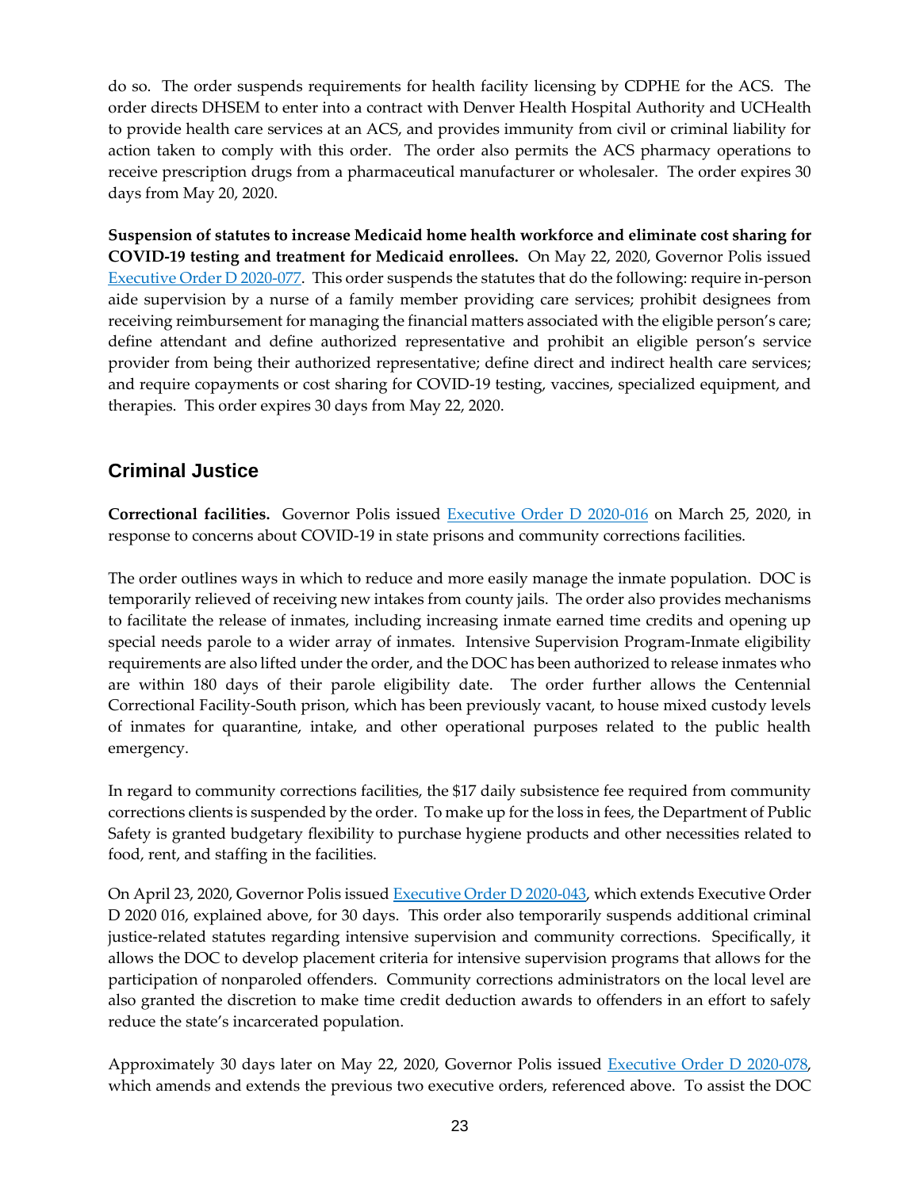do so. The order suspends requirements for health facility licensing by CDPHE for the ACS. The order directs DHSEM to enter into a contract with Denver Health Hospital Authority and UCHealth to provide health care services at an ACS, and provides immunity from civil or criminal liability for action taken to comply with this order. The order also permits the ACS pharmacy operations to receive prescription drugs from a pharmaceutical manufacturer or wholesaler. The order expires 30 days from May 20, 2020.

**Suspension of statutes to increase Medicaid home health workforce and eliminate cost sharing for COVID-19 testing and treatment for Medicaid enrollees.** On May 22, 2020, Governor Polis issued [Executive Order D 2020-077](). This order suspends the statutes that do the following: require in-person aide supervision by a nurse of a family member providing care services; prohibit designees from receiving reimbursement for managing the financial matters associated with the eligible person's care; define attendant and define authorized representative and prohibit an eligible person's service provider from being their authorized representative; define direct and indirect health care services; and require copayments or cost sharing for COVID-19 testing, vaccines, specialized equipment, and therapies. This order expires 30 days from May 22, 2020.

## Criminal Justice

**Correctional facilities.** Governor Polis issued [Executive Order D 2020-016]() on March 25, 2020, in response to concerns about COVID-19 in state prisons and community corrections facilities.

The order outlines ways in which to reduce and more easily manage the inmate population. DOC is temporarily relieved of receiving new intakes from county jails. The order also provides mechanisms to facilitate the release of inmates, including increasing inmate earned time credits and opening up special needs parole to a wider array of inmates. Intensive Supervision Program-Inmate eligibility requirements are also lifted under the order, and the DOC has been authorized to release inmates who are within 180 days of their parole eligibility date. The order further allows the Centennial Correctional Facility-South prison, which has been previously vacant, to house mixed custody levels of inmates for quarantine, intake, and other operational purposes related to the public health emergency.

In regard to community corrections facilities, the $17 daily subsistence fee required from community corrections clients is suspended by the order. To make up for the loss in fees, the Department of Public Safety is granted budgetary flexibility to purchase hygiene products and other necessities related to food, rent, and staffing in the facilities.

On April 23, 2020, Governor Polis issued [Executive Order D 2020-043](), which extends Executive Order D 2020 016, explained above, for 30 days. This order also temporarily suspends additional criminal justice-related statutes regarding intensive supervision and community corrections. Specifically, it allows the DOC to develop placement criteria for intensive supervision programs that allows for the participation of nonparoled offenders. Community corrections administrators on the local level are also granted the discretion to make time credit deduction awards to offenders in an effort to safely reduce the state's incarcerated population.

Approximately 30 days later on May 22, 2020, Governor Polis issued [Executive Order D 2020-078](), which amends and extends the previous two executive orders, referenced above. To assist the DOC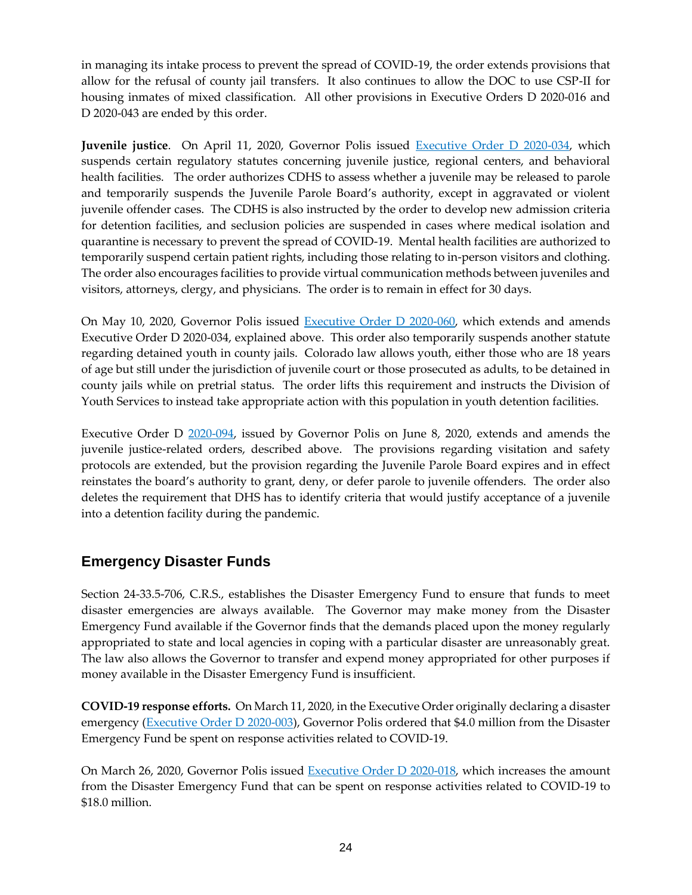in managing its intake process to prevent the spread of COVID-19, the order extends provisions that allow for the refusal of county jail transfers. It also continues to allow the DOC to use CSP-II for housing inmates of mixed classification. All other provisions in Executive Orders D 2020-016 and D 2020-043 are ended by this order.

**Juvenile justice**. On April 11, 2020, Governor Polis issued Executive Order D 2020-034, which suspends certain regulatory statutes concerning juvenile justice, regional centers, and behavioral health facilities. The order authorizes CDHS to assess whether a juvenile may be released to parole and temporarily suspends the Juvenile Parole Board's authority, except in aggravated or violent juvenile offender cases. The CDHS is also instructed by the order to develop new admission criteria for detention facilities, and seclusion policies are suspended in cases where medical isolation and quarantine is necessary to prevent the spread of COVID-19. Mental health facilities are authorized to temporarily suspend certain patient rights, including those relating to in-person visitors and clothing. The order also encourages facilities to provide virtual communication methods between juveniles and visitors, attorneys, clergy, and physicians. The order is to remain in effect for 30 days.

On May 10, 2020, Governor Polis issued Executive Order D 2020-060, which extends and amends Executive Order D 2020-034, explained above. This order also temporarily suspends another statute regarding detained youth in county jails. Colorado law allows youth, either those who are 18 years of age but still under the jurisdiction of juvenile court or those prosecuted as adults, to be detained in county jails while on pretrial status. The order lifts this requirement and instructs the Division of Youth Services to instead take appropriate action with this population in youth detention facilities.

Executive Order D 2020-094, issued by Governor Polis on June 8, 2020, extends and amends the juvenile justice-related orders, described above. The provisions regarding visitation and safety protocols are extended, but the provision regarding the Juvenile Parole Board expires and in effect reinstates the board's authority to grant, deny, or defer parole to juvenile offenders. The order also deletes the requirement that DHS has to identify criteria that would justify acceptance of a juvenile into a detention facility during the pandemic.

## Emergency Disaster Funds

Section 24-33.5-706, C.R.S., establishes the Disaster Emergency Fund to ensure that funds to meet disaster emergencies are always available. The Governor may make money from the Disaster Emergency Fund available if the Governor finds that the demands placed upon the money regularly appropriated to state and local agencies in coping with a particular disaster are unreasonably great. The law also allows the Governor to transfer and expend money appropriated for other purposes if money available in the Disaster Emergency Fund is insufficient.

**COVID-19 response efforts.** On March 11, 2020, in the Executive Order originally declaring a disaster emergency (Executive Order D 2020-003), Governor Polis ordered that $4.0 million from the Disaster Emergency Fund be spent on response activities related to COVID-19.

On March 26, 2020, Governor Polis issued Executive Order D 2020-018, which increases the amount from the Disaster Emergency Fund that can be spent on response activities related to COVID-19 to $18.0 million.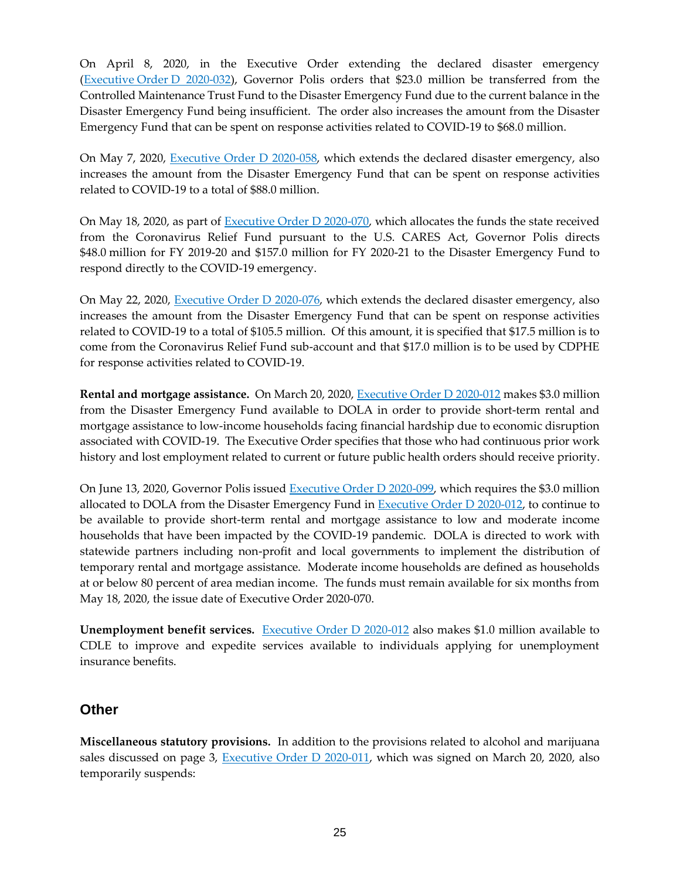On April 8, 2020, in the Executive Order extending the declared disaster emergency (Executive Order D 2020-032), Governor Polis orders that $23.0 million be transferred from the Controlled Maintenance Trust Fund to the Disaster Emergency Fund due to the current balance in the Disaster Emergency Fund being insufficient. The order also increases the amount from the Disaster Emergency Fund that can be spent on response activities related to COVID-19 to $68.0 million.

On May 7, 2020, Executive Order D 2020-058, which extends the declared disaster emergency, also increases the amount from the Disaster Emergency Fund that can be spent on response activities related to COVID-19 to a total of $88.0 million.

On May 18, 2020, as part of Executive Order D 2020-070, which allocates the funds the state received from the Coronavirus Relief Fund pursuant to the U.S. CARES Act, Governor Polis directs $48.0 million for FY 2019-20 and $157.0 million for FY 2020-21 to the Disaster Emergency Fund to respond directly to the COVID-19 emergency.

On May 22, 2020, Executive Order D 2020-076, which extends the declared disaster emergency, also increases the amount from the Disaster Emergency Fund that can be spent on response activities related to COVID-19 to a total of $105.5 million. Of this amount, it is specified that $17.5 million is to come from the Coronavirus Relief Fund sub-account and that $17.0 million is to be used by CDPHE for response activities related to COVID-19.

**Rental and mortgage assistance.** On March 20, 2020, Executive Order D 2020-012 makes $3.0 million from the Disaster Emergency Fund available to DOLA in order to provide short-term rental and mortgage assistance to low-income households facing financial hardship due to economic disruption associated with COVID-19. The Executive Order specifies that those who had continuous prior work history and lost employment related to current or future public health orders should receive priority.

On June 13, 2020, Governor Polis issued Executive Order D 2020-099, which requires the $3.0 million allocated to DOLA from the Disaster Emergency Fund in Executive Order D 2020-012, to continue to be available to provide short-term rental and mortgage assistance to low and moderate income households that have been impacted by the COVID-19 pandemic. DOLA is directed to work with statewide partners including non-profit and local governments to implement the distribution of temporary rental and mortgage assistance. Moderate income households are defined as households at or below 80 percent of area median income. The funds must remain available for six months from May 18, 2020, the issue date of Executive Order 2020-070.

**Unemployment benefit services.** Executive Order D 2020-012 also makes $1.0 million available to CDLE to improve and expedite services available to individuals applying for unemployment insurance benefits.

## Other

**Miscellaneous statutory provisions.** In addition to the provisions related to alcohol and marijuana sales discussed on page 3, Executive Order D 2020-011, which was signed on March 20, 2020, also temporarily suspends: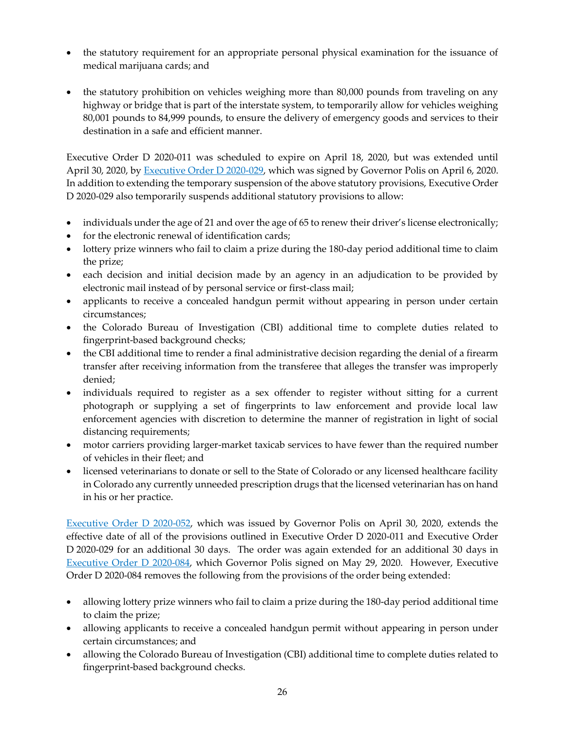- the statutory requirement for an appropriate personal physical examination for the issuance of medical marijuana cards; and

- the statutory prohibition on vehicles weighing more than 80,000 pounds from traveling on any highway or bridge that is part of the interstate system, to temporarily allow for vehicles weighing 80,001 pounds to 84,999 pounds, to ensure the delivery of emergency goods and services to their destination in a safe and efficient manner.

Executive Order D 2020-011 was scheduled to expire on April 18, 2020, but was extended until April 30, 2020, by [Executive Order D 2020-029](), which was signed by Governor Polis on April 6, 2020. In addition to extending the temporary suspension of the above statutory provisions, Executive Order D 2020-029 also temporarily suspends additional statutory provisions to allow:

- individuals under the age of 21 and over the age of 65 to renew their driver's license electronically;
- for the electronic renewal of identification cards;
- lottery prize winners who fail to claim a prize during the 180-day period additional time to claim the prize;
- each decision and initial decision made by an agency in an adjudication to be provided by electronic mail instead of by personal service or first-class mail;
- applicants to receive a concealed handgun permit without appearing in person under certain circumstances;
- the Colorado Bureau of Investigation (CBI) additional time to complete duties related to fingerprint-based background checks;
- the CBI additional time to render a final administrative decision regarding the denial of a firearm transfer after receiving information from the transferee that alleges the transfer was improperly denied;
- individuals required to register as a sex offender to register without sitting for a current photograph or supplying a set of fingerprints to law enforcement and provide local law enforcement agencies with discretion to determine the manner of registration in light of social distancing requirements;
- motor carriers providing larger-market taxicab services to have fewer than the required number of vehicles in their fleet; and
- licensed veterinarians to donate or sell to the State of Colorado or any licensed healthcare facility in Colorado any currently unneeded prescription drugs that the licensed veterinarian has on hand in his or her practice.

[Executive Order D 2020-052](), which was issued by Governor Polis on April 30, 2020, extends the effective date of all of the provisions outlined in Executive Order D 2020-011 and Executive Order D 2020-029 for an additional 30 days. The order was again extended for an additional 30 days in [Executive Order D 2020-084](), which Governor Polis signed on May 29, 2020. However, Executive Order D 2020-084 removes the following from the provisions of the order being extended:

- allowing lottery prize winners who fail to claim a prize during the 180-day period additional time to claim the prize;
- allowing applicants to receive a concealed handgun permit without appearing in person under certain circumstances; and
- allowing the Colorado Bureau of Investigation (CBI) additional time to complete duties related to fingerprint-based background checks.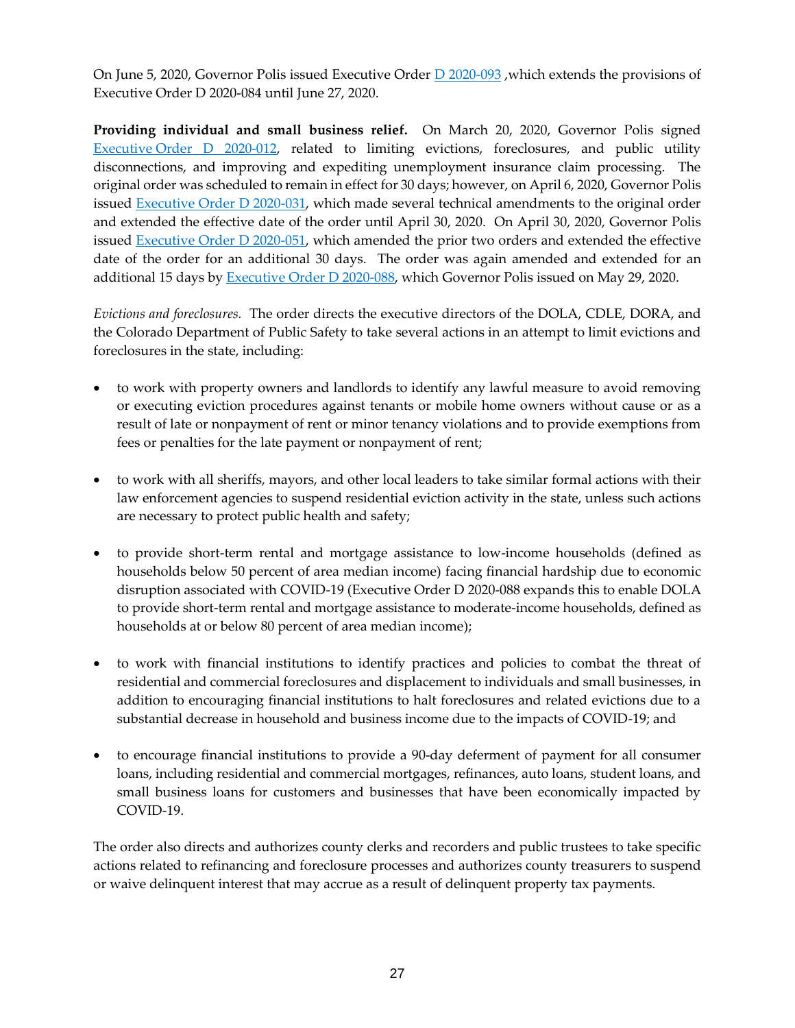On June 5, 2020, Governor Polis issued Executive Order D 2020-093 ,which extends the provisions of Executive Order D 2020-084 until June 27, 2020.

**Providing individual and small business relief.** On March 20, 2020, Governor Polis signed Executive Order D 2020-012, related to limiting evictions, foreclosures, and public utility disconnections, and improving and expediting unemployment insurance claim processing. The original order was scheduled to remain in effect for 30 days; however, on April 6, 2020, Governor Polis issued Executive Order D 2020-031, which made several technical amendments to the original order and extended the effective date of the order until April 30, 2020. On April 30, 2020, Governor Polis issued Executive Order D 2020-051, which amended the prior two orders and extended the effective date of the order for an additional 30 days. The order was again amended and extended for an additional 15 days by Executive Order D 2020-088, which Governor Polis issued on May 29, 2020.

*Evictions and foreclosures.* The order directs the executive directors of the DOLA, CDLE, DORA, and the Colorado Department of Public Safety to take several actions in an attempt to limit evictions and foreclosures in the state, including:

- to work with property owners and landlords to identify any lawful measure to avoid removing or executing eviction procedures against tenants or mobile home owners without cause or as a result of late or nonpayment of rent or minor tenancy violations and to provide exemptions from fees or penalties for the late payment or nonpayment of rent;

- to work with all sheriffs, mayors, and other local leaders to take similar formal actions with their law enforcement agencies to suspend residential eviction activity in the state, unless such actions are necessary to protect public health and safety;

- to provide short-term rental and mortgage assistance to low-income households (defined as households below 50 percent of area median income) facing financial hardship due to economic disruption associated with COVID-19 (Executive Order D 2020-088 expands this to enable DOLA to provide short-term rental and mortgage assistance to moderate-income households, defined as households at or below 80 percent of area median income);

- to work with financial institutions to identify practices and policies to combat the threat of residential and commercial foreclosures and displacement to individuals and small businesses, in addition to encouraging financial institutions to halt foreclosures and related evictions due to a substantial decrease in household and business income due to the impacts of COVID-19; and

- to encourage financial institutions to provide a 90-day deferment of payment for all consumer loans, including residential and commercial mortgages, refinances, auto loans, student loans, and small business loans for customers and businesses that have been economically impacted by COVID-19.

The order also directs and authorizes county clerks and recorders and public trustees to take specific actions related to refinancing and foreclosure processes and authorizes county treasurers to suspend or waive delinquent interest that may accrue as a result of delinquent property tax payments.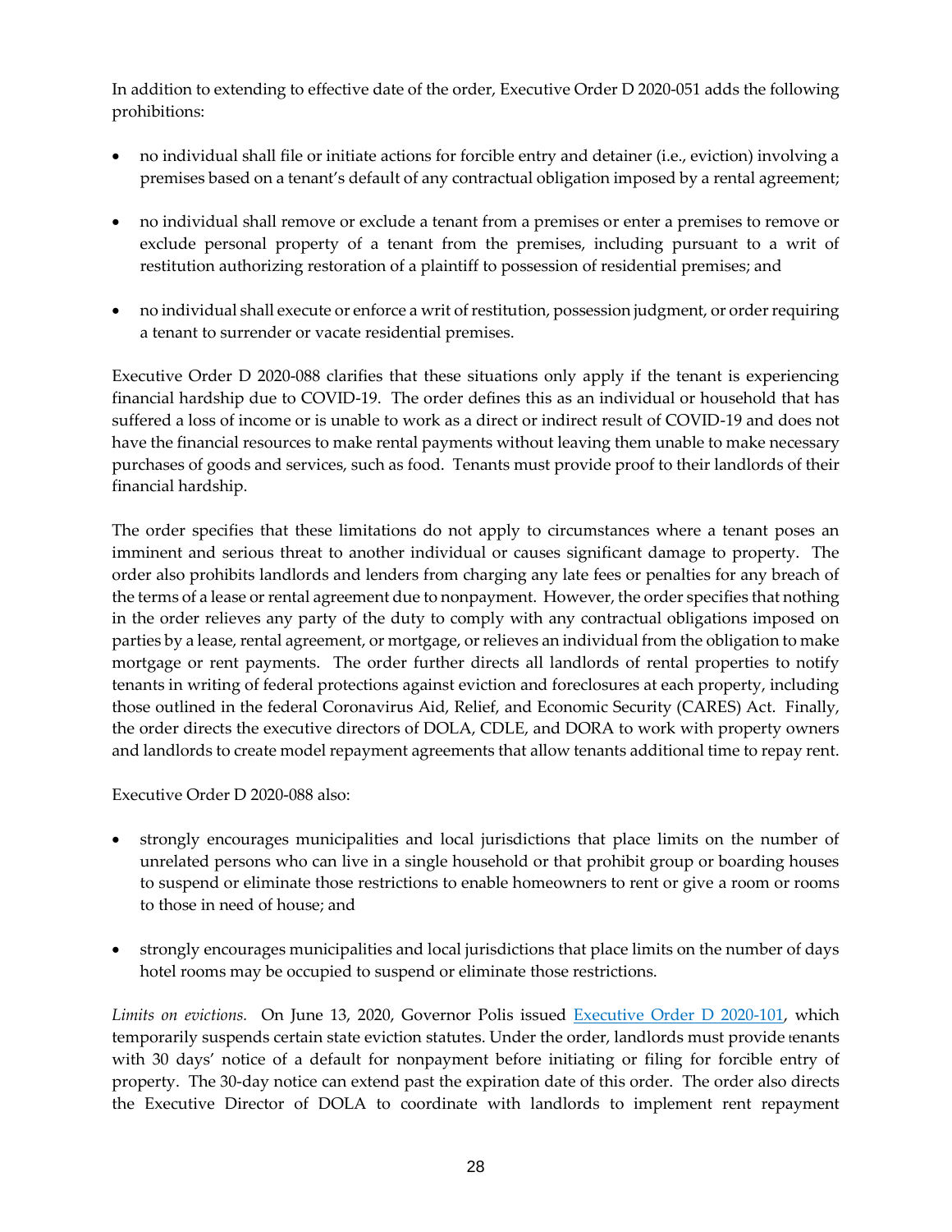In addition to extending to effective date of the order, Executive Order D 2020-051 adds the following prohibitions:

- no individual shall file or initiate actions for forcible entry and detainer (i.e., eviction) involving a premises based on a tenant's default of any contractual obligation imposed by a rental agreement;
- no individual shall remove or exclude a tenant from a premises or enter a premises to remove or exclude personal property of a tenant from the premises, including pursuant to a writ of restitution authorizing restoration of a plaintiff to possession of residential premises; and
- no individual shall execute or enforce a writ of restitution, possession judgment, or order requiring a tenant to surrender or vacate residential premises.

Executive Order D 2020-088 clarifies that these situations only apply if the tenant is experiencing financial hardship due to COVID-19. The order defines this as an individual or household that has suffered a loss of income or is unable to work as a direct or indirect result of COVID-19 and does not have the financial resources to make rental payments without leaving them unable to make necessary purchases of goods and services, such as food. Tenants must provide proof to their landlords of their financial hardship.

The order specifies that these limitations do not apply to circumstances where a tenant poses an imminent and serious threat to another individual or causes significant damage to property. The order also prohibits landlords and lenders from charging any late fees or penalties for any breach of the terms of a lease or rental agreement due to nonpayment. However, the order specifies that nothing in the order relieves any party of the duty to comply with any contractual obligations imposed on parties by a lease, rental agreement, or mortgage, or relieves an individual from the obligation to make mortgage or rent payments. The order further directs all landlords of rental properties to notify tenants in writing of federal protections against eviction and foreclosures at each property, including those outlined in the federal Coronavirus Aid, Relief, and Economic Security (CARES) Act. Finally, the order directs the executive directors of DOLA, CDLE, and DORA to work with property owners and landlords to create model repayment agreements that allow tenants additional time to repay rent.

Executive Order D 2020-088 also:

- strongly encourages municipalities and local jurisdictions that place limits on the number of unrelated persons who can live in a single household or that prohibit group or boarding houses to suspend or eliminate those restrictions to enable homeowners to rent or give a room or rooms to those in need of house; and
- strongly encourages municipalities and local jurisdictions that place limits on the number of days hotel rooms may be occupied to suspend or eliminate those restrictions.

*Limits on evictions.* On June 13, 2020, Governor Polis issued [Executive Order D 2020-101](), which temporarily suspends certain state eviction statutes. Under the order, landlords must provide tenants with 30 days' notice of a default for nonpayment before initiating or filing for forcible entry of property. The 30-day notice can extend past the expiration date of this order. The order also directs the Executive Director of DOLA to coordinate with landlords to implement rent repayment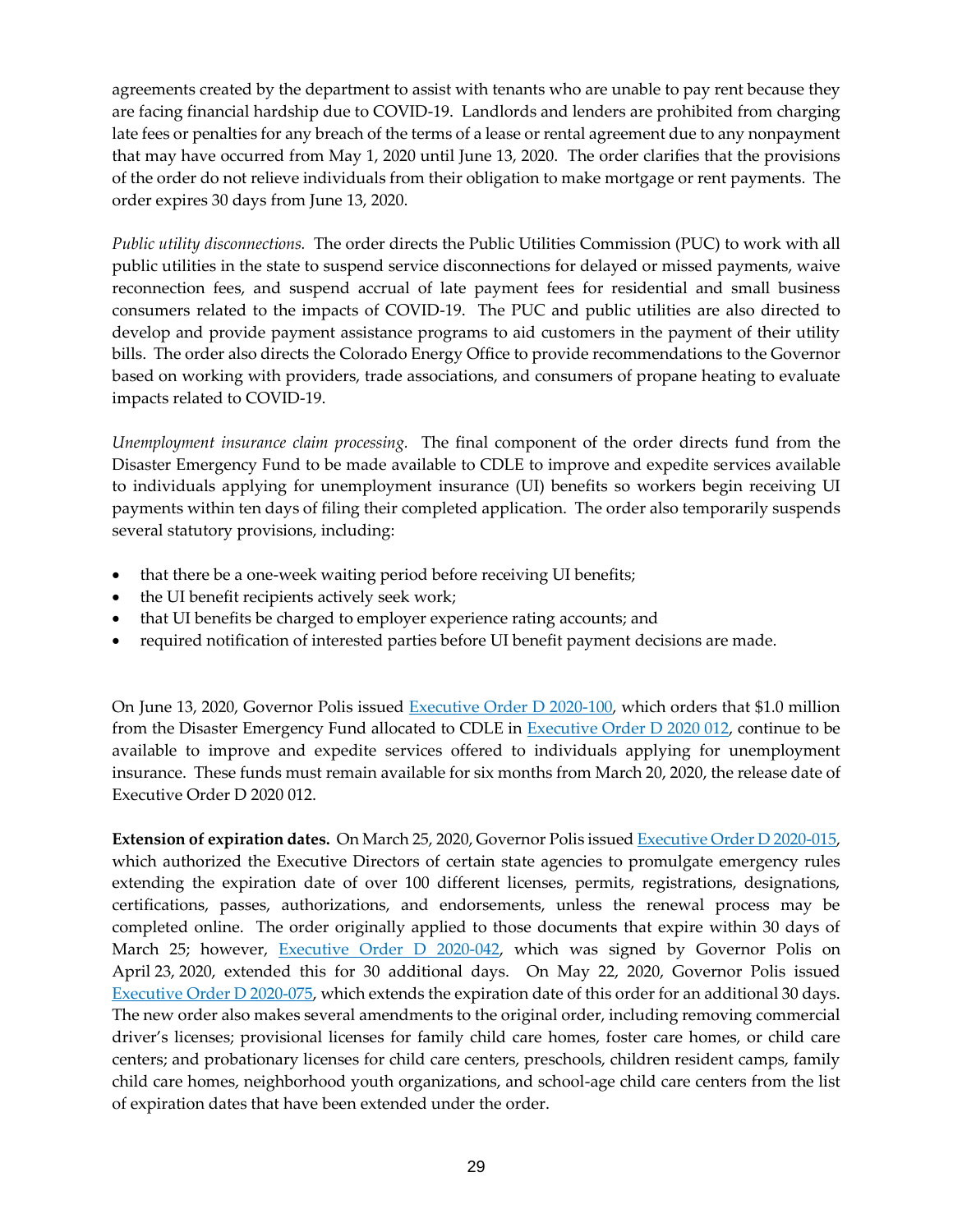agreements created by the department to assist with tenants who are unable to pay rent because they are facing financial hardship due to COVID-19. Landlords and lenders are prohibited from charging late fees or penalties for any breach of the terms of a lease or rental agreement due to any nonpayment that may have occurred from May 1, 2020 until June 13, 2020. The order clarifies that the provisions of the order do not relieve individuals from their obligation to make mortgage or rent payments. The order expires 30 days from June 13, 2020.

*Public utility disconnections.* The order directs the Public Utilities Commission (PUC) to work with all public utilities in the state to suspend service disconnections for delayed or missed payments, waive reconnection fees, and suspend accrual of late payment fees for residential and small business consumers related to the impacts of COVID-19. The PUC and public utilities are also directed to develop and provide payment assistance programs to aid customers in the payment of their utility bills. The order also directs the Colorado Energy Office to provide recommendations to the Governor based on working with providers, trade associations, and consumers of propane heating to evaluate impacts related to COVID-19.

*Unemployment insurance claim processing.* The final component of the order directs fund from the Disaster Emergency Fund to be made available to CDLE to improve and expedite services available to individuals applying for unemployment insurance (UI) benefits so workers begin receiving UI payments within ten days of filing their completed application. The order also temporarily suspends several statutory provisions, including:

- that there be a one-week waiting period before receiving UI benefits;
- the UI benefit recipients actively seek work;
- that UI benefits be charged to employer experience rating accounts; and
- required notification of interested parties before UI benefit payment decisions are made.

On June 13, 2020, Governor Polis issued Executive Order D 2020-100, which orders that $1.0 million from the Disaster Emergency Fund allocated to CDLE in Executive Order D 2020 012, continue to be available to improve and expedite services offered to individuals applying for unemployment insurance. These funds must remain available for six months from March 20, 2020, the release date of Executive Order D 2020 012.

**Extension of expiration dates.** On March 25, 2020, Governor Polis issued Executive Order D 2020-015, which authorized the Executive Directors of certain state agencies to promulgate emergency rules extending the expiration date of over 100 different licenses, permits, registrations, designations, certifications, passes, authorizations, and endorsements, unless the renewal process may be completed online. The order originally applied to those documents that expire within 30 days of March 25; however, Executive Order D 2020-042, which was signed by Governor Polis on April 23, 2020, extended this for 30 additional days. On May 22, 2020, Governor Polis issued Executive Order D 2020-075, which extends the expiration date of this order for an additional 30 days. The new order also makes several amendments to the original order, including removing commercial driver's licenses; provisional licenses for family child care homes, foster care homes, or child care centers; and probationary licenses for child care centers, preschools, children resident camps, family child care homes, neighborhood youth organizations, and school-age child care centers from the list of expiration dates that have been extended under the order.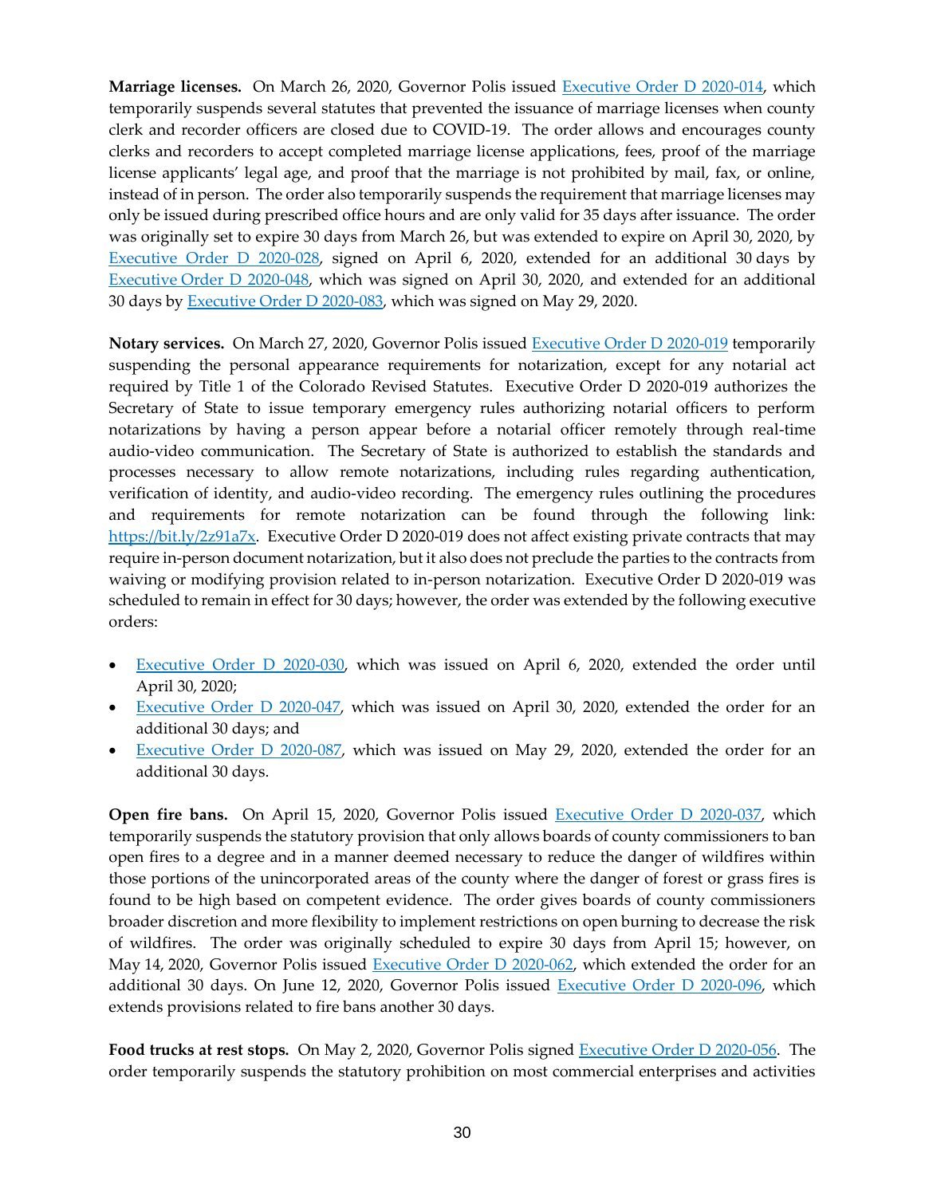**Marriage licenses.** On March 26, 2020, Governor Polis issued [Executive Order D 2020-014](), which temporarily suspends several statutes that prevented the issuance of marriage licenses when county clerk and recorder officers are closed due to COVID-19. The order allows and encourages county clerks and recorders to accept completed marriage license applications, fees, proof of the marriage license applicants' legal age, and proof that the marriage is not prohibited by mail, fax, or online, instead of in person. The order also temporarily suspends the requirement that marriage licenses may only be issued during prescribed office hours and are only valid for 35 days after issuance. The order was originally set to expire 30 days from March 26, but was extended to expire on April 30, 2020, by [Executive Order D 2020-028](), signed on April 6, 2020, extended for an additional 30 days by [Executive Order D 2020-048](), which was signed on April 30, 2020, and extended for an additional 30 days by [Executive Order D 2020-083](), which was signed on May 29, 2020.

**Notary services.** On March 27, 2020, Governor Polis issued [Executive Order D 2020-019]() temporarily suspending the personal appearance requirements for notarization, except for any notarial act required by Title 1 of the Colorado Revised Statutes. Executive Order D 2020-019 authorizes the Secretary of State to issue temporary emergency rules authorizing notarial officers to perform notarizations by having a person appear before a notarial officer remotely through real-time audio-video communication. The Secretary of State is authorized to establish the standards and processes necessary to allow remote notarizations, including rules regarding authentication, verification of identity, and audio-video recording. The emergency rules outlining the procedures and requirements for remote notarization can be found through the following link: [https://bit.ly/2z91a7x](https://bit.ly/2z91a7x). Executive Order D 2020-019 does not affect existing private contracts that may require in-person document notarization, but it also does not preclude the parties to the contracts from waiving or modifying provision related to in-person notarization. Executive Order D 2020-019 was scheduled to remain in effect for 30 days; however, the order was extended by the following executive orders:

- [Executive Order D 2020-030](), which was issued on April 6, 2020, extended the order until April 30, 2020;
- [Executive Order D 2020-047](), which was issued on April 30, 2020, extended the order for an additional 30 days; and
- [Executive Order D 2020-087](), which was issued on May 29, 2020, extended the order for an additional 30 days.

**Open fire bans.** On April 15, 2020, Governor Polis issued [Executive Order D 2020-037](), which temporarily suspends the statutory provision that only allows boards of county commissioners to ban open fires to a degree and in a manner deemed necessary to reduce the danger of wildfires within those portions of the unincorporated areas of the county where the danger of forest or grass fires is found to be high based on competent evidence. The order gives boards of county commissioners broader discretion and more flexibility to implement restrictions on open burning to decrease the risk of wildfires. The order was originally scheduled to expire 30 days from April 15; however, on May 14, 2020, Governor Polis issued [Executive Order D 2020-062](), which extended the order for an additional 30 days. On June 12, 2020, Governor Polis issued [Executive Order D 2020-096](), which extends provisions related to fire bans another 30 days.

**Food trucks at rest stops.** On May 2, 2020, Governor Polis signed [Executive Order D 2020-056](). The order temporarily suspends the statutory prohibition on most commercial enterprises and activities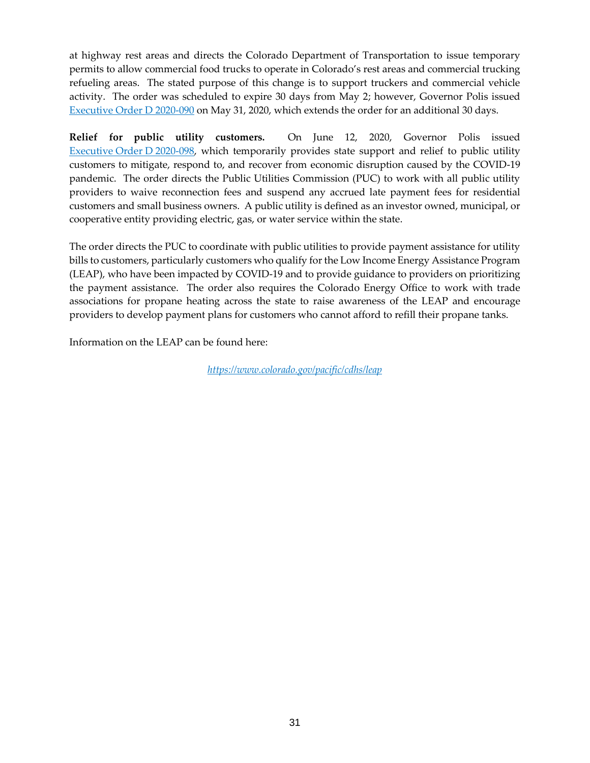at highway rest areas and directs the Colorado Department of Transportation to issue temporary permits to allow commercial food trucks to operate in Colorado's rest areas and commercial trucking refueling areas. The stated purpose of this change is to support truckers and commercial vehicle activity. The order was scheduled to expire 30 days from May 2; however, Governor Polis issued [Executive Order D 2020-090](#) on May 31, 2020, which extends the order for an additional 30 days.

**Relief for public utility customers.** On June 12, 2020, Governor Polis issued [Executive Order D 2020-098](#), which temporarily provides state support and relief to public utility customers to mitigate, respond to, and recover from economic disruption caused by the COVID-19 pandemic. The order directs the Public Utilities Commission (PUC) to work with all public utility providers to waive reconnection fees and suspend any accrued late payment fees for residential customers and small business owners. A public utility is defined as an investor owned, municipal, or cooperative entity providing electric, gas, or water service within the state.

The order directs the PUC to coordinate with public utilities to provide payment assistance for utility bills to customers, particularly customers who qualify for the Low Income Energy Assistance Program (LEAP), who have been impacted by COVID-19 and to provide guidance to providers on prioritizing the payment assistance. The order also requires the Colorado Energy Office to work with trade associations for propane heating across the state to raise awareness of the LEAP and encourage providers to develop payment plans for customers who cannot afford to refill their propane tanks.

Information on the LEAP can be found here:

*https://www.colorado.gov/pacific/cdhs/leap*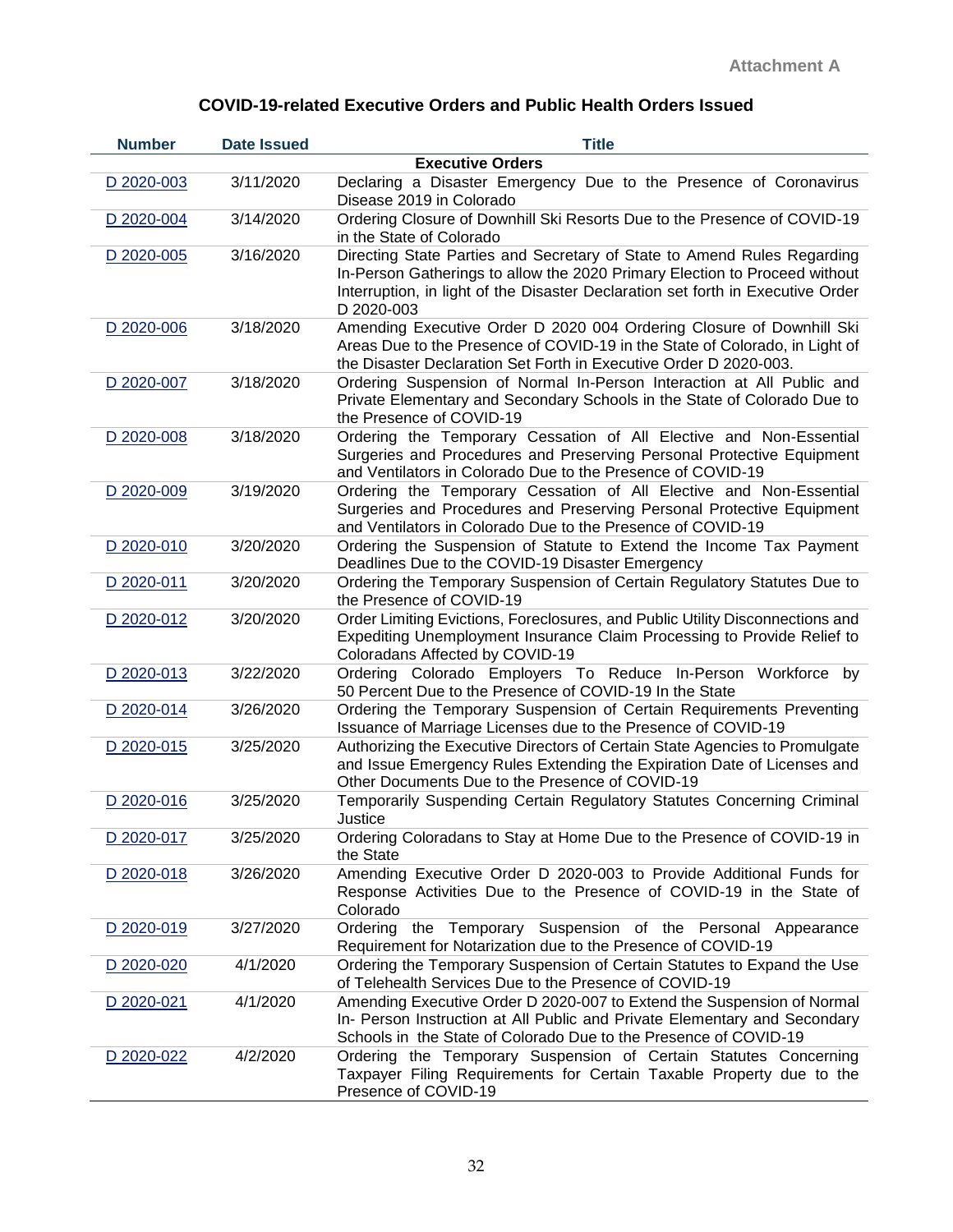Attachment A

## COVID-19-related Executive Orders and Public Health Orders Issued

| Number | Date Issued | Title |
|---|---|---|
| | | **Executive Orders** |
| D 2020-003 | 3/11/2020 | Declaring a Disaster Emergency Due to the Presence of Coronavirus Disease 2019 in Colorado |
| D 2020-004 | 3/14/2020 | Ordering Closure of Downhill Ski Resorts Due to the Presence of COVID-19 in the State of Colorado |
| D 2020-005 | 3/16/2020 | Directing State Parties and Secretary of State to Amend Rules Regarding In-Person Gatherings to allow the 2020 Primary Election to Proceed without Interruption, in light of the Disaster Declaration set forth in Executive Order D 2020-003 |
| D 2020-006 | 3/18/2020 | Amending Executive Order D 2020 004 Ordering Closure of Downhill Ski Areas Due to the Presence of COVID-19 in the State of Colorado, in Light of the Disaster Declaration Set Forth in Executive Order D 2020-003. |
| D 2020-007 | 3/18/2020 | Ordering Suspension of Normal In-Person Interaction at All Public and Private Elementary and Secondary Schools in the State of Colorado Due to the Presence of COVID-19 |
| D 2020-008 | 3/18/2020 | Ordering the Temporary Cessation of All Elective and Non-Essential Surgeries and Procedures and Preserving Personal Protective Equipment and Ventilators in Colorado Due to the Presence of COVID-19 |
| D 2020-009 | 3/19/2020 | Ordering the Temporary Cessation of All Elective and Non-Essential Surgeries and Procedures and Preserving Personal Protective Equipment and Ventilators in Colorado Due to the Presence of COVID-19 |
| D 2020-010 | 3/20/2020 | Ordering the Suspension of Statute to Extend the Income Tax Payment Deadlines Due to the COVID-19 Disaster Emergency |
| D 2020-011 | 3/20/2020 | Ordering the Temporary Suspension of Certain Regulatory Statutes Due to the Presence of COVID-19 |
| D 2020-012 | 3/20/2020 | Order Limiting Evictions, Foreclosures, and Public Utility Disconnections and Expediting Unemployment Insurance Claim Processing to Provide Relief to Coloradans Affected by COVID-19 |
| D 2020-013 | 3/22/2020 | Ordering Colorado Employers To Reduce In-Person Workforce by 50 Percent Due to the Presence of COVID-19 In the State |
| D 2020-014 | 3/26/2020 | Ordering the Temporary Suspension of Certain Requirements Preventing Issuance of Marriage Licenses due to the Presence of COVID-19 |
| D 2020-015 | 3/25/2020 | Authorizing the Executive Directors of Certain State Agencies to Promulgate and Issue Emergency Rules Extending the Expiration Date of Licenses and Other Documents Due to the Presence of COVID-19 |
| D 2020-016 | 3/25/2020 | Temporarily Suspending Certain Regulatory Statutes Concerning Criminal Justice |
| D 2020-017 | 3/25/2020 | Ordering Coloradans to Stay at Home Due to the Presence of COVID-19 in the State |
| D 2020-018 | 3/26/2020 | Amending Executive Order D 2020-003 to Provide Additional Funds for Response Activities Due to the Presence of COVID-19 in the State of Colorado |
| D 2020-019 | 3/27/2020 | Ordering the Temporary Suspension of the Personal Appearance Requirement for Notarization due to the Presence of COVID-19 |
| D 2020-020 | 4/1/2020 | Ordering the Temporary Suspension of Certain Statutes to Expand the Use of Telehealth Services Due to the Presence of COVID-19 |
| D 2020-021 | 4/1/2020 | Amending Executive Order D 2020-007 to Extend the Suspension of Normal In- Person Instruction at All Public and Private Elementary and Secondary Schools in the State of Colorado Due to the Presence of COVID-19 |
| D 2020-022 | 4/2/2020 | Ordering the Temporary Suspension of Certain Statutes Concerning Taxpayer Filing Requirements for Certain Taxable Property due to the Presence of COVID-19 |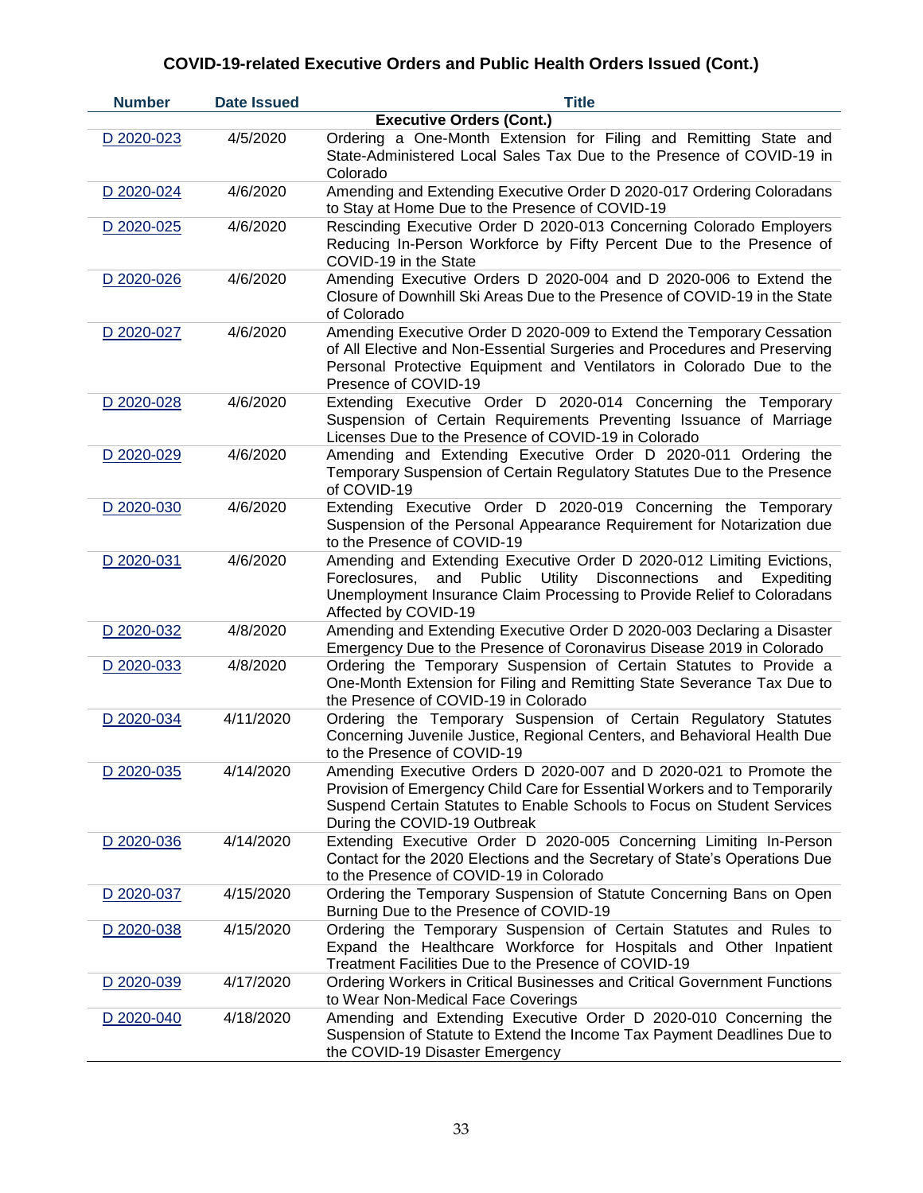## COVID-19-related Executive Orders and Public Health Orders Issued (Cont.)

| Number | Date Issued | Title |
|---|---|---|
| | | **Executive Orders (Cont.)** |
| D 2020-023 | 4/5/2020 | Ordering a One-Month Extension for Filing and Remitting State and State-Administered Local Sales Tax Due to the Presence of COVID-19 in Colorado |
| D 2020-024 | 4/6/2020 | Amending and Extending Executive Order D 2020-017 Ordering Coloradans to Stay at Home Due to the Presence of COVID-19 |
| D 2020-025 | 4/6/2020 | Rescinding Executive Order D 2020-013 Concerning Colorado Employers Reducing In-Person Workforce by Fifty Percent Due to the Presence of COVID-19 in the State |
| D 2020-026 | 4/6/2020 | Amending Executive Orders D 2020-004 and D 2020-006 to Extend the Closure of Downhill Ski Areas Due to the Presence of COVID-19 in the State of Colorado |
| D 2020-027 | 4/6/2020 | Amending Executive Order D 2020-009 to Extend the Temporary Cessation of All Elective and Non-Essential Surgeries and Procedures and Preserving Personal Protective Equipment and Ventilators in Colorado Due to the Presence of COVID-19 |
| D 2020-028 | 4/6/2020 | Extending Executive Order D 2020-014 Concerning the Temporary Suspension of Certain Requirements Preventing Issuance of Marriage Licenses Due to the Presence of COVID-19 in Colorado |
| D 2020-029 | 4/6/2020 | Amending and Extending Executive Order D 2020-011 Ordering the Temporary Suspension of Certain Regulatory Statutes Due to the Presence of COVID-19 |
| D 2020-030 | 4/6/2020 | Extending Executive Order D 2020-019 Concerning the Temporary Suspension of the Personal Appearance Requirement for Notarization due to the Presence of COVID-19 |
| D 2020-031 | 4/6/2020 | Amending and Extending Executive Order D 2020-012 Limiting Evictions, Foreclosures, and Public Utility Disconnections and Expediting Unemployment Insurance Claim Processing to Provide Relief to Coloradans Affected by COVID-19 |
| D 2020-032 | 4/8/2020 | Amending and Extending Executive Order D 2020-003 Declaring a Disaster Emergency Due to the Presence of Coronavirus Disease 2019 in Colorado |
| D 2020-033 | 4/8/2020 | Ordering the Temporary Suspension of Certain Statutes to Provide a One-Month Extension for Filing and Remitting State Severance Tax Due to the Presence of COVID-19 in Colorado |
| D 2020-034 | 4/11/2020 | Ordering the Temporary Suspension of Certain Regulatory Statutes Concerning Juvenile Justice, Regional Centers, and Behavioral Health Due to the Presence of COVID-19 |
| D 2020-035 | 4/14/2020 | Amending Executive Orders D 2020-007 and D 2020-021 to Promote the Provision of Emergency Child Care for Essential Workers and to Temporarily Suspend Certain Statutes to Enable Schools to Focus on Student Services During the COVID-19 Outbreak |
| D 2020-036 | 4/14/2020 | Extending Executive Order D 2020-005 Concerning Limiting In-Person Contact for the 2020 Elections and the Secretary of State's Operations Due to the Presence of COVID-19 in Colorado |
| D 2020-037 | 4/15/2020 | Ordering the Temporary Suspension of Statute Concerning Bans on Open Burning Due to the Presence of COVID-19 |
| D 2020-038 | 4/15/2020 | Ordering the Temporary Suspension of Certain Statutes and Rules to Expand the Healthcare Workforce for Hospitals and Other Inpatient Treatment Facilities Due to the Presence of COVID-19 |
| D 2020-039 | 4/17/2020 | Ordering Workers in Critical Businesses and Critical Government Functions to Wear Non-Medical Face Coverings |
| D 2020-040 | 4/18/2020 | Amending and Extending Executive Order D 2020-010 Concerning the Suspension of Statute to Extend the Income Tax Payment Deadlines Due to the COVID-19 Disaster Emergency |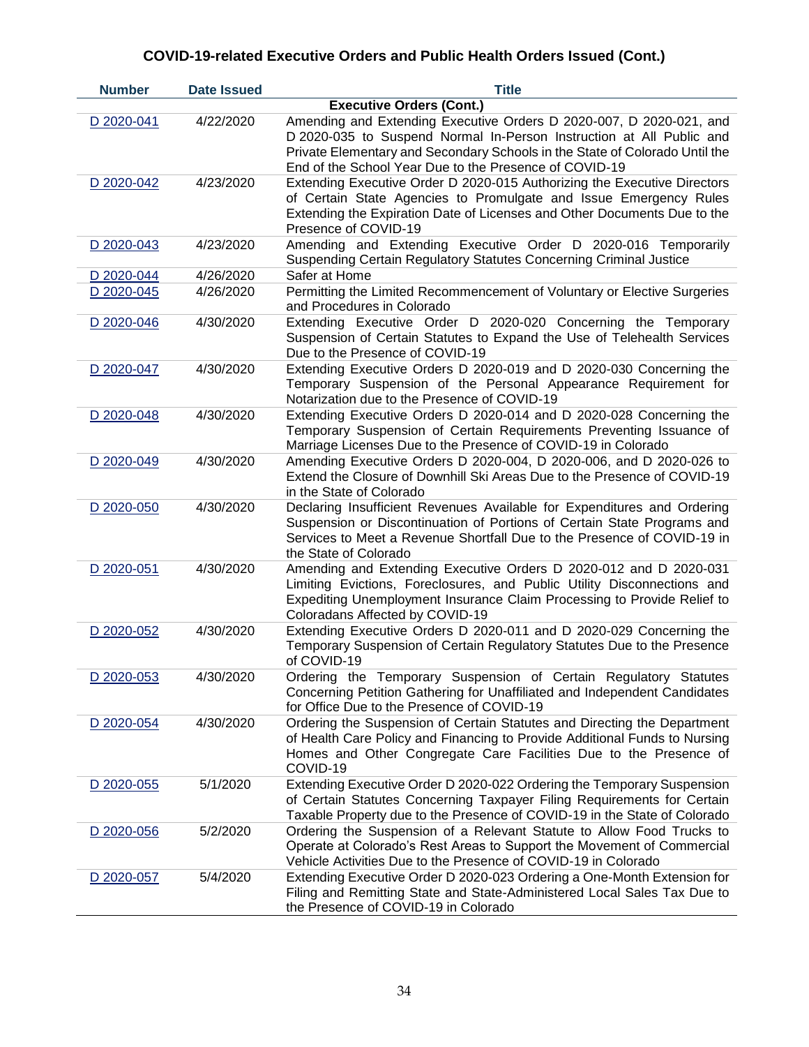## COVID-19-related Executive Orders and Public Health Orders Issued (Cont.)

| Number | Date Issued | Title |
|---|---|---|
| | | **Executive Orders (Cont.)** |
| D 2020-041 | 4/22/2020 | Amending and Extending Executive Orders D 2020-007, D 2020-021, and D 2020-035 to Suspend Normal In-Person Instruction at All Public and Private Elementary and Secondary Schools in the State of Colorado Until the End of the School Year Due to the Presence of COVID-19 |
| D 2020-042 | 4/23/2020 | Extending Executive Order D 2020-015 Authorizing the Executive Directors of Certain State Agencies to Promulgate and Issue Emergency Rules Extending the Expiration Date of Licenses and Other Documents Due to the Presence of COVID-19 |
| D 2020-043 | 4/23/2020 | Amending and Extending Executive Order D 2020-016 Temporarily Suspending Certain Regulatory Statutes Concerning Criminal Justice |
| D 2020-044 | 4/26/2020 | Safer at Home |
| D 2020-045 | 4/26/2020 | Permitting the Limited Recommencement of Voluntary or Elective Surgeries and Procedures in Colorado |
| D 2020-046 | 4/30/2020 | Extending Executive Order D 2020-020 Concerning the Temporary Suspension of Certain Statutes to Expand the Use of Telehealth Services Due to the Presence of COVID-19 |
| D 2020-047 | 4/30/2020 | Extending Executive Orders D 2020-019 and D 2020-030 Concerning the Temporary Suspension of the Personal Appearance Requirement for Notarization due to the Presence of COVID-19 |
| D 2020-048 | 4/30/2020 | Extending Executive Orders D 2020-014 and D 2020-028 Concerning the Temporary Suspension of Certain Requirements Preventing Issuance of Marriage Licenses Due to the Presence of COVID-19 in Colorado |
| D 2020-049 | 4/30/2020 | Amending Executive Orders D 2020-004, D 2020-006, and D 2020-026 to Extend the Closure of Downhill Ski Areas Due to the Presence of COVID-19 in the State of Colorado |
| D 2020-050 | 4/30/2020 | Declaring Insufficient Revenues Available for Expenditures and Ordering Suspension or Discontinuation of Portions of Certain State Programs and Services to Meet a Revenue Shortfall Due to the Presence of COVID-19 in the State of Colorado |
| D 2020-051 | 4/30/2020 | Amending and Extending Executive Orders D 2020-012 and D 2020-031 Limiting Evictions, Foreclosures, and Public Utility Disconnections and Expediting Unemployment Insurance Claim Processing to Provide Relief to Coloradans Affected by COVID-19 |
| D 2020-052 | 4/30/2020 | Extending Executive Orders D 2020-011 and D 2020-029 Concerning the Temporary Suspension of Certain Regulatory Statutes Due to the Presence of COVID-19 |
| D 2020-053 | 4/30/2020 | Ordering the Temporary Suspension of Certain Regulatory Statutes Concerning Petition Gathering for Unaffiliated and Independent Candidates for Office Due to the Presence of COVID-19 |
| D 2020-054 | 4/30/2020 | Ordering the Suspension of Certain Statutes and Directing the Department of Health Care Policy and Financing to Provide Additional Funds to Nursing Homes and Other Congregate Care Facilities Due to the Presence of COVID-19 |
| D 2020-055 | 5/1/2020 | Extending Executive Order D 2020-022 Ordering the Temporary Suspension of Certain Statutes Concerning Taxpayer Filing Requirements for Certain Taxable Property due to the Presence of COVID-19 in the State of Colorado |
| D 2020-056 | 5/2/2020 | Ordering the Suspension of a Relevant Statute to Allow Food Trucks to Operate at Colorado's Rest Areas to Support the Movement of Commercial Vehicle Activities Due to the Presence of COVID-19 in Colorado |
| D 2020-057 | 5/4/2020 | Extending Executive Order D 2020-023 Ordering a One-Month Extension for Filing and Remitting State and State-Administered Local Sales Tax Due to the Presence of COVID-19 in Colorado |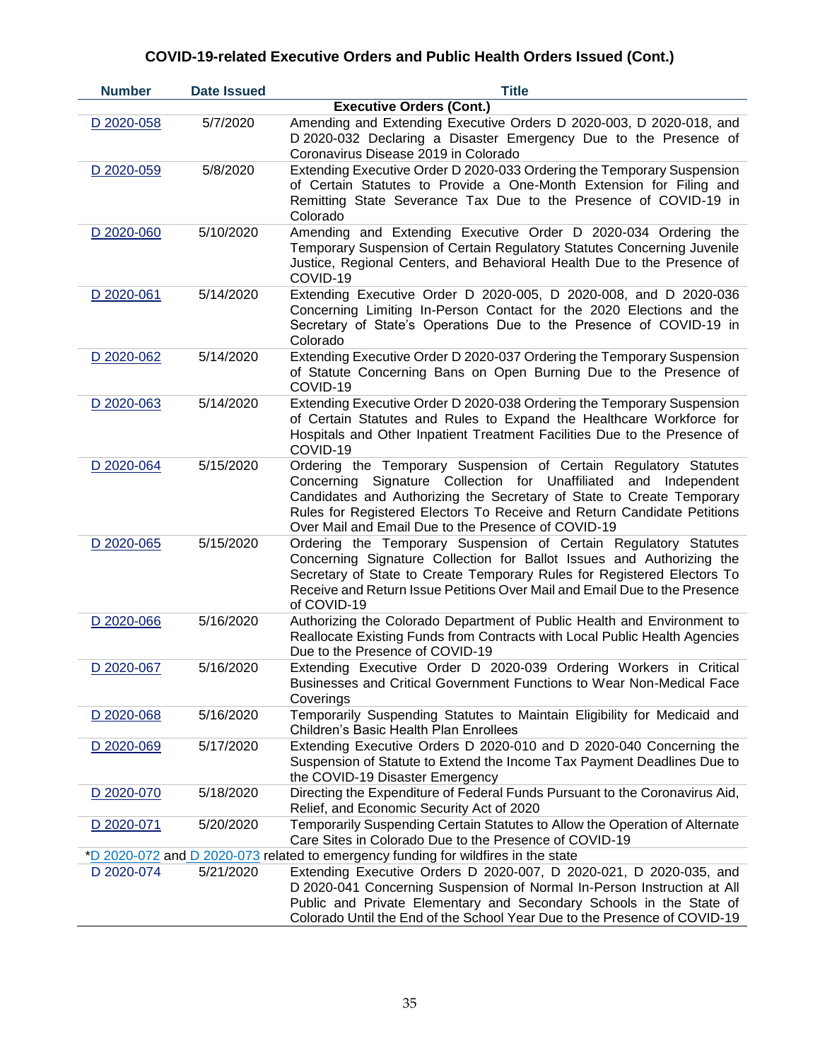## COVID-19-related Executive Orders and Public Health Orders Issued (Cont.)

| Number | Date Issued | Title |
|---|---|---|
| | | **Executive Orders (Cont.)** |
| D 2020-058 | 5/7/2020 | Amending and Extending Executive Orders D 2020-003, D 2020-018, and D 2020-032 Declaring a Disaster Emergency Due to the Presence of Coronavirus Disease 2019 in Colorado |
| D 2020-059 | 5/8/2020 | Extending Executive Order D 2020-033 Ordering the Temporary Suspension of Certain Statutes to Provide a One-Month Extension for Filing and Remitting State Severance Tax Due to the Presence of COVID-19 in Colorado |
| D 2020-060 | 5/10/2020 | Amending and Extending Executive Order D 2020-034 Ordering the Temporary Suspension of Certain Regulatory Statutes Concerning Juvenile Justice, Regional Centers, and Behavioral Health Due to the Presence of COVID-19 |
| D 2020-061 | 5/14/2020 | Extending Executive Order D 2020-005, D 2020-008, and D 2020-036 Concerning Limiting In-Person Contact for the 2020 Elections and the Secretary of State's Operations Due to the Presence of COVID-19 in Colorado |
| D 2020-062 | 5/14/2020 | Extending Executive Order D 2020-037 Ordering the Temporary Suspension of Statute Concerning Bans on Open Burning Due to the Presence of COVID-19 |
| D 2020-063 | 5/14/2020 | Extending Executive Order D 2020-038 Ordering the Temporary Suspension of Certain Statutes and Rules to Expand the Healthcare Workforce for Hospitals and Other Inpatient Treatment Facilities Due to the Presence of COVID-19 |
| D 2020-064 | 5/15/2020 | Ordering the Temporary Suspension of Certain Regulatory Statutes Concerning Signature Collection for Unaffiliated and Independent Candidates and Authorizing the Secretary of State to Create Temporary Rules for Registered Electors To Receive and Return Candidate Petitions Over Mail and Email Due to the Presence of COVID-19 |
| D 2020-065 | 5/15/2020 | Ordering the Temporary Suspension of Certain Regulatory Statutes Concerning Signature Collection for Ballot Issues and Authorizing the Secretary of State to Create Temporary Rules for Registered Electors To Receive and Return Issue Petitions Over Mail and Email Due to the Presence of COVID-19 |
| D 2020-066 | 5/16/2020 | Authorizing the Colorado Department of Public Health and Environment to Reallocate Existing Funds from Contracts with Local Public Health Agencies Due to the Presence of COVID-19 |
| D 2020-067 | 5/16/2020 | Extending Executive Order D 2020-039 Ordering Workers in Critical Businesses and Critical Government Functions to Wear Non-Medical Face Coverings |
| D 2020-068 | 5/16/2020 | Temporarily Suspending Statutes to Maintain Eligibility for Medicaid and Children's Basic Health Plan Enrollees |
| D 2020-069 | 5/17/2020 | Extending Executive Orders D 2020-010 and D 2020-040 Concerning the Suspension of Statute to Extend the Income Tax Payment Deadlines Due to the COVID-19 Disaster Emergency |
| D 2020-070 | 5/18/2020 | Directing the Expenditure of Federal Funds Pursuant to the Coronavirus Aid, Relief, and Economic Security Act of 2020 |
| D 2020-071 | 5/20/2020 | Temporarily Suspending Certain Statutes to Allow the Operation of Alternate Care Sites in Colorado Due to the Presence of COVID-19 |
| *D 2020-072 and D 2020-073 related to emergency funding for wildfires in the state | | |
| D 2020-074 | 5/21/2020 | Extending Executive Orders D 2020-007, D 2020-021, D 2020-035, and D 2020-041 Concerning Suspension of Normal In-Person Instruction at All Public and Private Elementary and Secondary Schools in the State of Colorado Until the End of the School Year Due to the Presence of COVID-19 |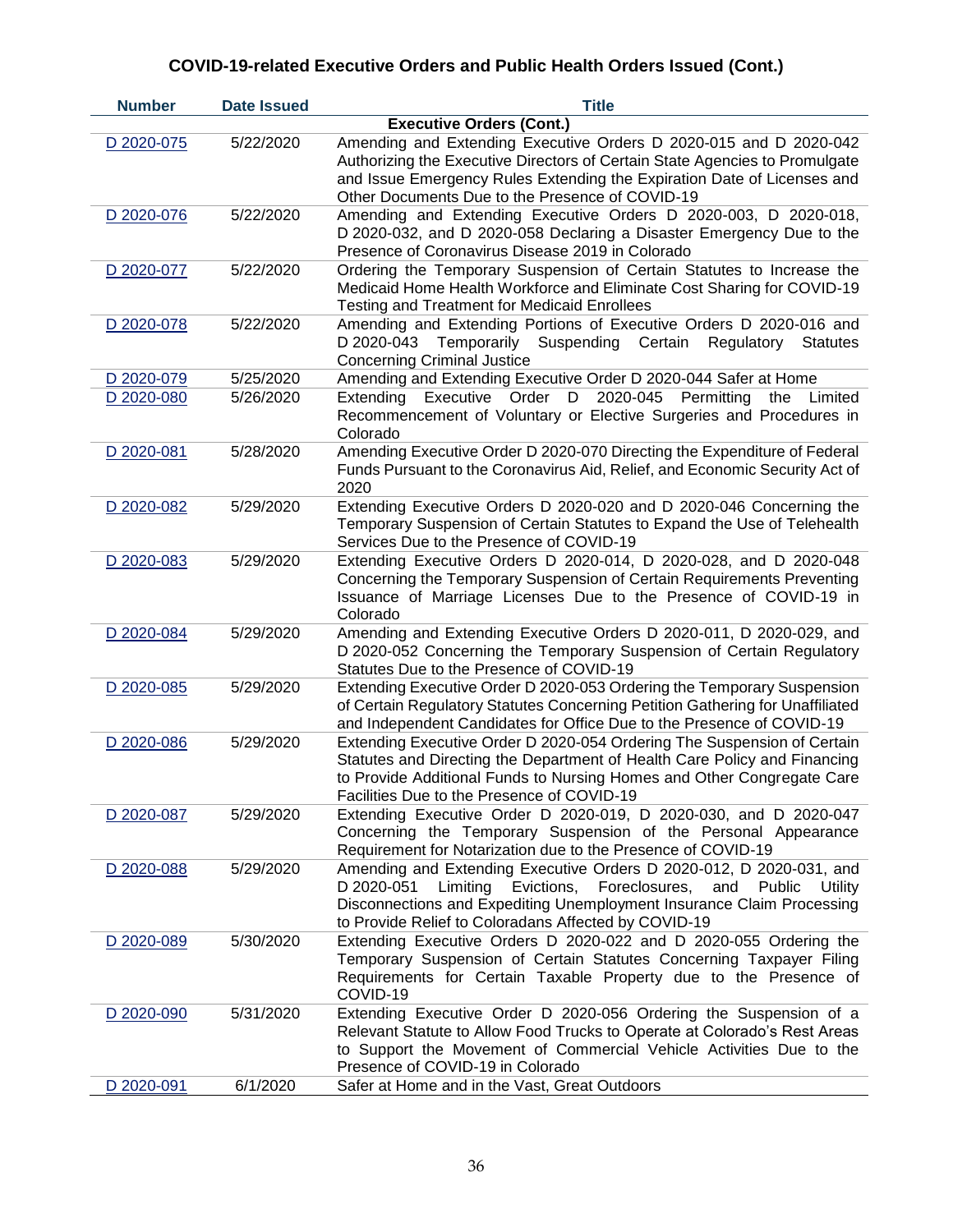## COVID-19-related Executive Orders and Public Health Orders Issued (Cont.)

| Number | Date Issued | Title |
|---|---|---|
| | | **Executive Orders (Cont.)** |
| D 2020-075 | 5/22/2020 | Amending and Extending Executive Orders D 2020-015 and D 2020-042 Authorizing the Executive Directors of Certain State Agencies to Promulgate and Issue Emergency Rules Extending the Expiration Date of Licenses and Other Documents Due to the Presence of COVID-19 |
| D 2020-076 | 5/22/2020 | Amending and Extending Executive Orders D 2020-003, D 2020-018, D 2020-032, and D 2020-058 Declaring a Disaster Emergency Due to the Presence of Coronavirus Disease 2019 in Colorado |
| D 2020-077 | 5/22/2020 | Ordering the Temporary Suspension of Certain Statutes to Increase the Medicaid Home Health Workforce and Eliminate Cost Sharing for COVID-19 Testing and Treatment for Medicaid Enrollees |
| D 2020-078 | 5/22/2020 | Amending and Extending Portions of Executive Orders D 2020-016 and D 2020-043 Temporarily Suspending Certain Regulatory Statutes Concerning Criminal Justice |
| D 2020-079 | 5/25/2020 | Amending and Extending Executive Order D 2020-044 Safer at Home |
| D 2020-080 | 5/26/2020 | Extending Executive Order D 2020-045 Permitting the Limited Recommencement of Voluntary or Elective Surgeries and Procedures in Colorado |
| D 2020-081 | 5/28/2020 | Amending Executive Order D 2020-070 Directing the Expenditure of Federal Funds Pursuant to the Coronavirus Aid, Relief, and Economic Security Act of 2020 |
| D 2020-082 | 5/29/2020 | Extending Executive Orders D 2020-020 and D 2020-046 Concerning the Temporary Suspension of Certain Statutes to Expand the Use of Telehealth Services Due to the Presence of COVID-19 |
| D 2020-083 | 5/29/2020 | Extending Executive Orders D 2020-014, D 2020-028, and D 2020-048 Concerning the Temporary Suspension of Certain Requirements Preventing Issuance of Marriage Licenses Due to the Presence of COVID-19 in Colorado |
| D 2020-084 | 5/29/2020 | Amending and Extending Executive Orders D 2020-011, D 2020-029, and D 2020-052 Concerning the Temporary Suspension of Certain Regulatory Statutes Due to the Presence of COVID-19 |
| D 2020-085 | 5/29/2020 | Extending Executive Order D 2020-053 Ordering the Temporary Suspension of Certain Regulatory Statutes Concerning Petition Gathering for Unaffiliated and Independent Candidates for Office Due to the Presence of COVID-19 |
| D 2020-086 | 5/29/2020 | Extending Executive Order D 2020-054 Ordering The Suspension of Certain Statutes and Directing the Department of Health Care Policy and Financing to Provide Additional Funds to Nursing Homes and Other Congregate Care Facilities Due to the Presence of COVID-19 |
| D 2020-087 | 5/29/2020 | Extending Executive Order D 2020-019, D 2020-030, and D 2020-047 Concerning the Temporary Suspension of the Personal Appearance Requirement for Notarization due to the Presence of COVID-19 |
| D 2020-088 | 5/29/2020 | Amending and Extending Executive Orders D 2020-012, D 2020-031, and D 2020-051 Limiting Evictions, Foreclosures, and Public Utility Disconnections and Expediting Unemployment Insurance Claim Processing to Provide Relief to Coloradans Affected by COVID-19 |
| D 2020-089 | 5/30/2020 | Extending Executive Orders D 2020-022 and D 2020-055 Ordering the Temporary Suspension of Certain Statutes Concerning Taxpayer Filing Requirements for Certain Taxable Property due to the Presence of COVID-19 |
| D 2020-090 | 5/31/2020 | Extending Executive Order D 2020-056 Ordering the Suspension of a Relevant Statute to Allow Food Trucks to Operate at Colorado's Rest Areas to Support the Movement of Commercial Vehicle Activities Due to the Presence of COVID-19 in Colorado |
| D 2020-091 | 6/1/2020 | Safer at Home and in the Vast, Great Outdoors |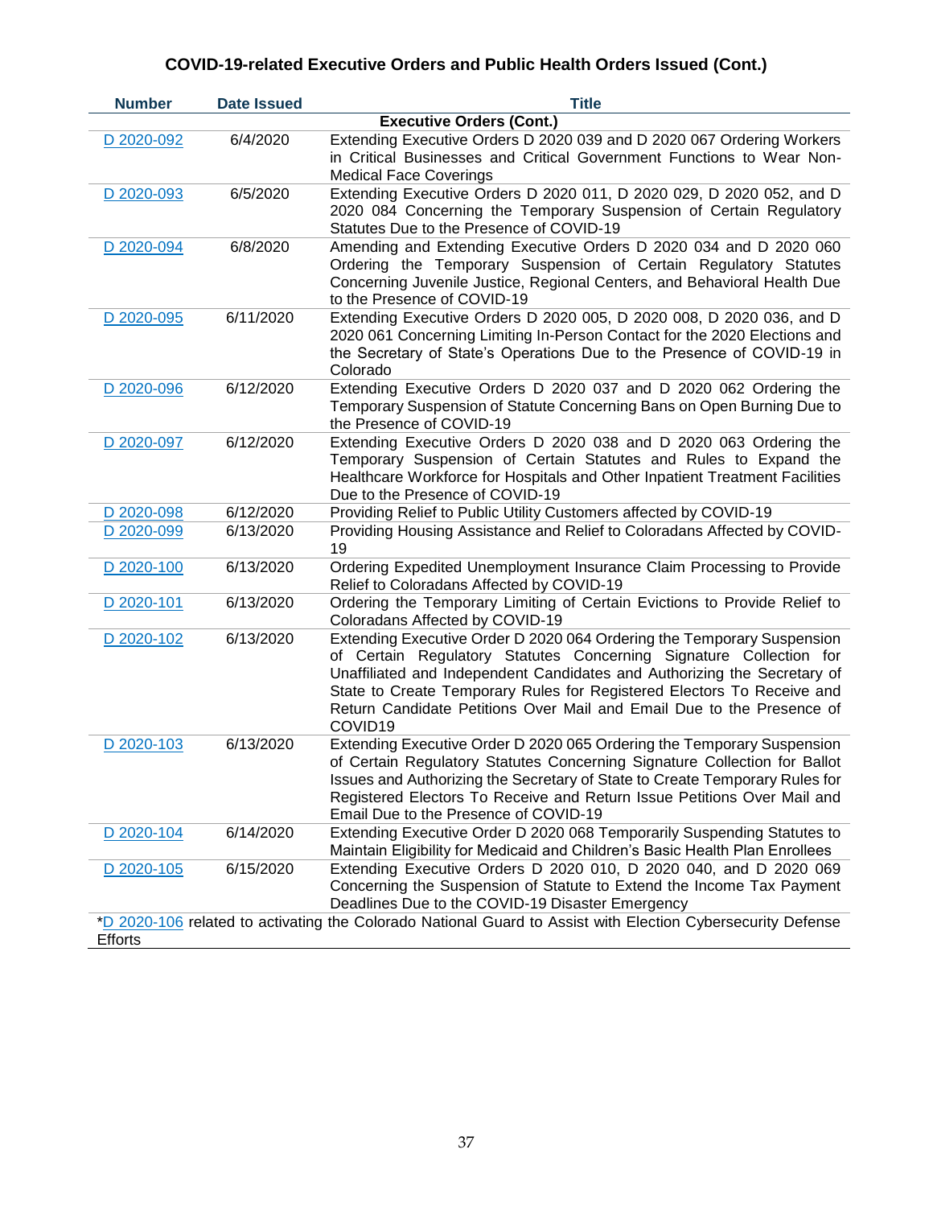### COVID-19-related Executive Orders and Public Health Orders Issued (Cont.)

| Number | Date Issued | Title |
|---|---|---|
| | | **Executive Orders (Cont.)** |
| D 2020-092 | 6/4/2020 | Extending Executive Orders D 2020 039 and D 2020 067 Ordering Workers in Critical Businesses and Critical Government Functions to Wear Non-Medical Face Coverings |
| D 2020-093 | 6/5/2020 | Extending Executive Orders D 2020 011, D 2020 029, D 2020 052, and D 2020 084 Concerning the Temporary Suspension of Certain Regulatory Statutes Due to the Presence of COVID-19 |
| D 2020-094 | 6/8/2020 | Amending and Extending Executive Orders D 2020 034 and D 2020 060 Ordering the Temporary Suspension of Certain Regulatory Statutes Concerning Juvenile Justice, Regional Centers, and Behavioral Health Due to the Presence of COVID-19 |
| D 2020-095 | 6/11/2020 | Extending Executive Orders D 2020 005, D 2020 008, D 2020 036, and D 2020 061 Concerning Limiting In-Person Contact for the 2020 Elections and the Secretary of State's Operations Due to the Presence of COVID-19 in Colorado |
| D 2020-096 | 6/12/2020 | Extending Executive Orders D 2020 037 and D 2020 062 Ordering the Temporary Suspension of Statute Concerning Bans on Open Burning Due to the Presence of COVID-19 |
| D 2020-097 | 6/12/2020 | Extending Executive Orders D 2020 038 and D 2020 063 Ordering the Temporary Suspension of Certain Statutes and Rules to Expand the Healthcare Workforce for Hospitals and Other Inpatient Treatment Facilities Due to the Presence of COVID-19 |
| D 2020-098 | 6/12/2020 | Providing Relief to Public Utility Customers affected by COVID-19 |
| D 2020-099 | 6/13/2020 | Providing Housing Assistance and Relief to Coloradans Affected by COVID-19 |
| D 2020-100 | 6/13/2020 | Ordering Expedited Unemployment Insurance Claim Processing to Provide Relief to Coloradans Affected by COVID-19 |
| D 2020-101 | 6/13/2020 | Ordering the Temporary Limiting of Certain Evictions to Provide Relief to Coloradans Affected by COVID-19 |
| D 2020-102 | 6/13/2020 | Extending Executive Order D 2020 064 Ordering the Temporary Suspension of Certain Regulatory Statutes Concerning Signature Collection for Unaffiliated and Independent Candidates and Authorizing the Secretary of State to Create Temporary Rules for Registered Electors To Receive and Return Candidate Petitions Over Mail and Email Due to the Presence of COVID19 |
| D 2020-103 | 6/13/2020 | Extending Executive Order D 2020 065 Ordering the Temporary Suspension of Certain Regulatory Statutes Concerning Signature Collection for Ballot Issues and Authorizing the Secretary of State to Create Temporary Rules for Registered Electors To Receive and Return Issue Petitions Over Mail and Email Due to the Presence of COVID-19 |
| D 2020-104 | 6/14/2020 | Extending Executive Order D 2020 068 Temporarily Suspending Statutes to Maintain Eligibility for Medicaid and Children's Basic Health Plan Enrollees |
| D 2020-105 | 6/15/2020 | Extending Executive Orders D 2020 010, D 2020 040, and D 2020 069 Concerning the Suspension of Statute to Extend the Income Tax Payment Deadlines Due to the COVID-19 Disaster Emergency |

*D 2020-106 related to activating the Colorado National Guard to Assist with Election Cybersecurity Defense Efforts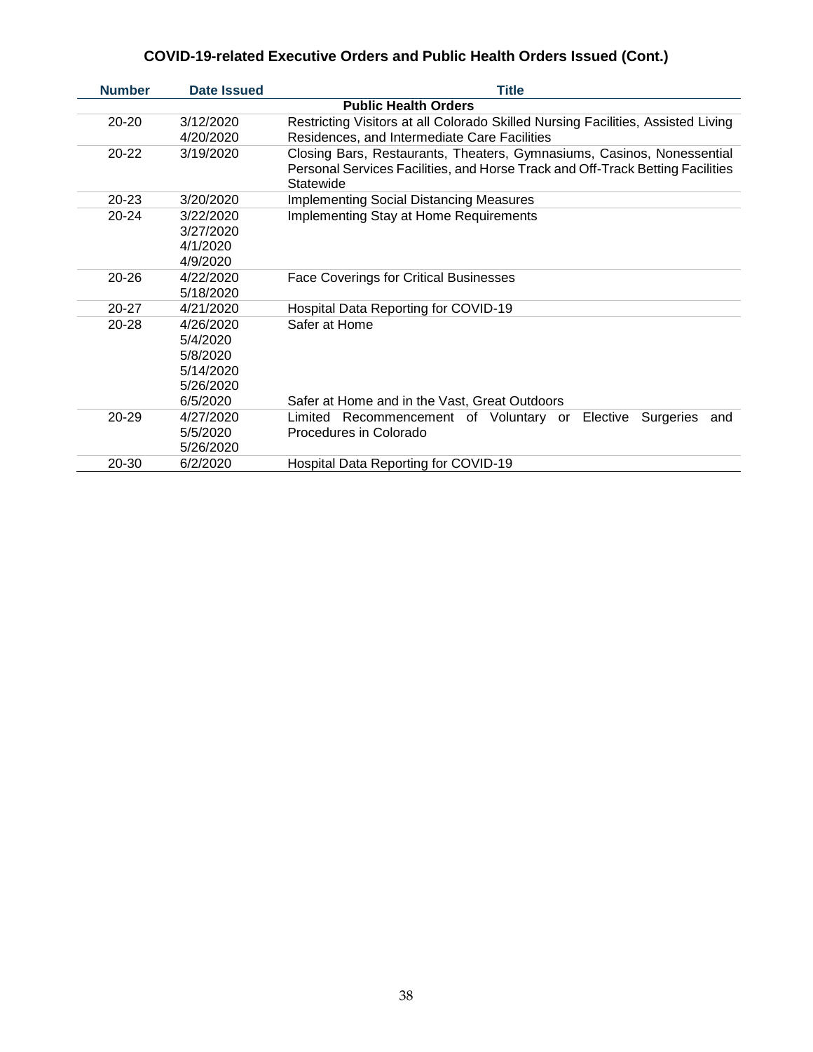# COVID-19-related Executive Orders and Public Health Orders Issued (Cont.)

| Number | Date Issued | Title |
|---|---|---|
| **Public Health Orders** | | |
| 20-20 | 3/12/2020<br>4/20/2020 | Restricting Visitors at all Colorado Skilled Nursing Facilities, Assisted Living Residences, and Intermediate Care Facilities |
| 20-22 | 3/19/2020 | Closing Bars, Restaurants, Theaters, Gymnasiums, Casinos, Nonessential Personal Services Facilities, and Horse Track and Off-Track Betting Facilities Statewide |
| 20-23 | 3/20/2020 | Implementing Social Distancing Measures |
| 20-24 | 3/22/2020<br>3/27/2020<br>4/1/2020<br>4/9/2020 | Implementing Stay at Home Requirements |
| 20-26 | 4/22/2020<br>5/18/2020 | Face Coverings for Critical Businesses |
| 20-27 | 4/21/2020 | Hospital Data Reporting for COVID-19 |
| 20-28 | 4/26/2020<br>5/4/2020<br>5/8/2020<br>5/14/2020<br>5/26/2020<br>6/5/2020 | Safer at Home<br><br><br><br><br>Safer at Home and in the Vast, Great Outdoors |
| 20-29 | 4/27/2020<br>5/5/2020<br>5/26/2020 | Limited Recommencement of Voluntary or Elective Surgeries and Procedures in Colorado |
| 20-30 | 6/2/2020 | Hospital Data Reporting for COVID-19 |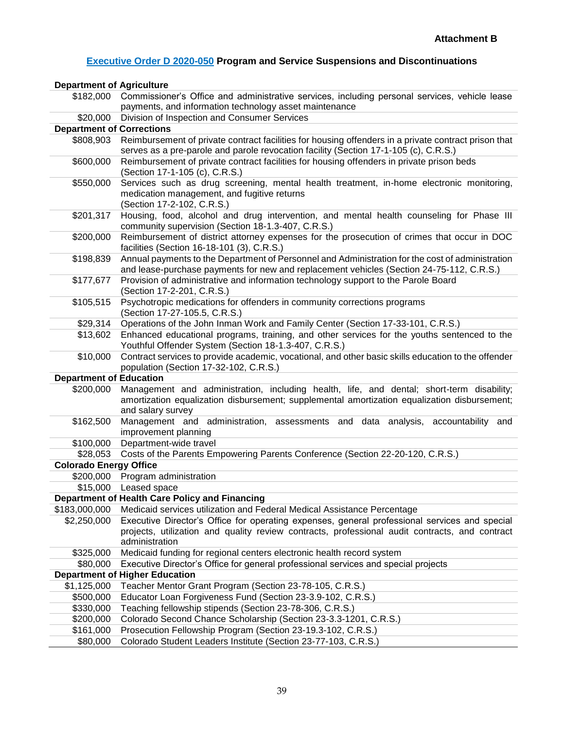**Attachment B**

## Executive Order D 2020-050 Program and Service Suspensions and Discontinuations

| Amount | Description |
|---|---|
| **Department of Agriculture** | |
| $182,000 | Commissioner's Office and administrative services, including personal services, vehicle lease payments, and information technology asset maintenance |
| $20,000 | Division of Inspection and Consumer Services |
| **Department of Corrections** | |
| $808,903 | Reimbursement of private contract facilities for housing offenders in a private contract prison that serves as a pre-parole and parole revocation facility (Section 17-1-105 (c), C.R.S.) |
| $600,000 | Reimbursement of private contract facilities for housing offenders in private prison beds (Section 17-1-105 (c), C.R.S.) |
| $550,000 | Services such as drug screening, mental health treatment, in-home electronic monitoring, medication management, and fugitive returns (Section 17-2-102, C.R.S.) |
| $201,317 | Housing, food, alcohol and drug intervention, and mental health counseling for Phase III community supervision (Section 18-1.3-407, C.R.S.) |
| $200,000 | Reimbursement of district attorney expenses for the prosecution of crimes that occur in DOC facilities (Section 16-18-101 (3), C.R.S.) |
| $198,839 | Annual payments to the Department of Personnel and Administration for the cost of administration and lease-purchase payments for new and replacement vehicles (Section 24-75-112, C.R.S.) |
| $177,677 | Provision of administrative and information technology support to the Parole Board (Section 17-2-201, C.R.S.) |
| $105,515 | Psychotropic medications for offenders in community corrections programs (Section 17-27-105.5, C.R.S.) |
| $29,314 | Operations of the John Inman Work and Family Center (Section 17-33-101, C.R.S.) |
| $13,602 | Enhanced educational programs, training, and other services for the youths sentenced to the Youthful Offender System (Section 18-1.3-407, C.R.S.) |
| $10,000 | Contract services to provide academic, vocational, and other basic skills education to the offender population (Section 17-32-102, C.R.S.) |
| **Department of Education** | |
| $200,000 | Management and administration, including health, life, and dental; short-term disability; amortization equalization disbursement; supplemental amortization equalization disbursement; and salary survey |
| $162,500 | Management and administration, assessments and data analysis, accountability and improvement planning |
| $100,000 | Department-wide travel |
| $28,053 | Costs of the Parents Empowering Parents Conference (Section 22-20-120, C.R.S.) |
| **Colorado Energy Office** | |
| $200,000 | Program administration |
| $15,000 | Leased space |
| **Department of Health Care Policy and Financing** | |
| $183,000,000 | Medicaid services utilization and Federal Medical Assistance Percentage |
| $2,250,000 | Executive Director's Office for operating expenses, general professional services and special projects, utilization and quality review contracts, professional audit contracts, and contract administration |
| $325,000 | Medicaid funding for regional centers electronic health record system |
| $80,000 | Executive Director's Office for general professional services and special projects |
| **Department of Higher Education** | |
| $1,125,000 | Teacher Mentor Grant Program (Section 23-78-105, C.R.S.) |
| $500,000 | Educator Loan Forgiveness Fund (Section 23-3.9-102, C.R.S.) |
| $330,000 | Teaching fellowship stipends (Section 23-78-306, C.R.S.) |
| $200,000 | Colorado Second Chance Scholarship (Section 23-3.3-1201, C.R.S.) |
| $161,000 | Prosecution Fellowship Program (Section 23-19.3-102, C.R.S.) |
| $80,000 | Colorado Student Leaders Institute (Section 23-77-103, C.R.S.) |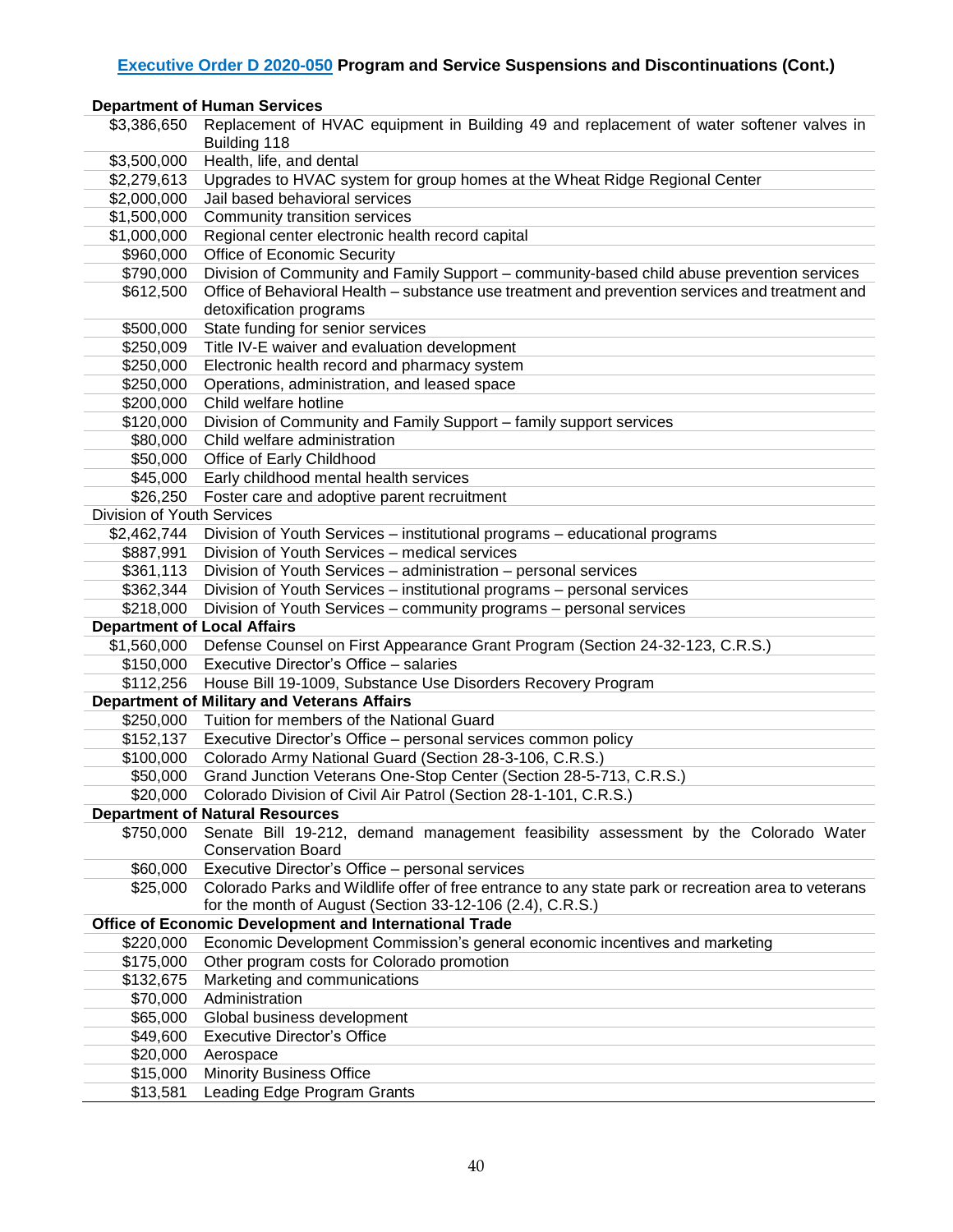## [Executive Order D 2020-050](#) Program and Service Suspensions and Discontinuations (Cont.)

| Amount | Program |
|---|---|
| **Department of Human Services** | |
| $3,386,650 | Replacement of HVAC equipment in Building 49 and replacement of water softener valves in Building 118 |
| $3,500,000 | Health, life, and dental |
| $2,279,613 | Upgrades to HVAC system for group homes at the Wheat Ridge Regional Center |
| $2,000,000 | Jail based behavioral services |
| $1,500,000 | Community transition services |
| $1,000,000 | Regional center electronic health record capital |
| $960,000 | Office of Economic Security |
| $790,000 | Division of Community and Family Support – community-based child abuse prevention services |
| $612,500 | Office of Behavioral Health – substance use treatment and prevention services and treatment and detoxification programs |
| $500,000 | State funding for senior services |
| $250,009 | Title IV-E waiver and evaluation development |
| $250,000 | Electronic health record and pharmacy system |
| $250,000 | Operations, administration, and leased space |
| $200,000 | Child welfare hotline |
| $120,000 | Division of Community and Family Support – family support services |
| $80,000 | Child welfare administration |
| $50,000 | Office of Early Childhood |
| $45,000 | Early childhood mental health services |
| $26,250 | Foster care and adoptive parent recruitment |
| Division of Youth Services | |
| $2,462,744 | Division of Youth Services – institutional programs – educational programs |
| $887,991 | Division of Youth Services – medical services |
| $361,113 | Division of Youth Services – administration – personal services |
| $362,344 | Division of Youth Services – institutional programs – personal services |
| $218,000 | Division of Youth Services – community programs – personal services |
| **Department of Local Affairs** | |
| $1,560,000 | Defense Counsel on First Appearance Grant Program (Section 24-32-123, C.R.S.) |
| $150,000 | Executive Director's Office – salaries |
| $112,256 | House Bill 19-1009, Substance Use Disorders Recovery Program |
| **Department of Military and Veterans Affairs** | |
| $250,000 | Tuition for members of the National Guard |
| $152,137 | Executive Director's Office – personal services common policy |
| $100,000 | Colorado Army National Guard (Section 28-3-106, C.R.S.) |
| $50,000 | Grand Junction Veterans One-Stop Center (Section 28-5-713, C.R.S.) |
| $20,000 | Colorado Division of Civil Air Patrol (Section 28-1-101, C.R.S.) |
| **Department of Natural Resources** | |
| $750,000 | Senate Bill 19-212, demand management feasibility assessment by the Colorado Water Conservation Board |
| $60,000 | Executive Director's Office – personal services |
| $25,000 | Colorado Parks and Wildlife offer of free entrance to any state park or recreation area to veterans for the month of August (Section 33-12-106 (2.4), C.R.S.) |
| **Office of Economic Development and International Trade** | |
| $220,000 | Economic Development Commission's general economic incentives and marketing |
| $175,000 | Other program costs for Colorado promotion |
| $132,675 | Marketing and communications |
| $70,000 | Administration |
| $65,000 | Global business development |
| $49,600 | Executive Director's Office |
| $20,000 | Aerospace |
| $15,000 | Minority Business Office |
| $13,581 | Leading Edge Program Grants |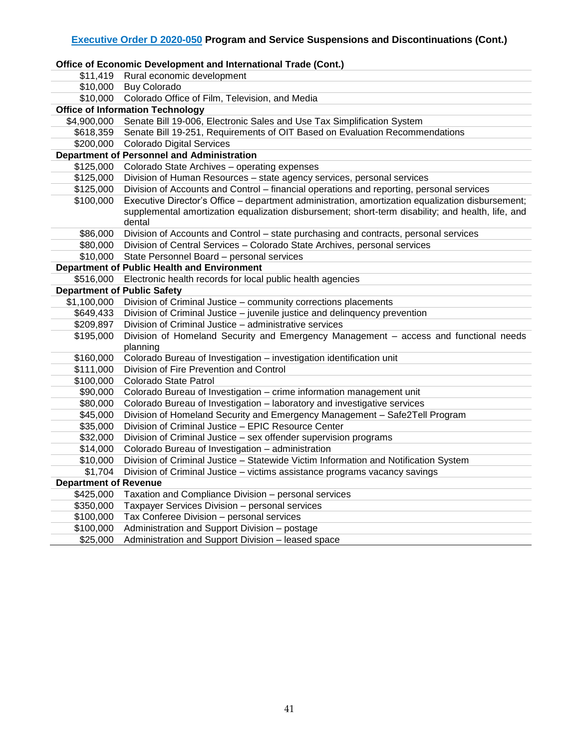## Executive Order D 2020-050 Program and Service Suspensions and Discontinuations (Cont.)

| | |
|---|---|
| **Office of Economic Development and International Trade (Cont.)** | |
| $11,419 | Rural economic development |
| $10,000 | Buy Colorado |
| $10,000 | Colorado Office of Film, Television, and Media |
| **Office of Information Technology** | |
| $4,900,000 | Senate Bill 19-006, Electronic Sales and Use Tax Simplification System |
| $618,359 | Senate Bill 19-251, Requirements of OIT Based on Evaluation Recommendations |
| $200,000 | Colorado Digital Services |
| **Department of Personnel and Administration** | |
| $125,000 | Colorado State Archives – operating expenses |
| $125,000 | Division of Human Resources – state agency services, personal services |
| $125,000 | Division of Accounts and Control – financial operations and reporting, personal services |
| $100,000 | Executive Director's Office – department administration, amortization equalization disbursement; supplemental amortization equalization disbursement; short-term disability; and health, life, and dental |
| $86,000 | Division of Accounts and Control – state purchasing and contracts, personal services |
| $80,000 | Division of Central Services – Colorado State Archives, personal services |
| $10,000 | State Personnel Board – personal services |
| **Department of Public Health and Environment** | |
| $516,000 | Electronic health records for local public health agencies |
| **Department of Public Safety** | |
| $1,100,000 | Division of Criminal Justice – community corrections placements |
| $649,433 | Division of Criminal Justice – juvenile justice and delinquency prevention |
| $209,897 | Division of Criminal Justice – administrative services |
| $195,000 | Division of Homeland Security and Emergency Management – access and functional needs planning |
| $160,000 | Colorado Bureau of Investigation – investigation identification unit |
| $111,000 | Division of Fire Prevention and Control |
| $100,000 | Colorado State Patrol |
| $90,000 | Colorado Bureau of Investigation – crime information management unit |
| $80,000 | Colorado Bureau of Investigation – laboratory and investigative services |
| $45,000 | Division of Homeland Security and Emergency Management – Safe2Tell Program |
| $35,000 | Division of Criminal Justice – EPIC Resource Center |
| $32,000 | Division of Criminal Justice – sex offender supervision programs |
| $14,000 | Colorado Bureau of Investigation – administration |
| $10,000 | Division of Criminal Justice – Statewide Victim Information and Notification System |
| $1,704 | Division of Criminal Justice – victims assistance programs vacancy savings |
| **Department of Revenue** | |
| $425,000 | Taxation and Compliance Division – personal services |
| $350,000 | Taxpayer Services Division – personal services |
| $100,000 | Tax Conferee Division – personal services |
| $100,000 | Administration and Support Division – postage |
| $25,000 | Administration and Support Division – leased space |